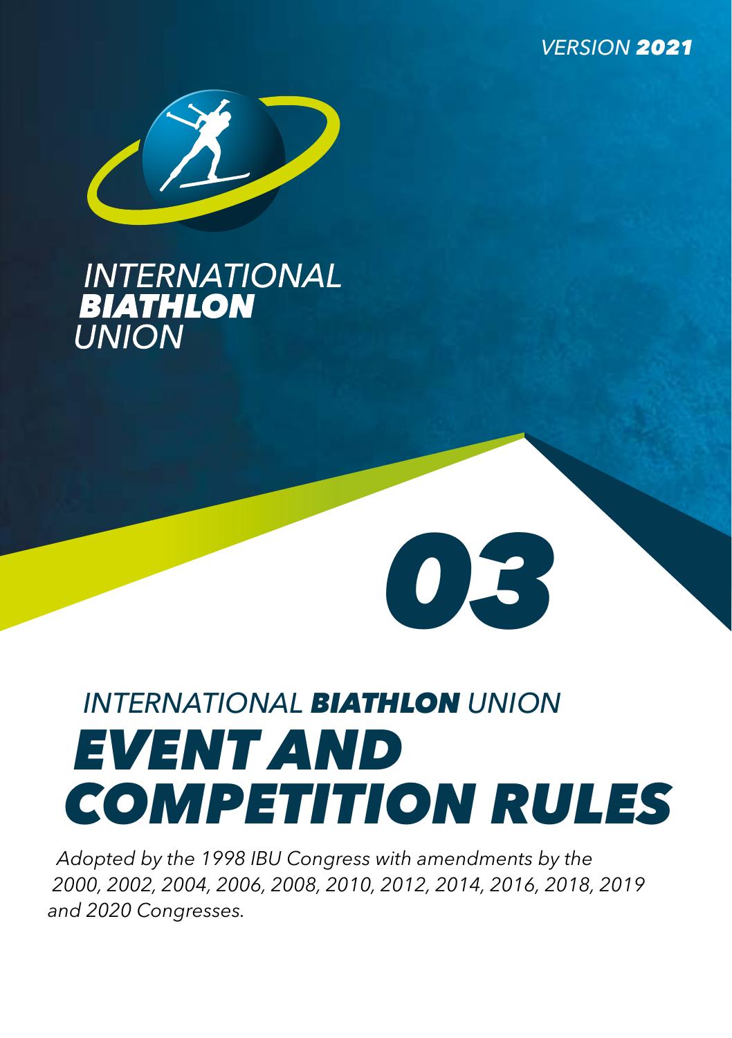VERSION **2021**

INTERNATIONAL **BIATHLON** UNION

**03**

# INTERNATIONAL **BIATHLON** UNION EVENT AND COMPETITION RULES

*Adopted by the 1998 IBU Congress with amendments by the 2000, 2002, 2004, 2006, 2008, 2010, 2012, 2014, 2016, 2018, 2019 and 2020 Congresses.*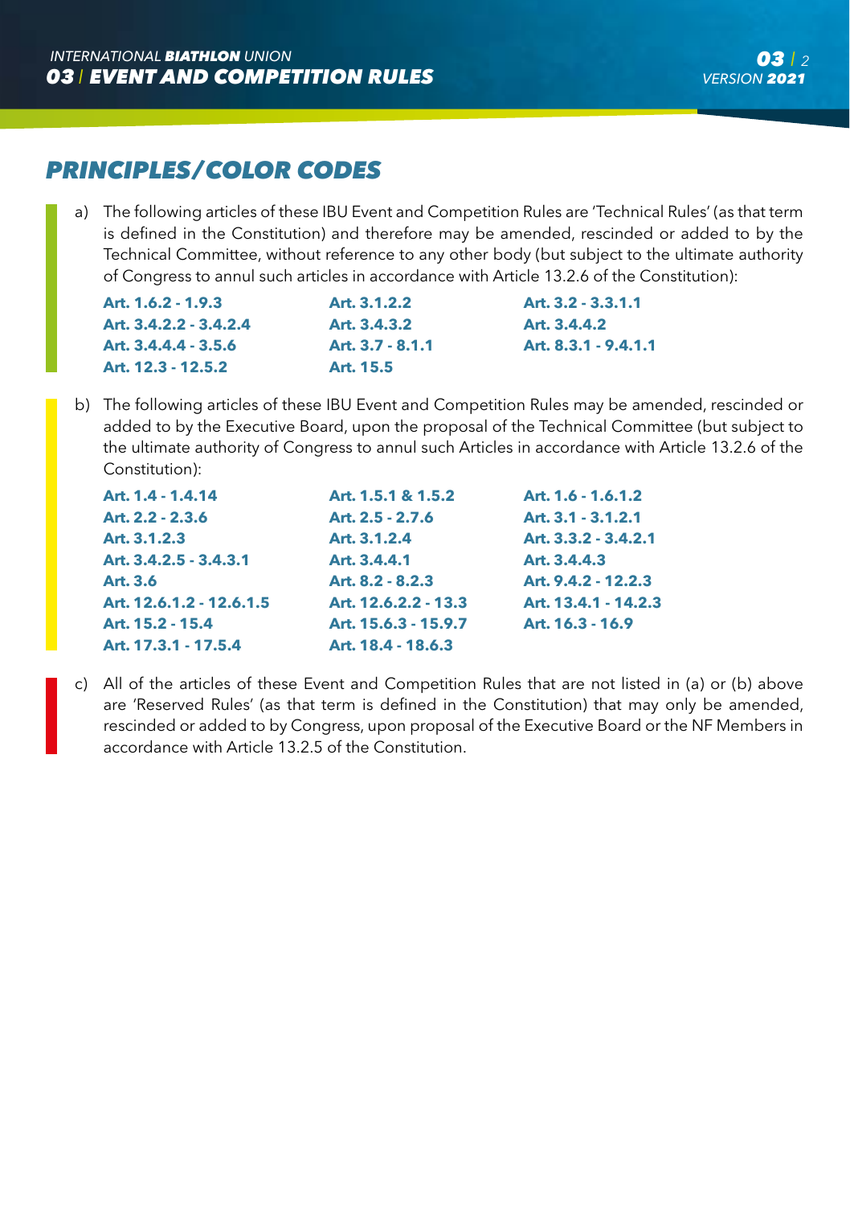## PRINCIPLES/COLOR CODES

a) The following articles of these IBU Event and Competition Rules are 'Technical Rules' (as that term is defined in the Constitution) and therefore may be amended, rescinded or added to by the Technical Committee, without reference to any other body (but subject to the ultimate authority of Congress to annul such articles in accordance with Article 13.2.6 of the Constitution):

**Art. 1.6.2 - 1.9.3**
**Art. 3.1.2.2**
**Art. 3.2 - 3.3.1.1**
**Art. 3.4.2.2 - 3.4.2.4**
**Art. 3.4.3.2**
**Art. 3.4.4.2**
**Art. 3.4.4.4 - 3.5.6**
**Art. 3.7 - 8.1.1**
**Art. 8.3.1 - 9.4.1.1**
**Art. 12.3 - 12.5.2**
**Art. 15.5**

b) The following articles of these IBU Event and Competition Rules may be amended, rescinded or added to by the Executive Board, upon the proposal of the Technical Committee (but subject to the ultimate authority of Congress to annul such Articles in accordance with Article 13.2.6 of the Constitution):

**Art. 1.4 - 1.4.14**
**Art. 1.5.1 & 1.5.2**
**Art. 1.6 - 1.6.1.2**
**Art. 2.2 - 2.3.6**
**Art. 2.5 - 2.7.6**
**Art. 3.1 - 3.1.2.1**
**Art. 3.1.2.3**
**Art. 3.1.2.4**
**Art. 3.3.2 - 3.4.2.1**
**Art. 3.4.2.5 - 3.4.3.1**
**Art. 3.4.4.1**
**Art. 3.4.4.3**
**Art. 3.6**
**Art. 8.2 - 8.2.3**
**Art. 9.4.2 - 12.2.3**
**Art. 12.6.1.2 - 12.6.1.5**
**Art. 12.6.2.2 - 13.3**
**Art. 13.4.1 - 14.2.3**
**Art. 15.2 - 15.4**
**Art. 15.6.3 - 15.9.7**
**Art. 16.3 - 16.9**
**Art. 17.3.1 - 17.5.4**
**Art. 18.4 - 18.6.3**

c) All of the articles of these Event and Competition Rules that are not listed in (a) or (b) above are 'Reserved Rules' (as that term is defined in the Constitution) that may only be amended, rescinded or added to by Congress, upon proposal of the Executive Board or the NF Members in accordance with Article 13.2.5 of the Constitution.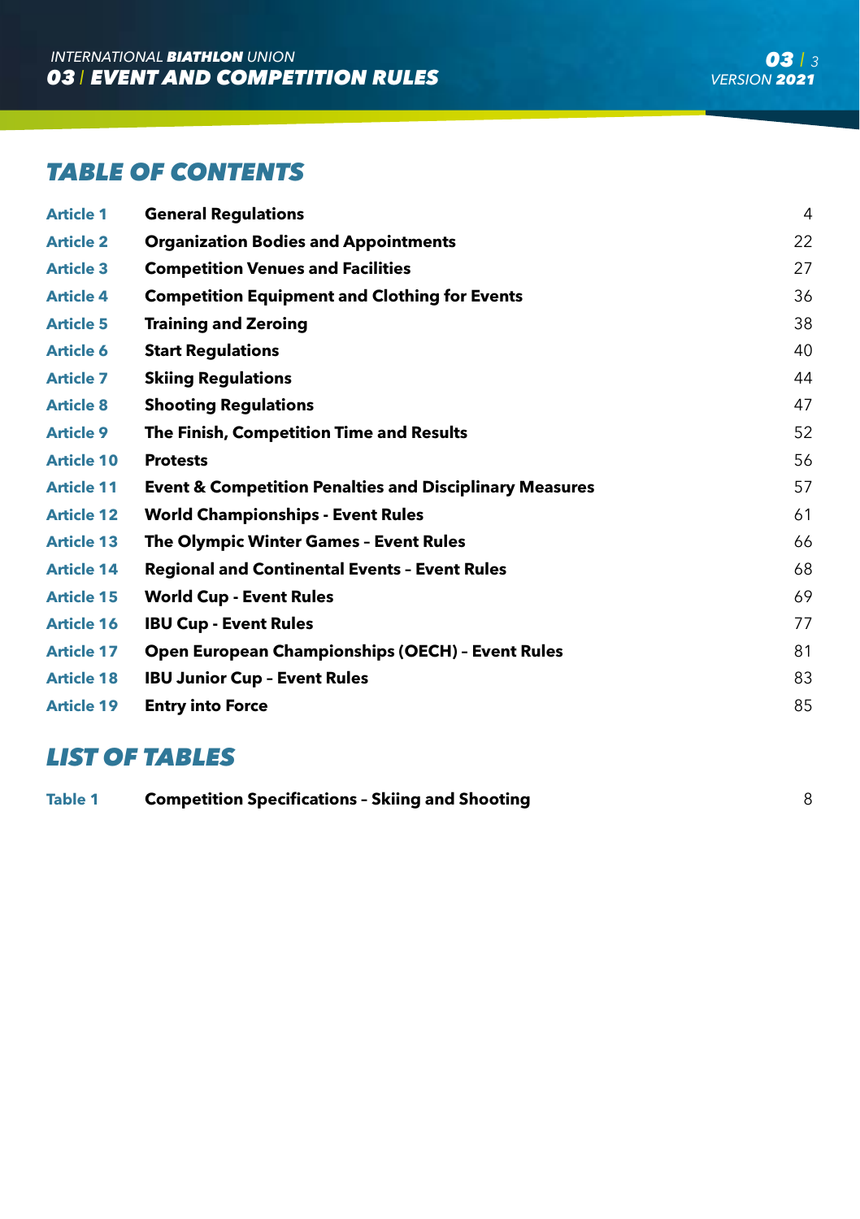## TABLE OF CONTENTS

| | | |
|---|---|---|
| **Article 1** | **General Regulations** | 4 |
| **Article 2** | **Organization Bodies and Appointments** | 22 |
| **Article 3** | **Competition Venues and Facilities** | 27 |
| **Article 4** | **Competition Equipment and Clothing for Events** | 36 |
| **Article 5** | **Training and Zeroing** | 38 |
| **Article 6** | **Start Regulations** | 40 |
| **Article 7** | **Skiing Regulations** | 44 |
| **Article 8** | **Shooting Regulations** | 47 |
| **Article 9** | **The Finish, Competition Time and Results** | 52 |
| **Article 10** | **Protests** | 56 |
| **Article 11** | **Event & Competition Penalties and Disciplinary Measures** | 57 |
| **Article 12** | **World Championships - Event Rules** | 61 |
| **Article 13** | **The Olympic Winter Games – Event Rules** | 66 |
| **Article 14** | **Regional and Continental Events – Event Rules** | 68 |
| **Article 15** | **World Cup - Event Rules** | 69 |
| **Article 16** | **IBU Cup - Event Rules** | 77 |
| **Article 17** | **Open European Championships (OECH) – Event Rules** | 81 |
| **Article 18** | **IBU Junior Cup – Event Rules** | 83 |
| **Article 19** | **Entry into Force** | 85 |

## LIST OF TABLES

| | | |
|---|---|---|
| **Table 1** | **Competition Specifications – Skiing and Shooting** | 8 |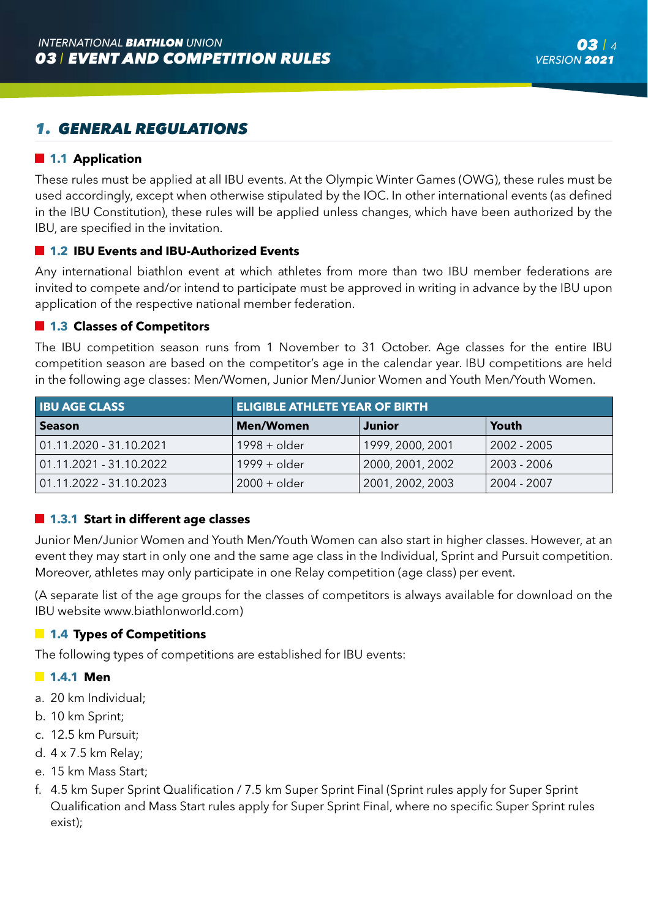# 1. GENERAL REGULATIONS

## 1.1 Application

These rules must be applied at all IBU events. At the Olympic Winter Games (OWG), these rules must be used accordingly, except when otherwise stipulated by the IOC. In other international events (as defined in the IBU Constitution), these rules will be applied unless changes, which have been authorized by the IBU, are specified in the invitation.

## 1.2 IBU Events and IBU-Authorized Events

Any international biathlon event at which athletes from more than two IBU member federations are invited to compete and/or intend to participate must be approved in writing in advance by the IBU upon application of the respective national member federation.

## 1.3 Classes of Competitors

The IBU competition season runs from 1 November to 31 October. Age classes for the entire IBU competition season are based on the competitor's age in the calendar year. IBU competitions are held in the following age classes: Men/Women, Junior Men/Junior Women and Youth Men/Youth Women.

| IBU AGE CLASS | ELIGIBLE ATHLETE YEAR OF BIRTH | | |
|---|---|---|---|
| **Season** | **Men/Women** | **Junior** | **Youth** |
| 01.11.2020 - 31.10.2021 | 1998 + older | 1999, 2000, 2001 | 2002 - 2005 |
| 01.11.2021 - 31.10.2022 | 1999 + older | 2000, 2001, 2002 | 2003 - 2006 |
| 01.11.2022 - 31.10.2023 | 2000 + older | 2001, 2002, 2003 | 2004 - 2007 |

### 1.3.1 Start in different age classes

Junior Men/Junior Women and Youth Men/Youth Women can also start in higher classes. However, at an event they may start in only one and the same age class in the Individual, Sprint and Pursuit competition. Moreover, athletes may only participate in one Relay competition (age class) per event.

(A separate list of the age groups for the classes of competitors is always available for download on the IBU website www.biathlonworld.com)

## 1.4 Types of Competitions

The following types of competitions are established for IBU events:

### 1.4.1 Men

a. 20 km Individual;
b. 10 km Sprint;
c. 12.5 km Pursuit;
d. 4 x 7.5 km Relay;
e. 15 km Mass Start;
f. 4.5 km Super Sprint Qualification / 7.5 km Super Sprint Final (Sprint rules apply for Super Sprint Qualification and Mass Start rules apply for Super Sprint Final, where no specific Super Sprint rules exist);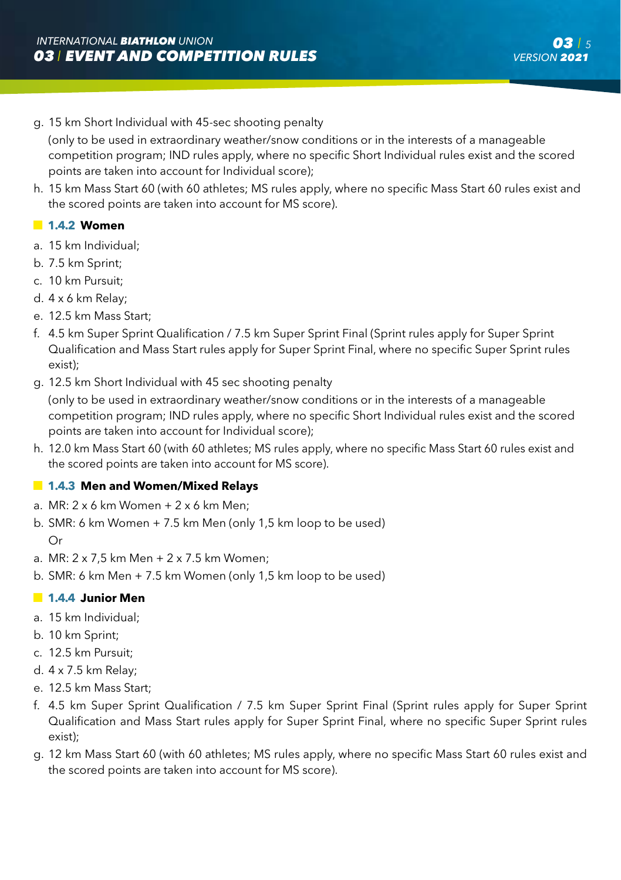g. 15 km Short Individual with 45-sec shooting penalty
   (only to be used in extraordinary weather/snow conditions or in the interests of a manageable competition program; IND rules apply, where no specific Short Individual rules exist and the scored points are taken into account for Individual score);
h. 15 km Mass Start 60 (with 60 athletes; MS rules apply, where no specific Mass Start 60 rules exist and the scored points are taken into account for MS score).

### 1.4.2 Women

a. 15 km Individual;
b. 7.5 km Sprint;
c. 10 km Pursuit;
d. 4 x 6 km Relay;
e. 12.5 km Mass Start;
f. 4.5 km Super Sprint Qualification / 7.5 km Super Sprint Final (Sprint rules apply for Super Sprint Qualification and Mass Start rules apply for Super Sprint Final, where no specific Super Sprint rules exist);
g. 12.5 km Short Individual with 45 sec shooting penalty
   (only to be used in extraordinary weather/snow conditions or in the interests of a manageable competition program; IND rules apply, where no specific Short Individual rules exist and the scored points are taken into account for Individual score);
h. 12.0 km Mass Start 60 (with 60 athletes; MS rules apply, where no specific Mass Start 60 rules exist and the scored points are taken into account for MS score).

### 1.4.3 Men and Women/Mixed Relays

a. MR: 2 x 6 km Women + 2 x 6 km Men;
b. SMR: 6 km Women + 7.5 km Men (only 1,5 km loop to be used)
   Or
a. MR: 2 x 7,5 km Men + 2 x 7.5 km Women;
b. SMR: 6 km Men + 7.5 km Women (only 1,5 km loop to be used)

### 1.4.4 Junior Men

a. 15 km Individual;
b. 10 km Sprint;
c. 12.5 km Pursuit;
d. 4 x 7.5 km Relay;
e. 12.5 km Mass Start;
f. 4.5 km Super Sprint Qualification / 7.5 km Super Sprint Final (Sprint rules apply for Super Sprint Qualification and Mass Start rules apply for Super Sprint Final, where no specific Super Sprint rules exist);
g. 12 km Mass Start 60 (with 60 athletes; MS rules apply, where no specific Mass Start 60 rules exist and the scored points are taken into account for MS score).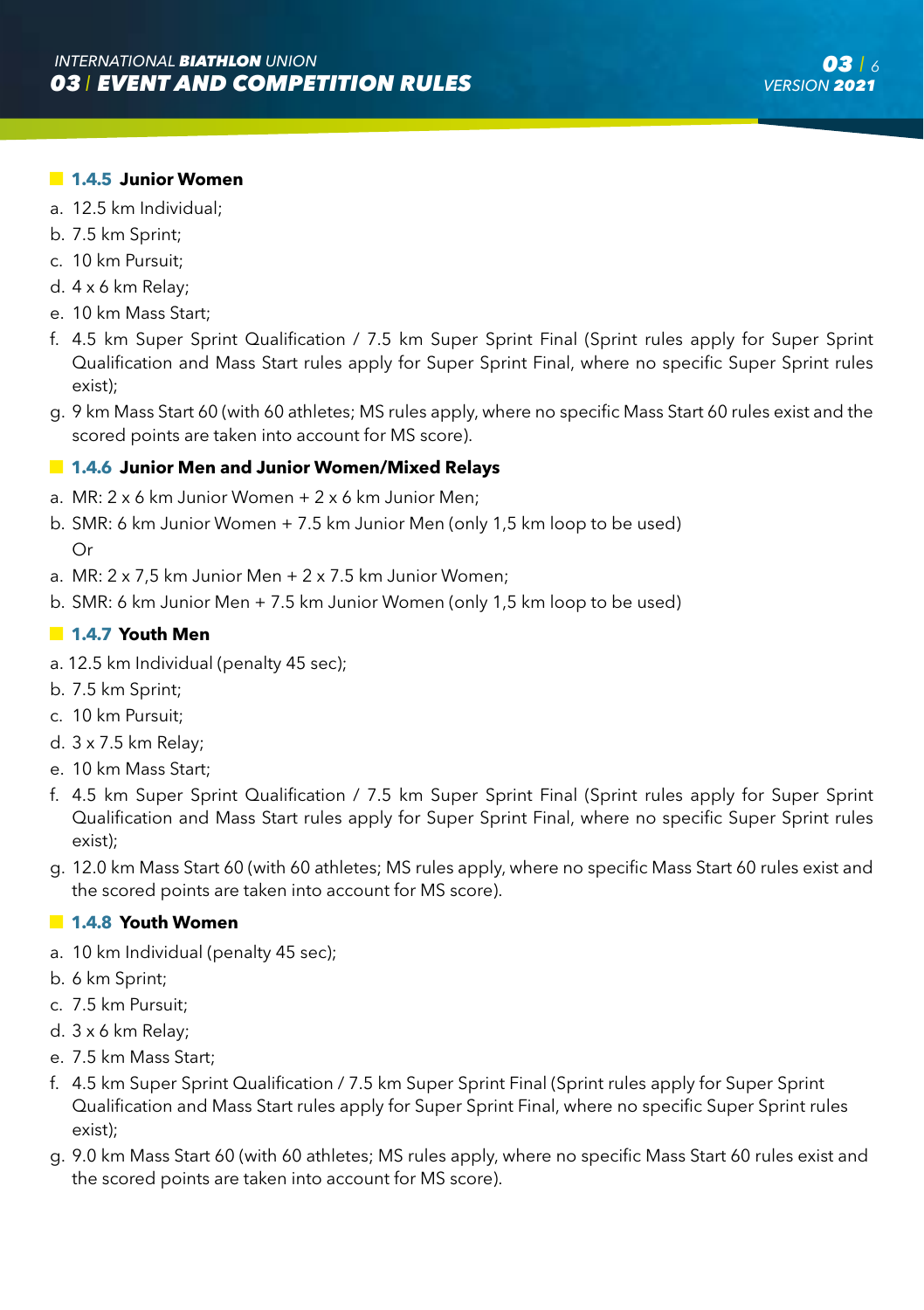#### 1.4.5 Junior Women

a. 12.5 km Individual;
b. 7.5 km Sprint;
c. 10 km Pursuit;
d. 4 x 6 km Relay;
e. 10 km Mass Start;
f. 4.5 km Super Sprint Qualification / 7.5 km Super Sprint Final (Sprint rules apply for Super Sprint Qualification and Mass Start rules apply for Super Sprint Final, where no specific Super Sprint rules exist);
g. 9 km Mass Start 60 (with 60 athletes; MS rules apply, where no specific Mass Start 60 rules exist and the scored points are taken into account for MS score).

#### 1.4.6 Junior Men and Junior Women/Mixed Relays

a. MR: 2 x 6 km Junior Women + 2 x 6 km Junior Men;
b. SMR: 6 km Junior Women + 7.5 km Junior Men (only 1,5 km loop to be used)
Or
a. MR: 2 x 7,5 km Junior Men + 2 x 7.5 km Junior Women;
b. SMR: 6 km Junior Men + 7.5 km Junior Women (only 1,5 km loop to be used)

#### 1.4.7 Youth Men

a. 12.5 km Individual (penalty 45 sec);
b. 7.5 km Sprint;
c. 10 km Pursuit;
d. 3 x 7.5 km Relay;
e. 10 km Mass Start;
f. 4.5 km Super Sprint Qualification / 7.5 km Super Sprint Final (Sprint rules apply for Super Sprint Qualification and Mass Start rules apply for Super Sprint Final, where no specific Super Sprint rules exist);
g. 12.0 km Mass Start 60 (with 60 athletes; MS rules apply, where no specific Mass Start 60 rules exist and the scored points are taken into account for MS score).

#### 1.4.8 Youth Women

a. 10 km Individual (penalty 45 sec);
b. 6 km Sprint;
c. 7.5 km Pursuit;
d. 3 x 6 km Relay;
e. 7.5 km Mass Start;
f. 4.5 km Super Sprint Qualification / 7.5 km Super Sprint Final (Sprint rules apply for Super Sprint Qualification and Mass Start rules apply for Super Sprint Final, where no specific Super Sprint rules exist);
g. 9.0 km Mass Start 60 (with 60 athletes; MS rules apply, where no specific Mass Start 60 rules exist and the scored points are taken into account for MS score).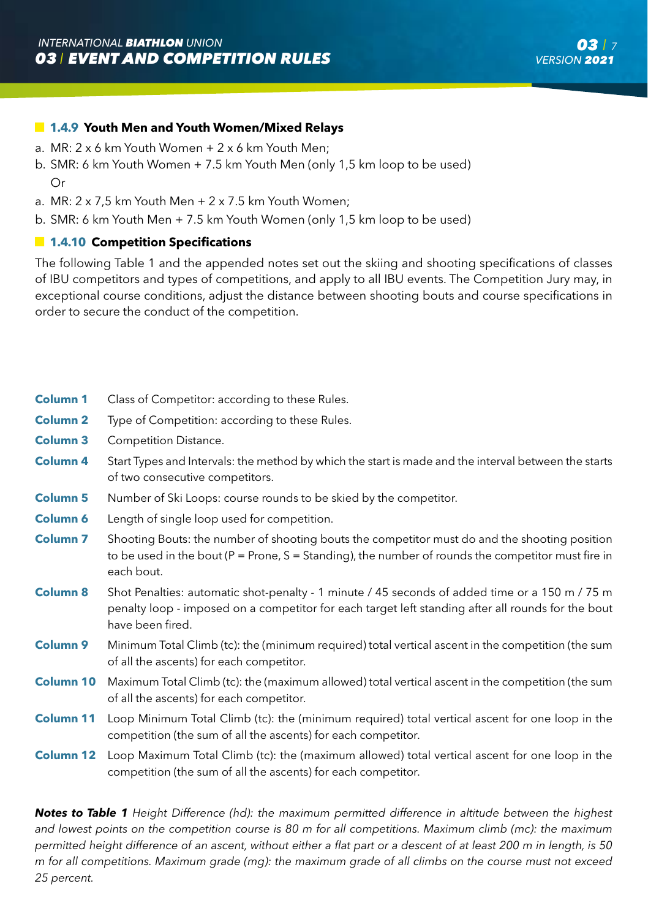### 1.4.9 Youth Men and Youth Women/Mixed Relays

a. MR: 2 x 6 km Youth Women + 2 x 6 km Youth Men;
b. SMR: 6 km Youth Women + 7.5 km Youth Men (only 1,5 km loop to be used)
   Or
a. MR: 2 x 7,5 km Youth Men + 2 x 7.5 km Youth Women;
b. SMR: 6 km Youth Men + 7.5 km Youth Women (only 1,5 km loop to be used)

### 1.4.10 Competition Specifications

The following Table 1 and the appended notes set out the skiing and shooting specifications of classes of IBU competitors and types of competitions, and apply to all IBU events. The Competition Jury may, in exceptional course conditions, adjust the distance between shooting bouts and course specifications in order to secure the conduct of the competition.

**Column 1** Class of Competitor: according to these Rules.

**Column 2** Type of Competition: according to these Rules.

**Column 3** Competition Distance.

**Column 4** Start Types and Intervals: the method by which the start is made and the interval between the starts of two consecutive competitors.

**Column 5** Number of Ski Loops: course rounds to be skied by the competitor.

**Column 6** Length of single loop used for competition.

**Column 7** Shooting Bouts: the number of shooting bouts the competitor must do and the shooting position to be used in the bout (P = Prone, S = Standing), the number of rounds the competitor must fire in each bout.

**Column 8** Shot Penalties: automatic shot-penalty - 1 minute / 45 seconds of added time or a 150 m / 75 m penalty loop - imposed on a competitor for each target left standing after all rounds for the bout have been fired.

**Column 9** Minimum Total Climb (tc): the (minimum required) total vertical ascent in the competition (the sum of all the ascents) for each competitor.

**Column 10** Maximum Total Climb (tc): the (maximum allowed) total vertical ascent in the competition (the sum of all the ascents) for each competitor.

**Column 11** Loop Minimum Total Climb (tc): the (minimum required) total vertical ascent for one loop in the competition (the sum of all the ascents) for each competitor.

**Column 12** Loop Maximum Total Climb (tc): the (maximum allowed) total vertical ascent for one loop in the competition (the sum of all the ascents) for each competitor.

***Notes to Table 1*** *Height Difference (hd): the maximum permitted difference in altitude between the highest and lowest points on the competition course is 80 m for all competitions. Maximum climb (mc): the maximum permitted height difference of an ascent, without either a flat part or a descent of at least 200 m in length, is 50 m for all competitions. Maximum grade (mg): the maximum grade of all climbs on the course must not exceed 25 percent.*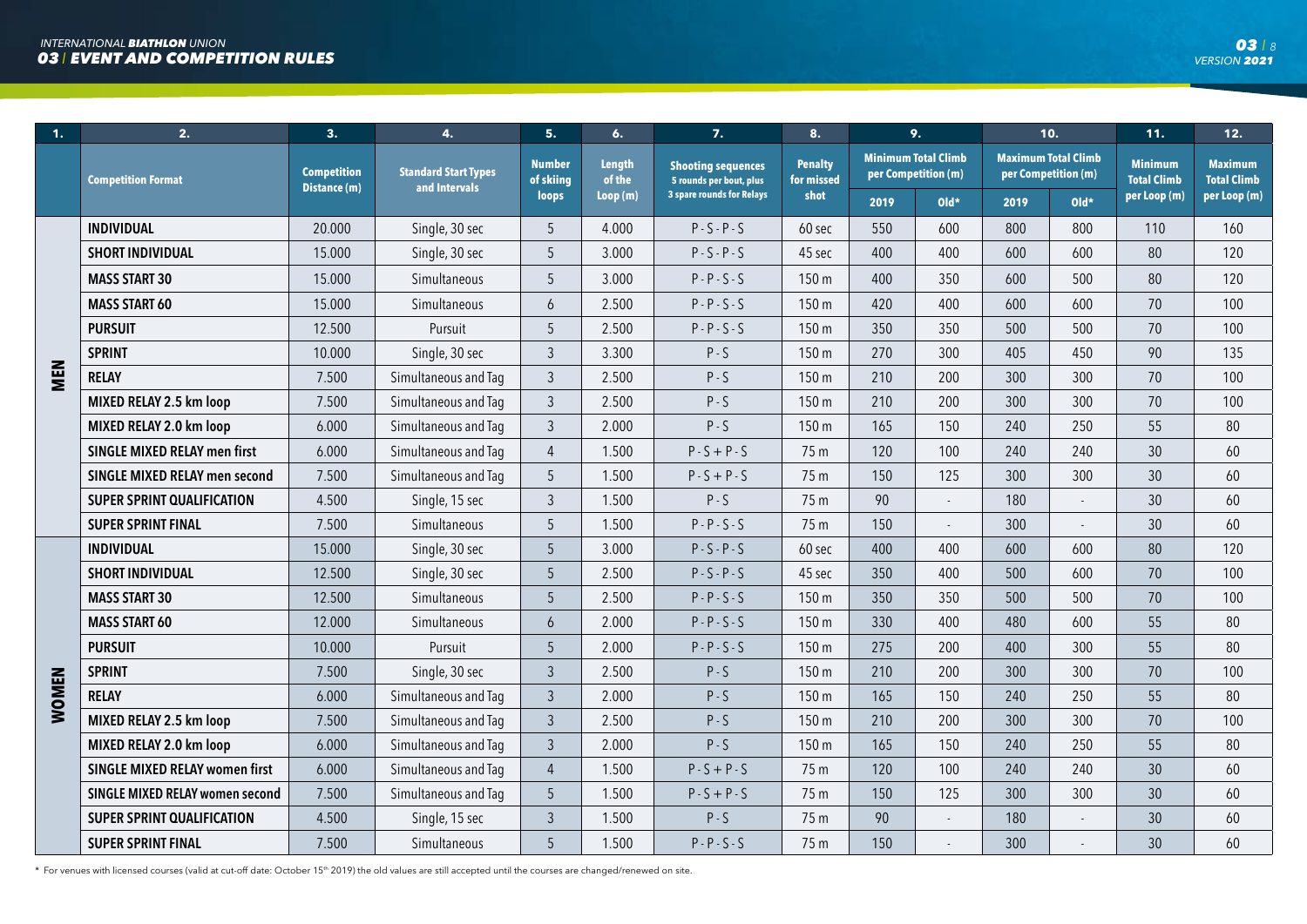| 1. | 2. | 3. | 4. | 5. | 6. | 7. | 8. | 9. | | 10. | | 11. | 12. |
|---|---|---|---|---|---|---|---|---|---|---|---|---|---|
| | Competition Format | Competition Distance (m) | Standard Start Types and Intervals | Number of skiing loops | Length of the Loop (m) | Shooting sequences 5 rounds per bout, plus 3 spare rounds for Relays | Penalty for missed shot | Minimum Total Climb per Competition (m) | | Maximum Total Climb per Competition (m) | | Minimum Total Climb per Loop (m) | Maximum Total Climb per Loop (m) |
| | | | | | | | | 2019 | Old* | 2019 | Old* | | |
| MEN | INDIVIDUAL | 20.000 | Single, 30 sec | 5 | 4.000 | P - S - P - S | 60 sec | 550 | 600 | 800 | 800 | 110 | 160 |
| MEN | SHORT INDIVIDUAL | 15.000 | Single, 30 sec | 5 | 3.000 | P - S - P - S | 45 sec | 400 | 400 | 600 | 600 | 80 | 120 |
| MEN | MASS START 30 | 15.000 | Simultaneous | 5 | 3.000 | P - P - S - S | 150 m | 400 | 350 | 600 | 500 | 80 | 120 |
| MEN | MASS START 60 | 15.000 | Simultaneous | 6 | 2.500 | P - P - S - S | 150 m | 420 | 400 | 600 | 600 | 70 | 100 |
| MEN | PURSUIT | 12.500 | Pursuit | 5 | 2.500 | P - P - S - S | 150 m | 350 | 350 | 500 | 500 | 70 | 100 |
| MEN | SPRINT | 10.000 | Single, 30 sec | 3 | 3.300 | P - S | 150 m | 270 | 300 | 405 | 450 | 90 | 135 |
| MEN | RELAY | 7.500 | Simultaneous and Tag | 3 | 2.500 | P - S | 150 m | 210 | 200 | 300 | 300 | 70 | 100 |
| MEN | MIXED RELAY 2.5 km loop | 7.500 | Simultaneous and Tag | 3 | 2.500 | P - S | 150 m | 210 | 200 | 300 | 300 | 70 | 100 |
| MEN | MIXED RELAY 2.0 km loop | 6.000 | Simultaneous and Tag | 3 | 2.000 | P - S | 150 m | 165 | 150 | 240 | 250 | 55 | 80 |
| MEN | SINGLE MIXED RELAY men first | 6.000 | Simultaneous and Tag | 4 | 1.500 | P - S + P - S | 75 m | 120 | 100 | 240 | 240 | 30 | 60 |
| MEN | SINGLE MIXED RELAY men second | 7.500 | Simultaneous and Tag | 5 | 1.500 | P - S + P - S | 75 m | 150 | 125 | 300 | 300 | 30 | 60 |
| MEN | SUPER SPRINT QUALIFICATION | 4.500 | Single, 15 sec | 3 | 1.500 | P - S | 75 m | 90 | - | 180 | - | 30 | 60 |
| MEN | SUPER SPRINT FINAL | 7.500 | Simultaneous | 5 | 1.500 | P - P - S - S | 75 m | 150 | - | 300 | - | 30 | 60 |
| WOMEN | INDIVIDUAL | 15.000 | Single, 30 sec | 5 | 3.000 | P - S - P - S | 60 sec | 400 | 400 | 600 | 600 | 80 | 120 |
| WOMEN | SHORT INDIVIDUAL | 12.500 | Single, 30 sec | 5 | 2.500 | P - S - P - S | 45 sec | 350 | 400 | 500 | 600 | 70 | 100 |
| WOMEN | MASS START 30 | 12.500 | Simultaneous | 5 | 2.500 | P - P - S - S | 150 m | 350 | 350 | 500 | 500 | 70 | 100 |
| WOMEN | MASS START 60 | 12.000 | Simultaneous | 6 | 2.000 | P - P - S - S | 150 m | 330 | 400 | 480 | 600 | 55 | 80 |
| WOMEN | PURSUIT | 10.000 | Pursuit | 5 | 2.000 | P - P - S - S | 150 m | 275 | 200 | 400 | 300 | 55 | 80 |
| WOMEN | SPRINT | 7.500 | Single, 30 sec | 3 | 2.500 | P - S | 150 m | 210 | 200 | 300 | 300 | 70 | 100 |
| WOMEN | RELAY | 6.000 | Simultaneous and Tag | 3 | 2.000 | P - S | 150 m | 165 | 150 | 240 | 250 | 55 | 80 |
| WOMEN | MIXED RELAY 2.5 km loop | 7.500 | Simultaneous and Tag | 3 | 2.500 | P - S | 150 m | 210 | 200 | 300 | 300 | 70 | 100 |
| WOMEN | MIXED RELAY 2.0 km loop | 6.000 | Simultaneous and Tag | 3 | 2.000 | P - S | 150 m | 165 | 150 | 240 | 250 | 55 | 80 |
| WOMEN | SINGLE MIXED RELAY women first | 6.000 | Simultaneous and Tag | 4 | 1.500 | P - S + P - S | 75 m | 120 | 100 | 240 | 240 | 30 | 60 |
| WOMEN | SINGLE MIXED RELAY women second | 7.500 | Simultaneous and Tag | 5 | 1.500 | P - S + P - S | 75 m | 150 | 125 | 300 | 300 | 30 | 60 |
| WOMEN | SUPER SPRINT QUALIFICATION | 4.500 | Single, 15 sec | 3 | 1.500 | P - S | 75 m | 90 | - | 180 | - | 30 | 60 |
| WOMEN | SUPER SPRINT FINAL | 7.500 | Simultaneous | 5 | 1.500 | P - P - S - S | 75 m | 150 | - | 300 | - | 30 | 60 |

\* For venues with licensed courses (valid at cut-off date: October 15th 2019) the old values are still accepted until the courses are changed/renewed on site.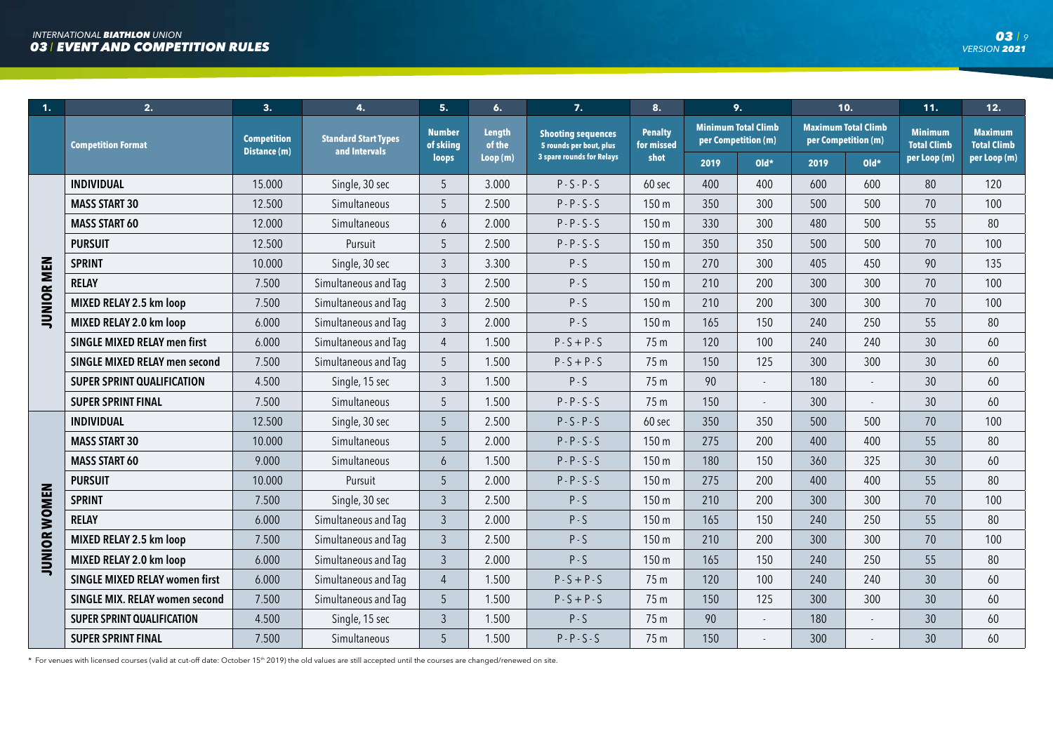| 1. | 2. | 3. | 4. | 5. | 6. | 7. | 8. | 9. | | 10. | | 11. | 12. |
|---|---|---|---|---|---|---|---|---|---|---|---|---|---|
| | Competition Format | Competition Distance (m) | Standard Start Types and Intervals | Number of skiing loops | Length of the Loop (m) | Shooting sequences 5 rounds per bout, plus 3 spare rounds for Relays | Penalty for missed shot | Minimum Total Climb per Competition (m) | | Maximum Total Climb per Competition (m) | | Minimum Total Climb per Loop (m) | Maximum Total Climb per Loop (m) |
| | | | | | | | | 2019 | Old* | 2019 | Old* | | |
| JUNIOR MEN | INDIVIDUAL | 15.000 | Single, 30 sec | 5 | 3.000 | P - S - P - S | 60 sec | 400 | 400 | 600 | 600 | 80 | 120 |
| JUNIOR MEN | MASS START 30 | 12.500 | Simultaneous | 5 | 2.500 | P - P - S - S | 150 m | 350 | 300 | 500 | 500 | 70 | 100 |
| JUNIOR MEN | MASS START 60 | 12.000 | Simultaneous | 6 | 2.000 | P - P - S - S | 150 m | 330 | 300 | 480 | 500 | 55 | 80 |
| JUNIOR MEN | PURSUIT | 12.500 | Pursuit | 5 | 2.500 | P - P - S - S | 150 m | 350 | 350 | 500 | 500 | 70 | 100 |
| JUNIOR MEN | SPRINT | 10.000 | Single, 30 sec | 3 | 3.300 | P - S | 150 m | 270 | 300 | 405 | 450 | 90 | 135 |
| JUNIOR MEN | RELAY | 7.500 | Simultaneous and Tag | 3 | 2.500 | P - S | 150 m | 210 | 200 | 300 | 300 | 70 | 100 |
| JUNIOR MEN | MIXED RELAY 2.5 km loop | 7.500 | Simultaneous and Tag | 3 | 2.500 | P - S | 150 m | 210 | 200 | 300 | 300 | 70 | 100 |
| JUNIOR MEN | MIXED RELAY 2.0 km loop | 6.000 | Simultaneous and Tag | 3 | 2.000 | P - S | 150 m | 165 | 150 | 240 | 250 | 55 | 80 |
| JUNIOR MEN | SINGLE MIXED RELAY men first | 6.000 | Simultaneous and Tag | 4 | 1.500 | P - S + P - S | 75 m | 120 | 100 | 240 | 240 | 30 | 60 |
| JUNIOR MEN | SINGLE MIXED RELAY men second | 7.500 | Simultaneous and Tag | 5 | 1.500 | P - S + P - S | 75 m | 150 | 125 | 300 | 300 | 30 | 60 |
| JUNIOR MEN | SUPER SPRINT QUALIFICATION | 4.500 | Single, 15 sec | 3 | 1.500 | P - S | 75 m | 90 | - | 180 | - | 30 | 60 |
| JUNIOR MEN | SUPER SPRINT FINAL | 7.500 | Simultaneous | 5 | 1.500 | P - P - S - S | 75 m | 150 | - | 300 | - | 30 | 60 |
| JUNIOR WOMEN | INDIVIDUAL | 12.500 | Single, 30 sec | 5 | 2.500 | P - S - P - S | 60 sec | 350 | 350 | 500 | 500 | 70 | 100 |
| JUNIOR WOMEN | MASS START 30 | 10.000 | Simultaneous | 5 | 2.000 | P - P - S - S | 150 m | 275 | 200 | 400 | 400 | 55 | 80 |
| JUNIOR WOMEN | MASS START 60 | 9.000 | Simultaneous | 6 | 1.500 | P - P - S - S | 150 m | 180 | 150 | 360 | 325 | 30 | 60 |
| JUNIOR WOMEN | PURSUIT | 10.000 | Pursuit | 5 | 2.000 | P - P - S - S | 150 m | 275 | 200 | 400 | 400 | 55 | 80 |
| JUNIOR WOMEN | SPRINT | 7.500 | Single, 30 sec | 3 | 2.500 | P - S | 150 m | 210 | 200 | 300 | 300 | 70 | 100 |
| JUNIOR WOMEN | RELAY | 6.000 | Simultaneous and Tag | 3 | 2.000 | P - S | 150 m | 165 | 150 | 240 | 250 | 55 | 80 |
| JUNIOR WOMEN | MIXED RELAY 2.5 km loop | 7.500 | Simultaneous and Tag | 3 | 2.500 | P - S | 150 m | 210 | 200 | 300 | 300 | 70 | 100 |
| JUNIOR WOMEN | MIXED RELAY 2.0 km loop | 6.000 | Simultaneous and Tag | 3 | 2.000 | P - S | 150 m | 165 | 150 | 240 | 250 | 55 | 80 |
| JUNIOR WOMEN | SINGLE MIXED RELAY women first | 6.000 | Simultaneous and Tag | 4 | 1.500 | P - S + P - S | 75 m | 120 | 100 | 240 | 240 | 30 | 60 |
| JUNIOR WOMEN | SINGLE MIX. RELAY women second | 7.500 | Simultaneous and Tag | 5 | 1.500 | P - S + P - S | 75 m | 150 | 125 | 300 | 300 | 30 | 60 |
| JUNIOR WOMEN | SUPER SPRINT QUALIFICATION | 4.500 | Single, 15 sec | 3 | 1.500 | P - S | 75 m | 90 | - | 180 | - | 30 | 60 |
| JUNIOR WOMEN | SUPER SPRINT FINAL | 7.500 | Simultaneous | 5 | 1.500 | P - P - S - S | 75 m | 150 | - | 300 | - | 30 | 60 |

* For venues with licensed courses (valid at cut-off date: October 15th 2019) the old values are still accepted until the courses are changed/renewed on site.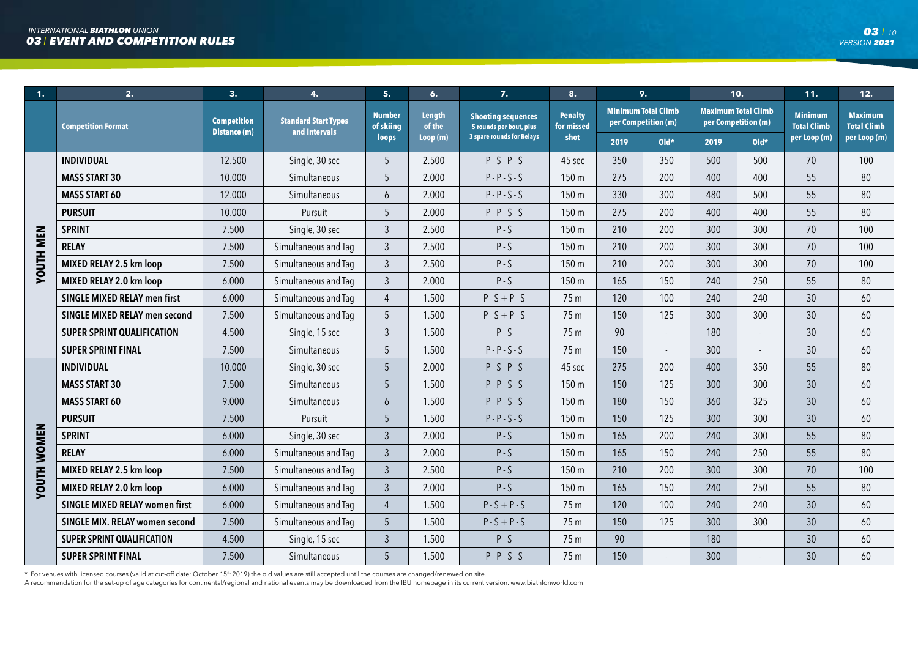| 1. | 2. | 3. | 4. | 5. | 6. | 7. | 8. | 9. | | 10. | | 11. | 12. |
|---|---|---|---|---|---|---|---|---|---|---|---|---|---|
| | Competition Format | Competition Distance (m) | Standard Start Types and Intervals | Number of skiing loops | Length of the Loop (m) | Shooting sequences 5 rounds per bout, plus 3 spare rounds for Relays | Penalty for missed shot | Minimum Total Climb per Competition (m) | | Maximum Total Climb per Competition (m) | | Minimum Total Climb per Loop (m) | Maximum Total Climb per Loop (m) |
| | | | | | | | | 2019 | Old* | 2019 | Old* | | |
| YOUTH MEN | INDIVIDUAL | 12.500 | Single, 30 sec | 5 | 2.500 | P - S - P - S | 45 sec | 350 | 350 | 500 | 500 | 70 | 100 |
| YOUTH MEN | MASS START 30 | 10.000 | Simultaneous | 5 | 2.000 | P - P - S - S | 150 m | 275 | 200 | 400 | 400 | 55 | 80 |
| YOUTH MEN | MASS START 60 | 12.000 | Simultaneous | 6 | 2.000 | P - P - S - S | 150 m | 330 | 300 | 480 | 500 | 55 | 80 |
| YOUTH MEN | PURSUIT | 10.000 | Pursuit | 5 | 2.000 | P - P - S - S | 150 m | 275 | 200 | 400 | 400 | 55 | 80 |
| YOUTH MEN | SPRINT | 7.500 | Single, 30 sec | 3 | 2.500 | P - S | 150 m | 210 | 200 | 300 | 300 | 70 | 100 |
| YOUTH MEN | RELAY | 7.500 | Simultaneous and Tag | 3 | 2.500 | P - S | 150 m | 210 | 200 | 300 | 300 | 70 | 100 |
| YOUTH MEN | MIXED RELAY 2.5 km loop | 7.500 | Simultaneous and Tag | 3 | 2.500 | P - S | 150 m | 210 | 200 | 300 | 300 | 70 | 100 |
| YOUTH MEN | MIXED RELAY 2.0 km loop | 6.000 | Simultaneous and Tag | 3 | 2.000 | P - S | 150 m | 165 | 150 | 240 | 250 | 55 | 80 |
| YOUTH MEN | SINGLE MIXED RELAY men first | 6.000 | Simultaneous and Tag | 4 | 1.500 | P - S + P - S | 75 m | 120 | 100 | 240 | 240 | 30 | 60 |
| YOUTH MEN | SINGLE MIXED RELAY men second | 7.500 | Simultaneous and Tag | 5 | 1.500 | P - S + P - S | 75 m | 150 | 125 | 300 | 300 | 30 | 60 |
| YOUTH MEN | SUPER SPRINT QUALIFICATION | 4.500 | Single, 15 sec | 3 | 1.500 | P - S | 75 m | 90 | - | 180 | - | 30 | 60 |
| YOUTH MEN | SUPER SPRINT FINAL | 7.500 | Simultaneous | 5 | 1.500 | P - P - S - S | 75 m | 150 | - | 300 | - | 30 | 60 |
| YOUTH WOMEN | INDIVIDUAL | 10.000 | Single, 30 sec | 5 | 2.000 | P - S - P - S | 45 sec | 275 | 200 | 400 | 350 | 55 | 80 |
| YOUTH WOMEN | MASS START 30 | 7.500 | Simultaneous | 5 | 1.500 | P - P - S - S | 150 m | 150 | 125 | 300 | 300 | 30 | 60 |
| YOUTH WOMEN | MASS START 60 | 9.000 | Simultaneous | 6 | 1.500 | P - P - S - S | 150 m | 180 | 150 | 360 | 325 | 30 | 60 |
| YOUTH WOMEN | PURSUIT | 7.500 | Pursuit | 5 | 1.500 | P - P - S - S | 150 m | 150 | 125 | 300 | 300 | 30 | 60 |
| YOUTH WOMEN | SPRINT | 6.000 | Single, 30 sec | 3 | 2.000 | P - S | 150 m | 165 | 200 | 240 | 300 | 55 | 80 |
| YOUTH WOMEN | RELAY | 6.000 | Simultaneous and Tag | 3 | 2.000 | P - S | 150 m | 165 | 150 | 240 | 250 | 55 | 80 |
| YOUTH WOMEN | MIXED RELAY 2.5 km loop | 7.500 | Simultaneous and Tag | 3 | 2.500 | P - S | 150 m | 210 | 200 | 300 | 300 | 70 | 100 |
| YOUTH WOMEN | MIXED RELAY 2.0 km loop | 6.000 | Simultaneous and Tag | 3 | 2.000 | P - S | 150 m | 165 | 150 | 240 | 250 | 55 | 80 |
| YOUTH WOMEN | SINGLE MIXED RELAY women first | 6.000 | Simultaneous and Tag | 4 | 1.500 | P - S + P - S | 75 m | 120 | 100 | 240 | 240 | 30 | 60 |
| YOUTH WOMEN | SINGLE MIX. RELAY women second | 7.500 | Simultaneous and Tag | 5 | 1.500 | P - S + P - S | 75 m | 150 | 125 | 300 | 300 | 30 | 60 |
| YOUTH WOMEN | SUPER SPRINT QUALIFICATION | 4.500 | Single, 15 sec | 3 | 1.500 | P - S | 75 m | 90 | - | 180 | - | 30 | 60 |
| YOUTH WOMEN | SUPER SPRINT FINAL | 7.500 | Simultaneous | 5 | 1.500 | P - P - S - S | 75 m | 150 | - | 300 | - | 30 | 60 |

\* For venues with licensed courses (valid at cut-off date: October 15th 2019) the old values are still accepted until the courses are changed/renewed on site.

A recommendation for the set-up of age categories for continental/regional and national events may be downloaded from the IBU homepage in its current version. www.biathlonworld.com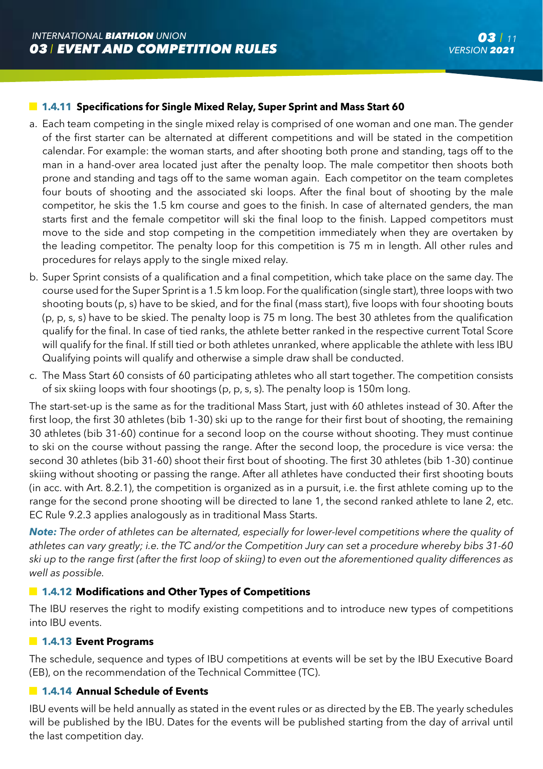### 1.4.11 Specifications for Single Mixed Relay, Super Sprint and Mass Start 60

a. Each team competing in the single mixed relay is comprised of one woman and one man. The gender of the first starter can be alternated at different competitions and will be stated in the competition calendar. For example: the woman starts, and after shooting both prone and standing, tags off to the man in a hand-over area located just after the penalty loop. The male competitor then shoots both prone and standing and tags off to the same woman again. Each competitor on the team completes four bouts of shooting and the associated ski loops. After the final bout of shooting by the male competitor, he skis the 1.5 km course and goes to the finish. In case of alternated genders, the man starts first and the female competitor will ski the final loop to the finish. Lapped competitors must move to the side and stop competing in the competition immediately when they are overtaken by the leading competitor. The penalty loop for this competition is 75 m in length. All other rules and procedures for relays apply to the single mixed relay.

b. Super Sprint consists of a qualification and a final competition, which take place on the same day. The course used for the Super Sprint is a 1.5 km loop. For the qualification (single start), three loops with two shooting bouts (p, s) have to be skied, and for the final (mass start), five loops with four shooting bouts (p, p, s, s) have to be skied. The penalty loop is 75 m long. The best 30 athletes from the qualification qualify for the final. In case of tied ranks, the athlete better ranked in the respective current Total Score will qualify for the final. If still tied or both athletes unranked, where applicable the athlete with less IBU Qualifying points will qualify and otherwise a simple draw shall be conducted.

c. The Mass Start 60 consists of 60 participating athletes who all start together. The competition consists of six skiing loops with four shootings (p, p, s, s). The penalty loop is 150m long.

The start-set-up is the same as for the traditional Mass Start, just with 60 athletes instead of 30. After the first loop, the first 30 athletes (bib 1-30) ski up to the range for their first bout of shooting, the remaining 30 athletes (bib 31-60) continue for a second loop on the course without shooting. They must continue to ski on the course without passing the range. After the second loop, the procedure is vice versa: the second 30 athletes (bib 31-60) shoot their first bout of shooting. The first 30 athletes (bib 1-30) continue skiing without shooting or passing the range. After all athletes have conducted their first shooting bouts (in acc. with Art. 8.2.1), the competition is organized as in a pursuit, i.e. the first athlete coming up to the range for the second prone shooting will be directed to lane 1, the second ranked athlete to lane 2, etc. EC Rule 9.2.3 applies analogously as in traditional Mass Starts.

***Note:*** *The order of athletes can be alternated, especially for lower-level competitions where the quality of athletes can vary greatly; i.e. the TC and/or the Competition Jury can set a procedure whereby bibs 31-60 ski up to the range first (after the first loop of skiing) to even out the aforementioned quality differences as well as possible.*

### 1.4.12 Modifications and Other Types of Competitions

The IBU reserves the right to modify existing competitions and to introduce new types of competitions into IBU events.

### 1.4.13 Event Programs

The schedule, sequence and types of IBU competitions at events will be set by the IBU Executive Board (EB), on the recommendation of the Technical Committee (TC).

### 1.4.14 Annual Schedule of Events

IBU events will be held annually as stated in the event rules or as directed by the EB. The yearly schedules will be published by the IBU. Dates for the events will be published starting from the day of arrival until the last competition day.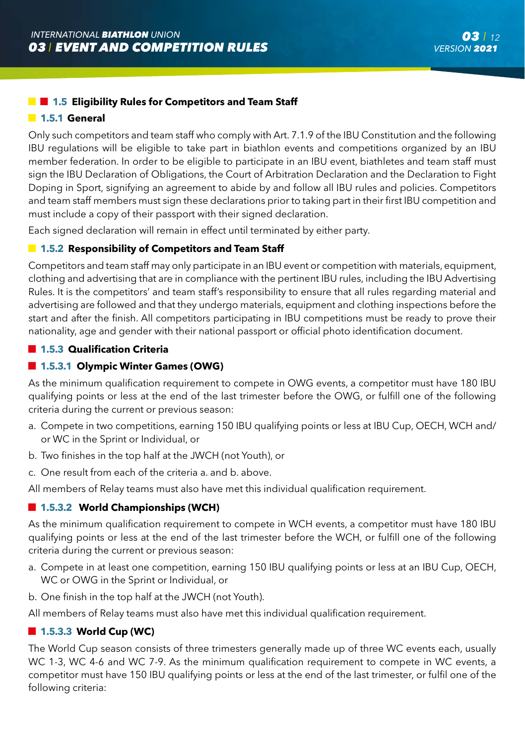## 1.5 Eligibility Rules for Competitors and Team Staff

### 1.5.1 General

Only such competitors and team staff who comply with Art. 7.1.9 of the IBU Constitution and the following IBU regulations will be eligible to take part in biathlon events and competitions organized by an IBU member federation. In order to be eligible to participate in an IBU event, biathletes and team staff must sign the IBU Declaration of Obligations, the Court of Arbitration Declaration and the Declaration to Fight Doping in Sport, signifying an agreement to abide by and follow all IBU rules and policies. Competitors and team staff members must sign these declarations prior to taking part in their first IBU competition and must include a copy of their passport with their signed declaration.

Each signed declaration will remain in effect until terminated by either party.

### 1.5.2 Responsibility of Competitors and Team Staff

Competitors and team staff may only participate in an IBU event or competition with materials, equipment, clothing and advertising that are in compliance with the pertinent IBU rules, including the IBU Advertising Rules. It is the competitors' and team staff's responsibility to ensure that all rules regarding material and advertising are followed and that they undergo materials, equipment and clothing inspections before the start and after the finish. All competitors participating in IBU competitions must be ready to prove their nationality, age and gender with their national passport or official photo identification document.

### 1.5.3 Qualification Criteria

#### 1.5.3.1 Olympic Winter Games (OWG)

As the minimum qualification requirement to compete in OWG events, a competitor must have 180 IBU qualifying points or less at the end of the last trimester before the OWG, or fulfill one of the following criteria during the current or previous season:

a. Compete in two competitions, earning 150 IBU qualifying points or less at IBU Cup, OECH, WCH and/or WC in the Sprint or Individual, or
b. Two finishes in the top half at the JWCH (not Youth), or
c. One result from each of the criteria a. and b. above.

All members of Relay teams must also have met this individual qualification requirement.

#### 1.5.3.2 World Championships (WCH)

As the minimum qualification requirement to compete in WCH events, a competitor must have 180 IBU qualifying points or less at the end of the last trimester before the WCH, or fulfill one of the following criteria during the current or previous season:

a. Compete in at least one competition, earning 150 IBU qualifying points or less at an IBU Cup, OECH, WC or OWG in the Sprint or Individual, or
b. One finish in the top half at the JWCH (not Youth).

All members of Relay teams must also have met this individual qualification requirement.

#### 1.5.3.3 World Cup (WC)

The World Cup season consists of three trimesters generally made up of three WC events each, usually WC 1-3, WC 4-6 and WC 7-9. As the minimum qualification requirement to compete in WC events, a competitor must have 150 IBU qualifying points or less at the end of the last trimester, or fulfil one of the following criteria: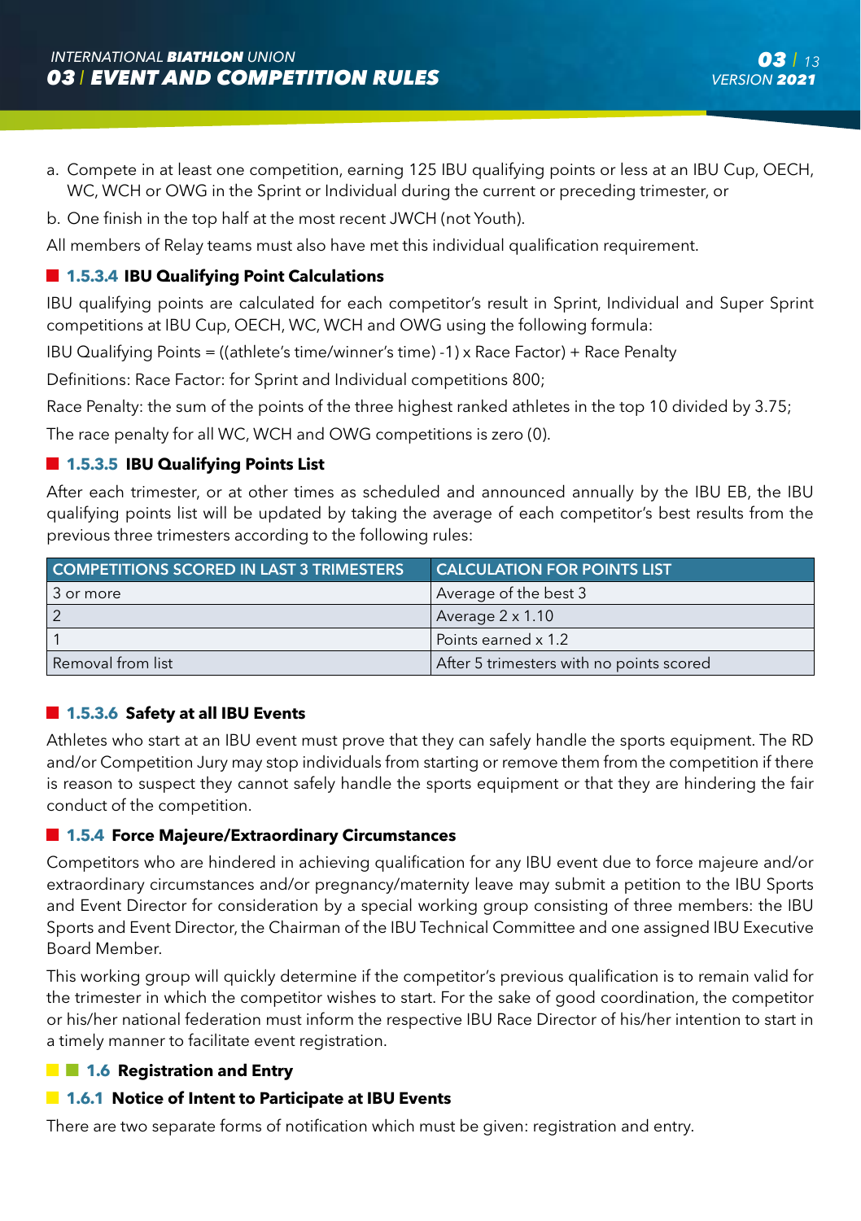a. Compete in at least one competition, earning 125 IBU qualifying points or less at an IBU Cup, OECH, WC, WCH or OWG in the Sprint or Individual during the current or preceding trimester, or

b. One finish in the top half at the most recent JWCH (not Youth).

All members of Relay teams must also have met this individual qualification requirement.

#### 1.5.3.4 IBU Qualifying Point Calculations

IBU qualifying points are calculated for each competitor's result in Sprint, Individual and Super Sprint competitions at IBU Cup, OECH, WC, WCH and OWG using the following formula:

IBU Qualifying Points = ((athlete's time/winner's time) -1) x Race Factor) + Race Penalty

Definitions: Race Factor: for Sprint and Individual competitions 800;

Race Penalty: the sum of the points of the three highest ranked athletes in the top 10 divided by 3.75;

The race penalty for all WC, WCH and OWG competitions is zero (0).

#### 1.5.3.5 IBU Qualifying Points List

After each trimester, or at other times as scheduled and announced annually by the IBU EB, the IBU qualifying points list will be updated by taking the average of each competitor's best results from the previous three trimesters according to the following rules:

| COMPETITIONS SCORED IN LAST 3 TRIMESTERS | CALCULATION FOR POINTS LIST |
|---|---|
| 3 or more | Average of the best 3 |
| 2 | Average 2 x 1.10 |
| 1 | Points earned x 1.2 |
| Removal from list | After 5 trimesters with no points scored |

#### 1.5.3.6 Safety at all IBU Events

Athletes who start at an IBU event must prove that they can safely handle the sports equipment. The RD and/or Competition Jury may stop individuals from starting or remove them from the competition if there is reason to suspect they cannot safely handle the sports equipment or that they are hindering the fair conduct of the competition.

### 1.5.4 Force Majeure/Extraordinary Circumstances

Competitors who are hindered in achieving qualification for any IBU event due to force majeure and/or extraordinary circumstances and/or pregnancy/maternity leave may submit a petition to the IBU Sports and Event Director for consideration by a special working group consisting of three members: the IBU Sports and Event Director, the Chairman of the IBU Technical Committee and one assigned IBU Executive Board Member.

This working group will quickly determine if the competitor's previous qualification is to remain valid for the trimester in which the competitor wishes to start. For the sake of good coordination, the competitor or his/her national federation must inform the respective IBU Race Director of his/her intention to start in a timely manner to facilitate event registration.

## 1.6 Registration and Entry

### 1.6.1 Notice of Intent to Participate at IBU Events

There are two separate forms of notification which must be given: registration and entry.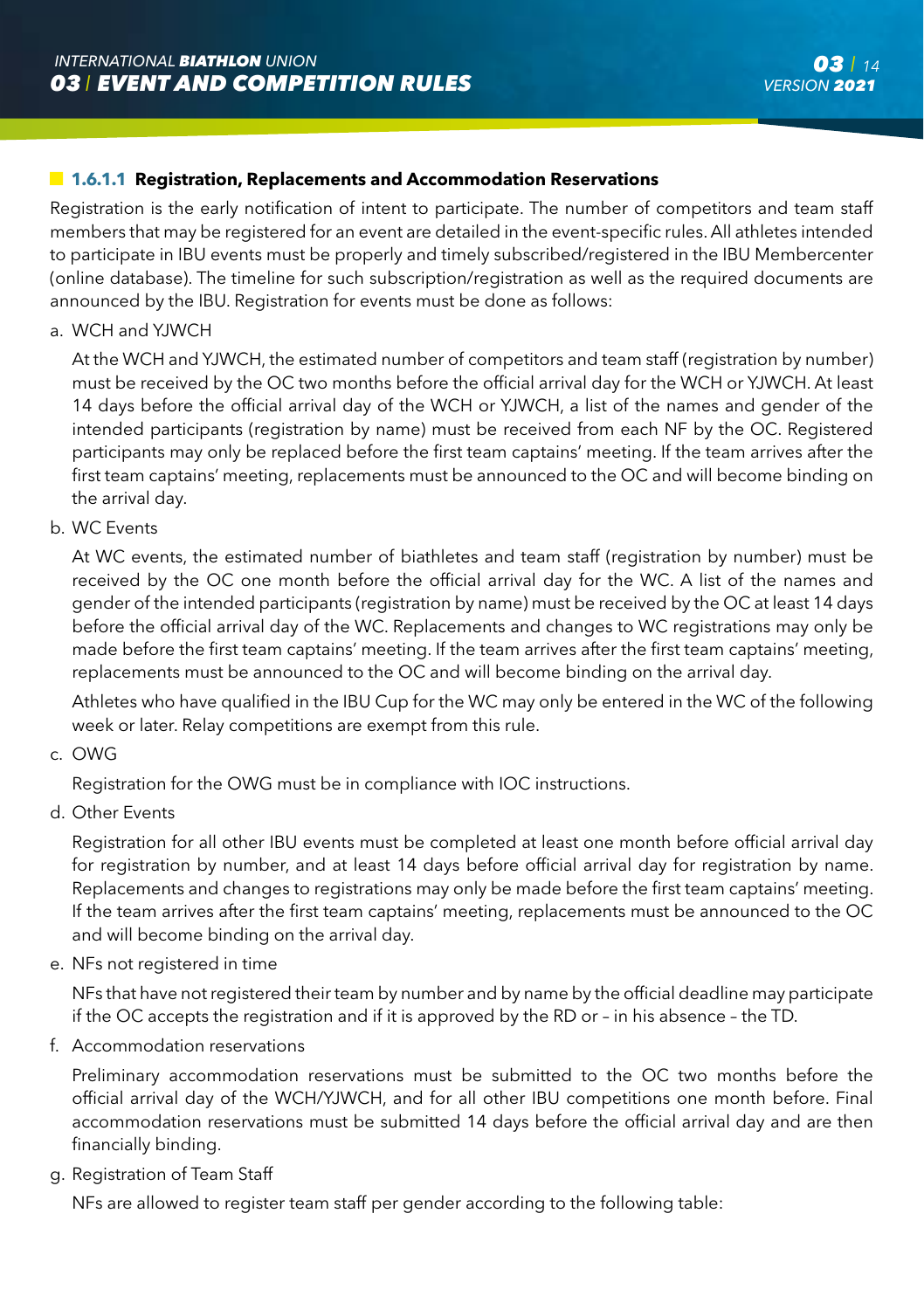#### 1.6.1.1 Registration, Replacements and Accommodation Reservations

Registration is the early notification of intent to participate. The number of competitors and team staff members that may be registered for an event are detailed in the event-specific rules. All athletes intended to participate in IBU events must be properly and timely subscribed/registered in the IBU Membercenter (online database). The timeline for such subscription/registration as well as the required documents are announced by the IBU. Registration for events must be done as follows:

a. WCH and YJWCH

At the WCH and YJWCH, the estimated number of competitors and team staff (registration by number) must be received by the OC two months before the official arrival day for the WCH or YJWCH. At least 14 days before the official arrival day of the WCH or YJWCH, a list of the names and gender of the intended participants (registration by name) must be received from each NF by the OC. Registered participants may only be replaced before the first team captains' meeting. If the team arrives after the first team captains' meeting, replacements must be announced to the OC and will become binding on the arrival day.

b. WC Events

At WC events, the estimated number of biathletes and team staff (registration by number) must be received by the OC one month before the official arrival day for the WC. A list of the names and gender of the intended participants (registration by name) must be received by the OC at least 14 days before the official arrival day of the WC. Replacements and changes to WC registrations may only be made before the first team captains' meeting. If the team arrives after the first team captains' meeting, replacements must be announced to the OC and will become binding on the arrival day.

Athletes who have qualified in the IBU Cup for the WC may only be entered in the WC of the following week or later. Relay competitions are exempt from this rule.

c. OWG

Registration for the OWG must be in compliance with IOC instructions.

d. Other Events

Registration for all other IBU events must be completed at least one month before official arrival day for registration by number, and at least 14 days before official arrival day for registration by name. Replacements and changes to registrations may only be made before the first team captains' meeting. If the team arrives after the first team captains' meeting, replacements must be announced to the OC and will become binding on the arrival day.

e. NFs not registered in time

NFs that have not registered their team by number and by name by the official deadline may participate if the OC accepts the registration and if it is approved by the RD or – in his absence – the TD.

f. Accommodation reservations

Preliminary accommodation reservations must be submitted to the OC two months before the official arrival day of the WCH/YJWCH, and for all other IBU competitions one month before. Final accommodation reservations must be submitted 14 days before the official arrival day and are then financially binding.

g. Registration of Team Staff

NFs are allowed to register team staff per gender according to the following table: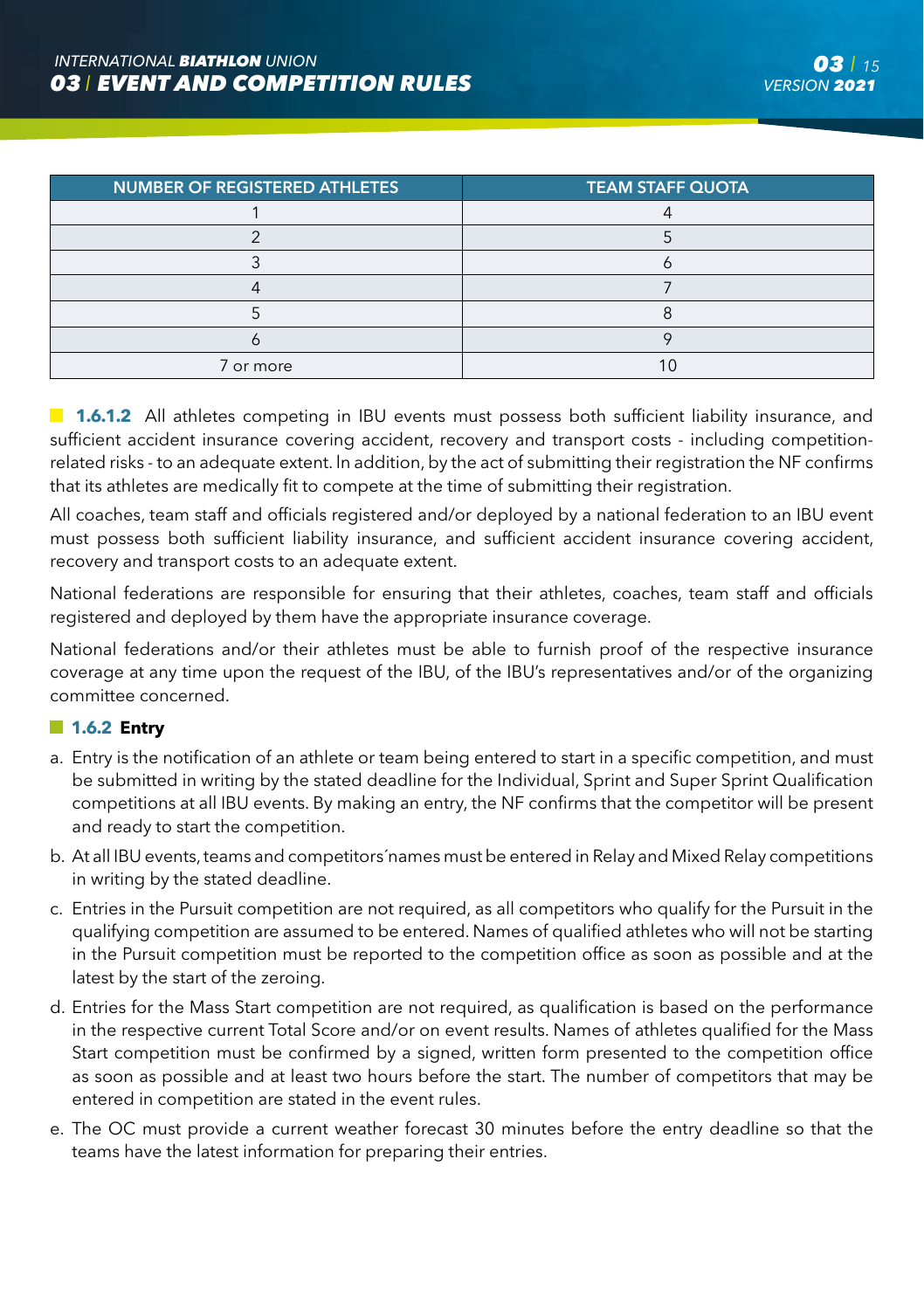| NUMBER OF REGISTERED ATHLETES | TEAM STAFF QUOTA |
|---|---|
| 1 | 4 |
| 2 | 5 |
| 3 | 6 |
| 4 | 7 |
| 5 | 8 |
| 6 | 9 |
| 7 or more | 10 |

**1.6.1.2** All athletes competing in IBU events must possess both sufficient liability insurance, and sufficient accident insurance covering accident, recovery and transport costs - including competition-related risks - to an adequate extent. In addition, by the act of submitting their registration the NF confirms that its athletes are medically fit to compete at the time of submitting their registration.

All coaches, team staff and officials registered and/or deployed by a national federation to an IBU event must possess both sufficient liability insurance, and sufficient accident insurance covering accident, recovery and transport costs to an adequate extent.

National federations are responsible for ensuring that their athletes, coaches, team staff and officials registered and deployed by them have the appropriate insurance coverage.

National federations and/or their athletes must be able to furnish proof of the respective insurance coverage at any time upon the request of the IBU, of the IBU's representatives and/or of the organizing committee concerned.

### 1.6.2 Entry

a. Entry is the notification of an athlete or team being entered to start in a specific competition, and must be submitted in writing by the stated deadline for the Individual, Sprint and Super Sprint Qualification competitions at all IBU events. By making an entry, the NF confirms that the competitor will be present and ready to start the competition.

b. At all IBU events, teams and competitors´names must be entered in Relay and Mixed Relay competitions in writing by the stated deadline.

c. Entries in the Pursuit competition are not required, as all competitors who qualify for the Pursuit in the qualifying competition are assumed to be entered. Names of qualified athletes who will not be starting in the Pursuit competition must be reported to the competition office as soon as possible and at the latest by the start of the zeroing.

d. Entries for the Mass Start competition are not required, as qualification is based on the performance in the respective current Total Score and/or on event results. Names of athletes qualified for the Mass Start competition must be confirmed by a signed, written form presented to the competition office as soon as possible and at least two hours before the start. The number of competitors that may be entered in competition are stated in the event rules.

e. The OC must provide a current weather forecast 30 minutes before the entry deadline so that the teams have the latest information for preparing their entries.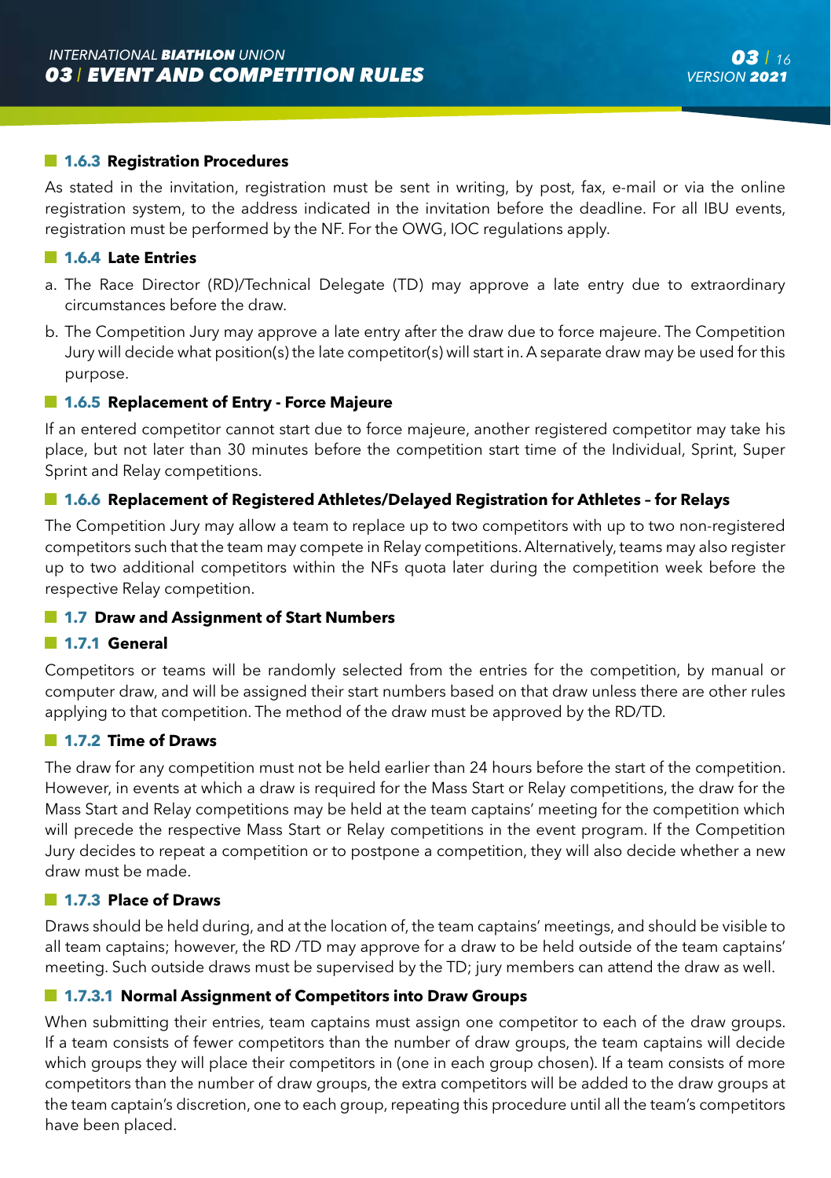### 1.6.3 Registration Procedures

As stated in the invitation, registration must be sent in writing, by post, fax, e-mail or via the online registration system, to the address indicated in the invitation before the deadline. For all IBU events, registration must be performed by the NF. For the OWG, IOC regulations apply.

### 1.6.4 Late Entries

a. The Race Director (RD)/Technical Delegate (TD) may approve a late entry due to extraordinary circumstances before the draw.

b. The Competition Jury may approve a late entry after the draw due to force majeure. The Competition Jury will decide what position(s) the late competitor(s) will start in. A separate draw may be used for this purpose.

### 1.6.5 Replacement of Entry - Force Majeure

If an entered competitor cannot start due to force majeure, another registered competitor may take his place, but not later than 30 minutes before the competition start time of the Individual, Sprint, Super Sprint and Relay competitions.

### 1.6.6 Replacement of Registered Athletes/Delayed Registration for Athletes – for Relays

The Competition Jury may allow a team to replace up to two competitors with up to two non-registered competitors such that the team may compete in Relay competitions. Alternatively, teams may also register up to two additional competitors within the NFs quota later during the competition week before the respective Relay competition.

## 1.7 Draw and Assignment of Start Numbers

### 1.7.1 General

Competitors or teams will be randomly selected from the entries for the competition, by manual or computer draw, and will be assigned their start numbers based on that draw unless there are other rules applying to that competition. The method of the draw must be approved by the RD/TD.

### 1.7.2 Time of Draws

The draw for any competition must not be held earlier than 24 hours before the start of the competition. However, in events at which a draw is required for the Mass Start or Relay competitions, the draw for the Mass Start and Relay competitions may be held at the team captains' meeting for the competition which will precede the respective Mass Start or Relay competitions in the event program. If the Competition Jury decides to repeat a competition or to postpone a competition, they will also decide whether a new draw must be made.

### 1.7.3 Place of Draws

Draws should be held during, and at the location of, the team captains' meetings, and should be visible to all team captains; however, the RD /TD may approve for a draw to be held outside of the team captains' meeting. Such outside draws must be supervised by the TD; jury members can attend the draw as well.

#### 1.7.3.1 Normal Assignment of Competitors into Draw Groups

When submitting their entries, team captains must assign one competitor to each of the draw groups. If a team consists of fewer competitors than the number of draw groups, the team captains will decide which groups they will place their competitors in (one in each group chosen). If a team consists of more competitors than the number of draw groups, the extra competitors will be added to the draw groups at the team captain's discretion, one to each group, repeating this procedure until all the team's competitors have been placed.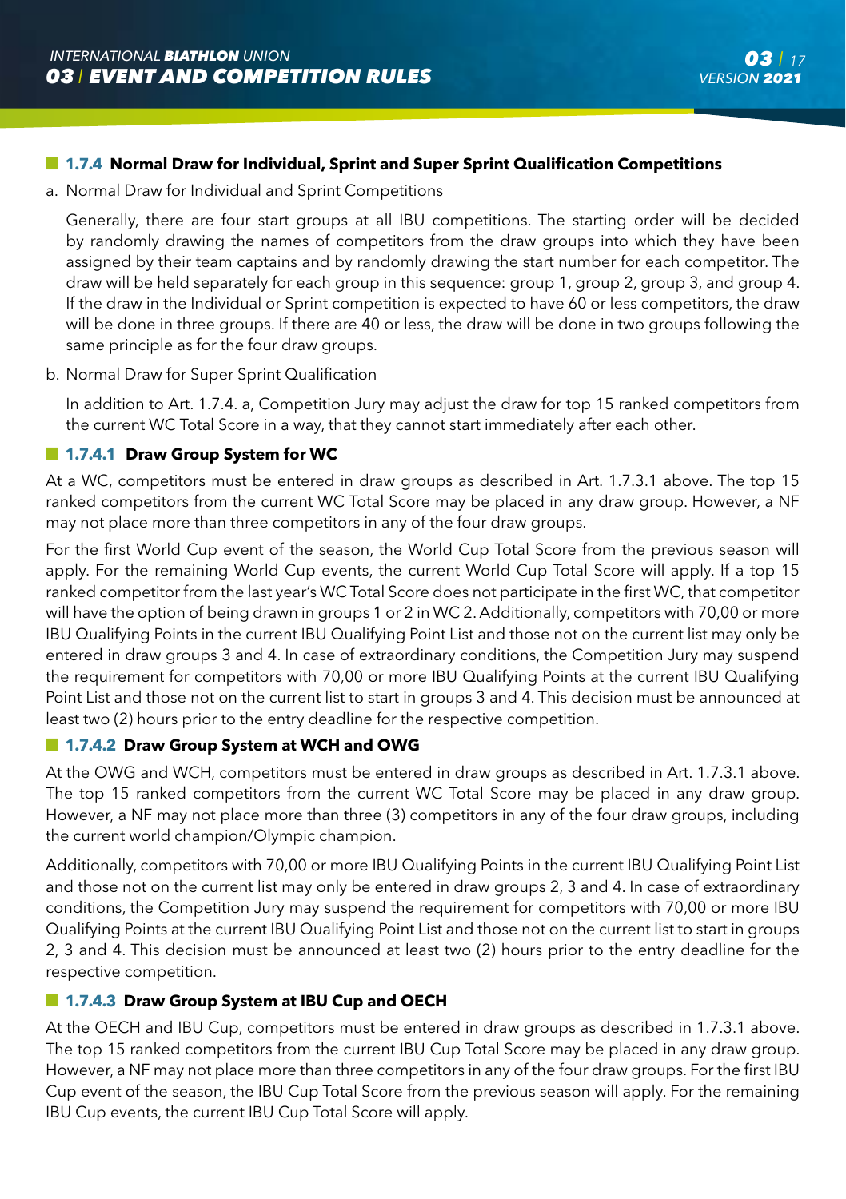### 1.7.4 Normal Draw for Individual, Sprint and Super Sprint Qualification Competitions

a. Normal Draw for Individual and Sprint Competitions

Generally, there are four start groups at all IBU competitions. The starting order will be decided by randomly drawing the names of competitors from the draw groups into which they have been assigned by their team captains and by randomly drawing the start number for each competitor. The draw will be held separately for each group in this sequence: group 1, group 2, group 3, and group 4. If the draw in the Individual or Sprint competition is expected to have 60 or less competitors, the draw will be done in three groups. If there are 40 or less, the draw will be done in two groups following the same principle as for the four draw groups.

b. Normal Draw for Super Sprint Qualification

In addition to Art. 1.7.4. a, Competition Jury may adjust the draw for top 15 ranked competitors from the current WC Total Score in a way, that they cannot start immediately after each other.

#### 1.7.4.1 Draw Group System for WC

At a WC, competitors must be entered in draw groups as described in Art. 1.7.3.1 above. The top 15 ranked competitors from the current WC Total Score may be placed in any draw group. However, a NF may not place more than three competitors in any of the four draw groups.

For the first World Cup event of the season, the World Cup Total Score from the previous season will apply. For the remaining World Cup events, the current World Cup Total Score will apply. If a top 15 ranked competitor from the last year's WC Total Score does not participate in the first WC, that competitor will have the option of being drawn in groups 1 or 2 in WC 2. Additionally, competitors with 70,00 or more IBU Qualifying Points in the current IBU Qualifying Point List and those not on the current list may only be entered in draw groups 3 and 4. In case of extraordinary conditions, the Competition Jury may suspend the requirement for competitors with 70,00 or more IBU Qualifying Points at the current IBU Qualifying Point List and those not on the current list to start in groups 3 and 4. This decision must be announced at least two (2) hours prior to the entry deadline for the respective competition.

#### 1.7.4.2 Draw Group System at WCH and OWG

At the OWG and WCH, competitors must be entered in draw groups as described in Art. 1.7.3.1 above. The top 15 ranked competitors from the current WC Total Score may be placed in any draw group. However, a NF may not place more than three (3) competitors in any of the four draw groups, including the current world champion/Olympic champion.

Additionally, competitors with 70,00 or more IBU Qualifying Points in the current IBU Qualifying Point List and those not on the current list may only be entered in draw groups 2, 3 and 4. In case of extraordinary conditions, the Competition Jury may suspend the requirement for competitors with 70,00 or more IBU Qualifying Points at the current IBU Qualifying Point List and those not on the current list to start in groups 2, 3 and 4. This decision must be announced at least two (2) hours prior to the entry deadline for the respective competition.

#### 1.7.4.3 Draw Group System at IBU Cup and OECH

At the OECH and IBU Cup, competitors must be entered in draw groups as described in 1.7.3.1 above. The top 15 ranked competitors from the current IBU Cup Total Score may be placed in any draw group. However, a NF may not place more than three competitors in any of the four draw groups. For the first IBU Cup event of the season, the IBU Cup Total Score from the previous season will apply. For the remaining IBU Cup events, the current IBU Cup Total Score will apply.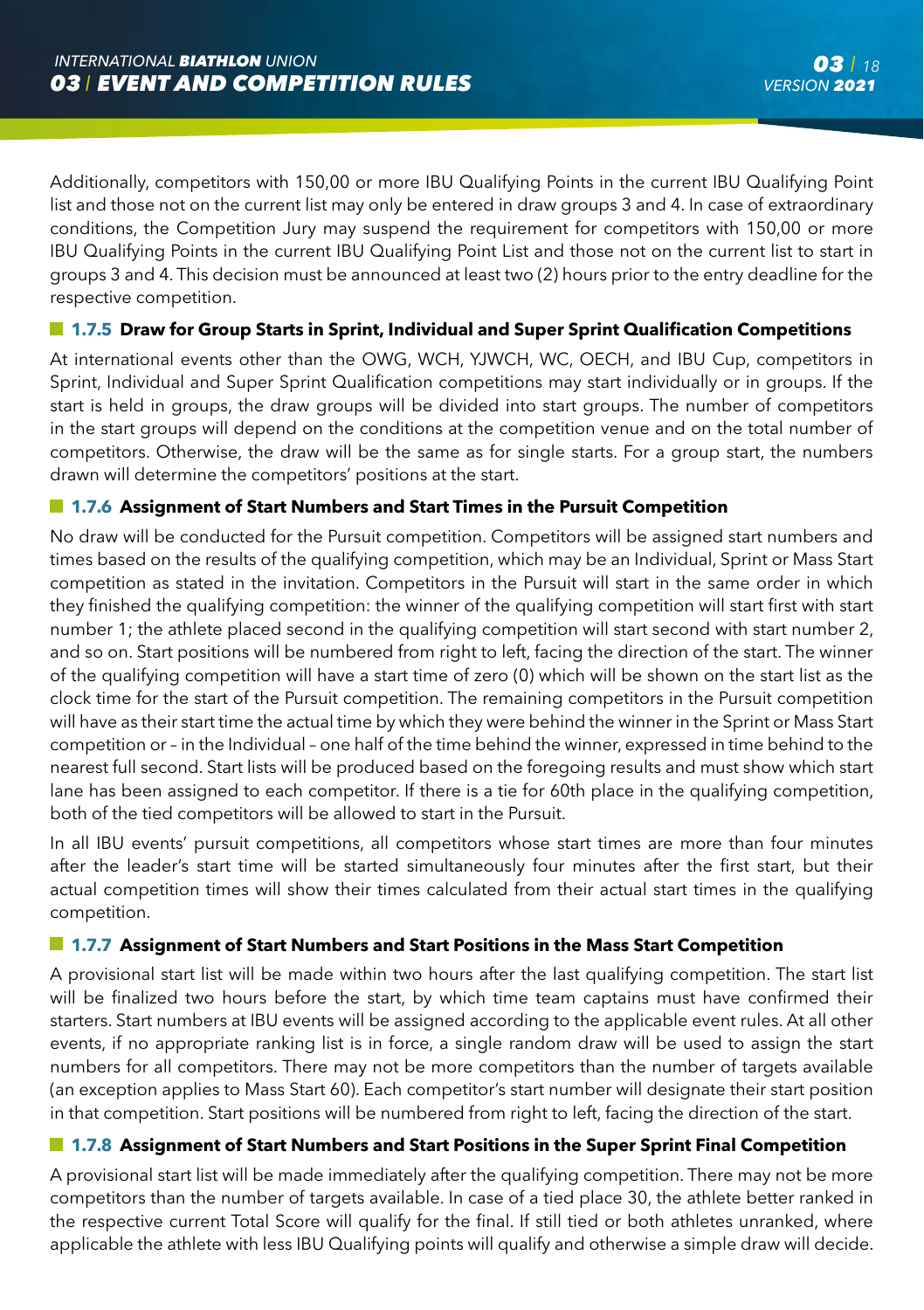Additionally, competitors with 150,00 or more IBU Qualifying Points in the current IBU Qualifying Point list and those not on the current list may only be entered in draw groups 3 and 4. In case of extraordinary conditions, the Competition Jury may suspend the requirement for competitors with 150,00 or more IBU Qualifying Points in the current IBU Qualifying Point List and those not on the current list to start in groups 3 and 4. This decision must be announced at least two (2) hours prior to the entry deadline for the respective competition.

### 1.7.5 Draw for Group Starts in Sprint, Individual and Super Sprint Qualification Competitions

At international events other than the OWG, WCH, YJWCH, WC, OECH, and IBU Cup, competitors in Sprint, Individual and Super Sprint Qualification competitions may start individually or in groups. If the start is held in groups, the draw groups will be divided into start groups. The number of competitors in the start groups will depend on the conditions at the competition venue and on the total number of competitors. Otherwise, the draw will be the same as for single starts. For a group start, the numbers drawn will determine the competitors' positions at the start.

### 1.7.6 Assignment of Start Numbers and Start Times in the Pursuit Competition

No draw will be conducted for the Pursuit competition. Competitors will be assigned start numbers and times based on the results of the qualifying competition, which may be an Individual, Sprint or Mass Start competition as stated in the invitation. Competitors in the Pursuit will start in the same order in which they finished the qualifying competition: the winner of the qualifying competition will start first with start number 1; the athlete placed second in the qualifying competition will start second with start number 2, and so on. Start positions will be numbered from right to left, facing the direction of the start. The winner of the qualifying competition will have a start time of zero (0) which will be shown on the start list as the clock time for the start of the Pursuit competition. The remaining competitors in the Pursuit competition will have as their start time the actual time by which they were behind the winner in the Sprint or Mass Start competition or – in the Individual – one half of the time behind the winner, expressed in time behind to the nearest full second. Start lists will be produced based on the foregoing results and must show which start lane has been assigned to each competitor. If there is a tie for 60th place in the qualifying competition, both of the tied competitors will be allowed to start in the Pursuit.

In all IBU events' pursuit competitions, all competitors whose start times are more than four minutes after the leader's start time will be started simultaneously four minutes after the first start, but their actual competition times will show their times calculated from their actual start times in the qualifying competition.

### 1.7.7 Assignment of Start Numbers and Start Positions in the Mass Start Competition

A provisional start list will be made within two hours after the last qualifying competition. The start list will be finalized two hours before the start, by which time team captains must have confirmed their starters. Start numbers at IBU events will be assigned according to the applicable event rules. At all other events, if no appropriate ranking list is in force, a single random draw will be used to assign the start numbers for all competitors. There may not be more competitors than the number of targets available (an exception applies to Mass Start 60). Each competitor's start number will designate their start position in that competition. Start positions will be numbered from right to left, facing the direction of the start.

### 1.7.8 Assignment of Start Numbers and Start Positions in the Super Sprint Final Competition

A provisional start list will be made immediately after the qualifying competition. There may not be more competitors than the number of targets available. In case of a tied place 30, the athlete better ranked in the respective current Total Score will qualify for the final. If still tied or both athletes unranked, where applicable the athlete with less IBU Qualifying points will qualify and otherwise a simple draw will decide.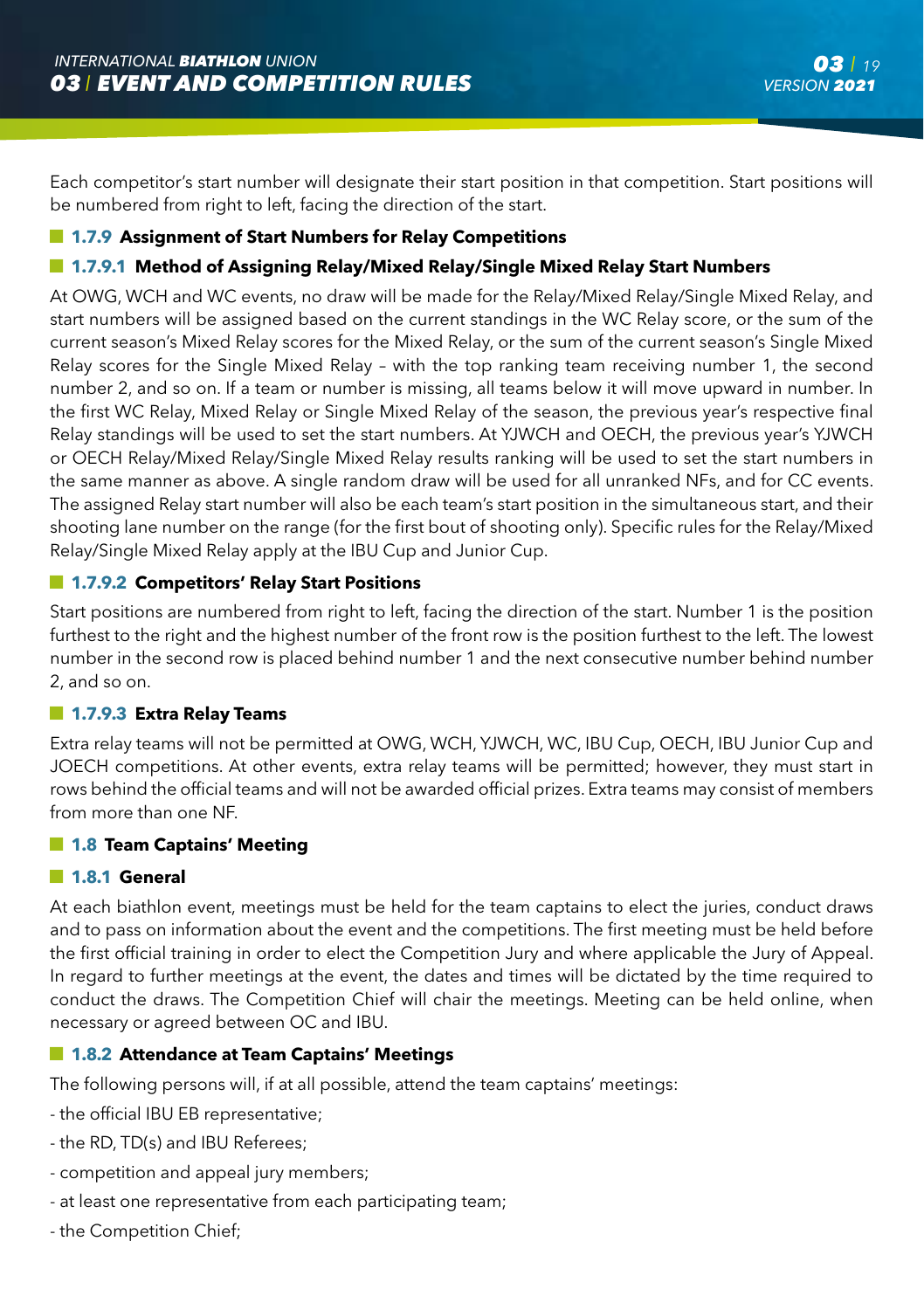Each competitor's start number will designate their start position in that competition. Start positions will be numbered from right to left, facing the direction of the start.

### 1.7.9 Assignment of Start Numbers for Relay Competitions

#### 1.7.9.1 Method of Assigning Relay/Mixed Relay/Single Mixed Relay Start Numbers

At OWG, WCH and WC events, no draw will be made for the Relay/Mixed Relay/Single Mixed Relay, and start numbers will be assigned based on the current standings in the WC Relay score, or the sum of the current season's Mixed Relay scores for the Mixed Relay, or the sum of the current season's Single Mixed Relay scores for the Single Mixed Relay – with the top ranking team receiving number 1, the second number 2, and so on. If a team or number is missing, all teams below it will move upward in number. In the first WC Relay, Mixed Relay or Single Mixed Relay of the season, the previous year's respective final Relay standings will be used to set the start numbers. At YJWCH and OECH, the previous year's YJWCH or OECH Relay/Mixed Relay/Single Mixed Relay results ranking will be used to set the start numbers in the same manner as above. A single random draw will be used for all unranked NFs, and for CC events. The assigned Relay start number will also be each team's start position in the simultaneous start, and their shooting lane number on the range (for the first bout of shooting only). Specific rules for the Relay/Mixed Relay/Single Mixed Relay apply at the IBU Cup and Junior Cup.

#### 1.7.9.2 Competitors' Relay Start Positions

Start positions are numbered from right to left, facing the direction of the start. Number 1 is the position furthest to the right and the highest number of the front row is the position furthest to the left. The lowest number in the second row is placed behind number 1 and the next consecutive number behind number 2, and so on.

#### 1.7.9.3 Extra Relay Teams

Extra relay teams will not be permitted at OWG, WCH, YJWCH, WC, IBU Cup, OECH, IBU Junior Cup and JOECH competitions. At other events, extra relay teams will be permitted; however, they must start in rows behind the official teams and will not be awarded official prizes. Extra teams may consist of members from more than one NF.

## 1.8 Team Captains' Meeting

### 1.8.1 General

At each biathlon event, meetings must be held for the team captains to elect the juries, conduct draws and to pass on information about the event and the competitions. The first meeting must be held before the first official training in order to elect the Competition Jury and where applicable the Jury of Appeal. In regard to further meetings at the event, the dates and times will be dictated by the time required to conduct the draws. The Competition Chief will chair the meetings. Meeting can be held online, when necessary or agreed between OC and IBU.

### 1.8.2 Attendance at Team Captains' Meetings

The following persons will, if at all possible, attend the team captains' meetings:

- the official IBU EB representative;
- the RD, TD(s) and IBU Referees;
- competition and appeal jury members;
- at least one representative from each participating team;
- the Competition Chief;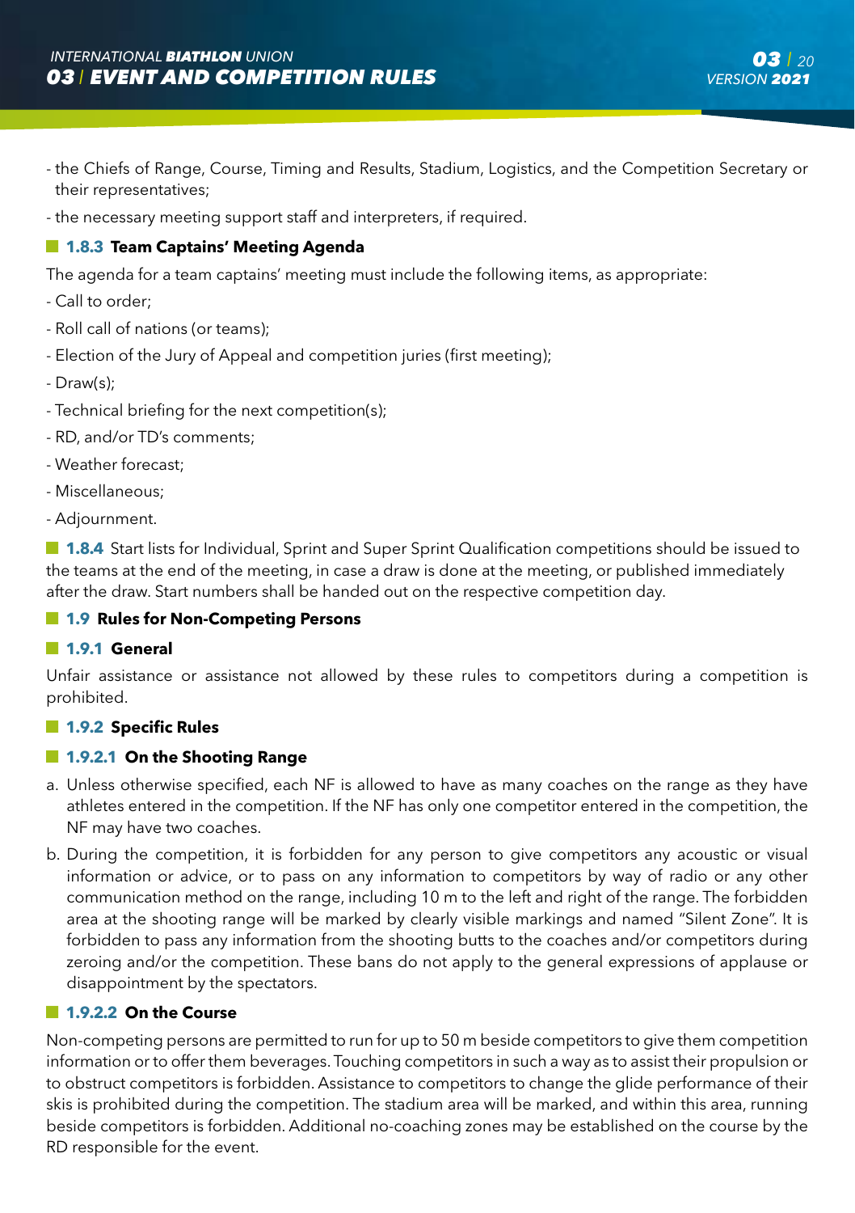- the Chiefs of Range, Course, Timing and Results, Stadium, Logistics, and the Competition Secretary or their representatives;

- the necessary meeting support staff and interpreters, if required.

### 1.8.3 Team Captains' Meeting Agenda

The agenda for a team captains' meeting must include the following items, as appropriate:

- Call to order;
- Roll call of nations (or teams);
- Election of the Jury of Appeal and competition juries (first meeting);
- Draw(s);
- Technical briefing for the next competition(s);
- RD, and/or TD's comments;
- Weather forecast;
- Miscellaneous;
- Adjournment.

**1.8.4** Start lists for Individual, Sprint and Super Sprint Qualification competitions should be issued to the teams at the end of the meeting, in case a draw is done at the meeting, or published immediately after the draw. Start numbers shall be handed out on the respective competition day.

## 1.9 Rules for Non-Competing Persons

### 1.9.1 General

Unfair assistance or assistance not allowed by these rules to competitors during a competition is prohibited.

### 1.9.2 Specific Rules

#### 1.9.2.1 On the Shooting Range

a. Unless otherwise specified, each NF is allowed to have as many coaches on the range as they have athletes entered in the competition. If the NF has only one competitor entered in the competition, the NF may have two coaches.

b. During the competition, it is forbidden for any person to give competitors any acoustic or visual information or advice, or to pass on any information to competitors by way of radio or any other communication method on the range, including 10 m to the left and right of the range. The forbidden area at the shooting range will be marked by clearly visible markings and named "Silent Zone". It is forbidden to pass any information from the shooting butts to the coaches and/or competitors during zeroing and/or the competition. These bans do not apply to the general expressions of applause or disappointment by the spectators.

#### 1.9.2.2 On the Course

Non-competing persons are permitted to run for up to 50 m beside competitors to give them competition information or to offer them beverages. Touching competitors in such a way as to assist their propulsion or to obstruct competitors is forbidden. Assistance to competitors to change the glide performance of their skis is prohibited during the competition. The stadium area will be marked, and within this area, running beside competitors is forbidden. Additional no-coaching zones may be established on the course by the RD responsible for the event.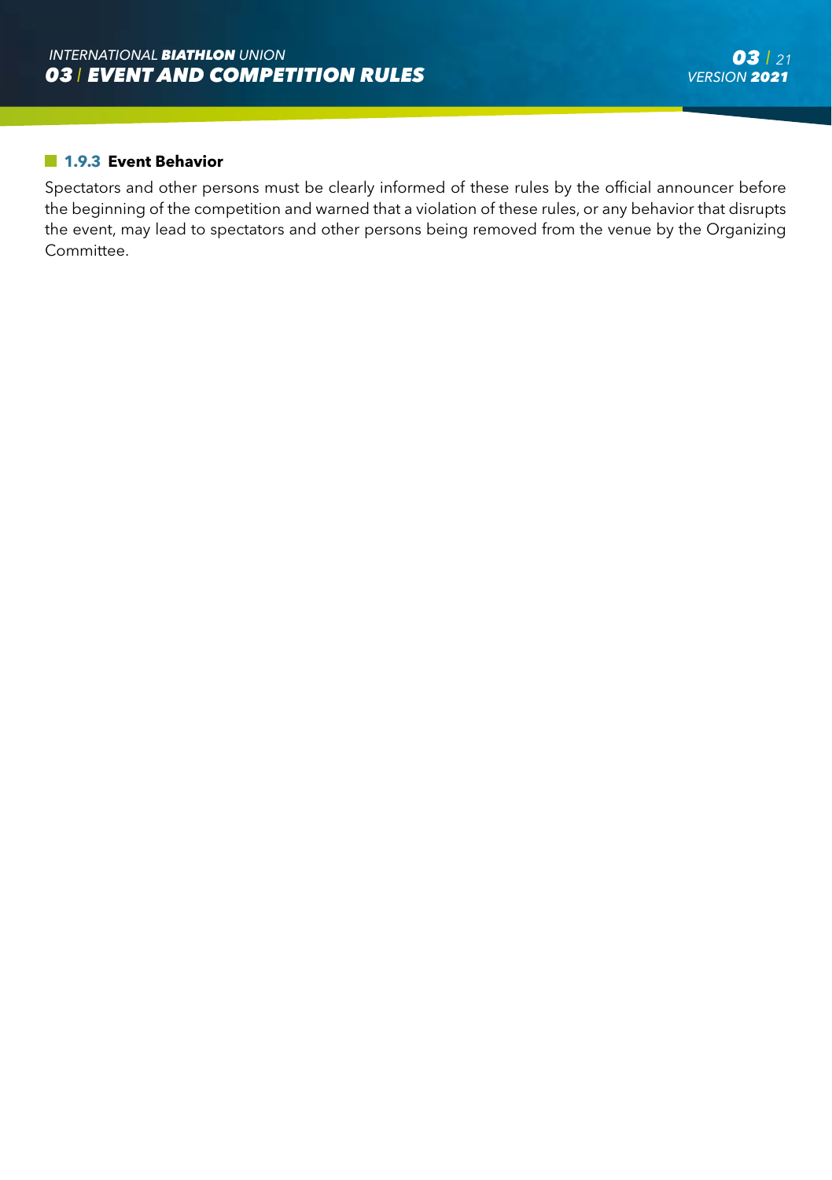### 1.9.3 Event Behavior

Spectators and other persons must be clearly informed of these rules by the official announcer before the beginning of the competition and warned that a violation of these rules, or any behavior that disrupts the event, may lead to spectators and other persons being removed from the venue by the Organizing Committee.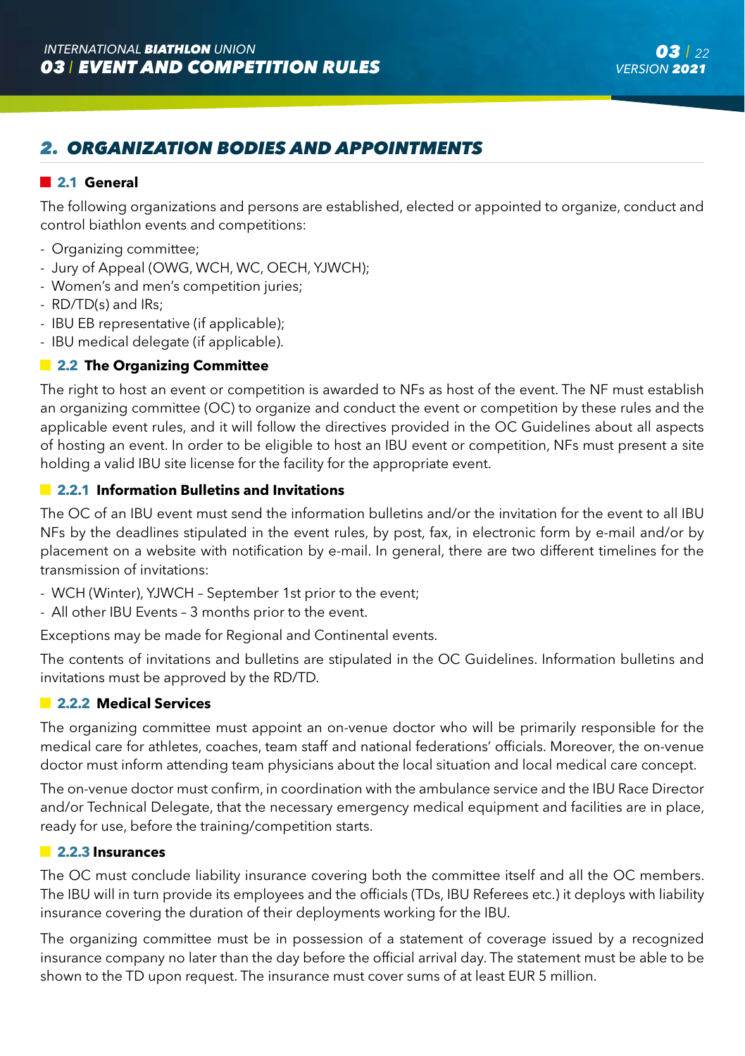## 2. ORGANIZATION BODIES AND APPOINTMENTS

### 2.1 General

The following organizations and persons are established, elected or appointed to organize, conduct and control biathlon events and competitions:

- Organizing committee;
- Jury of Appeal (OWG, WCH, WC, OECH, YJWCH);
- Women's and men's competition juries;
- RD/TD(s) and IRs;
- IBU EB representative (if applicable);
- IBU medical delegate (if applicable).

### 2.2 The Organizing Committee

The right to host an event or competition is awarded to NFs as host of the event. The NF must establish an organizing committee (OC) to organize and conduct the event or competition by these rules and the applicable event rules, and it will follow the directives provided in the OC Guidelines about all aspects of hosting an event. In order to be eligible to host an IBU event or competition, NFs must present a site holding a valid IBU site license for the facility for the appropriate event.

#### 2.2.1 Information Bulletins and Invitations

The OC of an IBU event must send the information bulletins and/or the invitation for the event to all IBU NFs by the deadlines stipulated in the event rules, by post, fax, in electronic form by e-mail and/or by placement on a website with notification by e-mail. In general, there are two different timelines for the transmission of invitations:

- WCH (Winter), YJWCH – September 1st prior to the event;
- All other IBU Events – 3 months prior to the event.

Exceptions may be made for Regional and Continental events.

The contents of invitations and bulletins are stipulated in the OC Guidelines. Information bulletins and invitations must be approved by the RD/TD.

#### 2.2.2 Medical Services

The organizing committee must appoint an on-venue doctor who will be primarily responsible for the medical care for athletes, coaches, team staff and national federations' officials. Moreover, the on-venue doctor must inform attending team physicians about the local situation and local medical care concept.

The on-venue doctor must confirm, in coordination with the ambulance service and the IBU Race Director and/or Technical Delegate, that the necessary emergency medical equipment and facilities are in place, ready for use, before the training/competition starts.

#### 2.2.3 Insurances

The OC must conclude liability insurance covering both the committee itself and all the OC members. The IBU will in turn provide its employees and the officials (TDs, IBU Referees etc.) it deploys with liability insurance covering the duration of their deployments working for the IBU.

The organizing committee must be in possession of a statement of coverage issued by a recognized insurance company no later than the day before the official arrival day. The statement must be able to be shown to the TD upon request. The insurance must cover sums of at least EUR 5 million.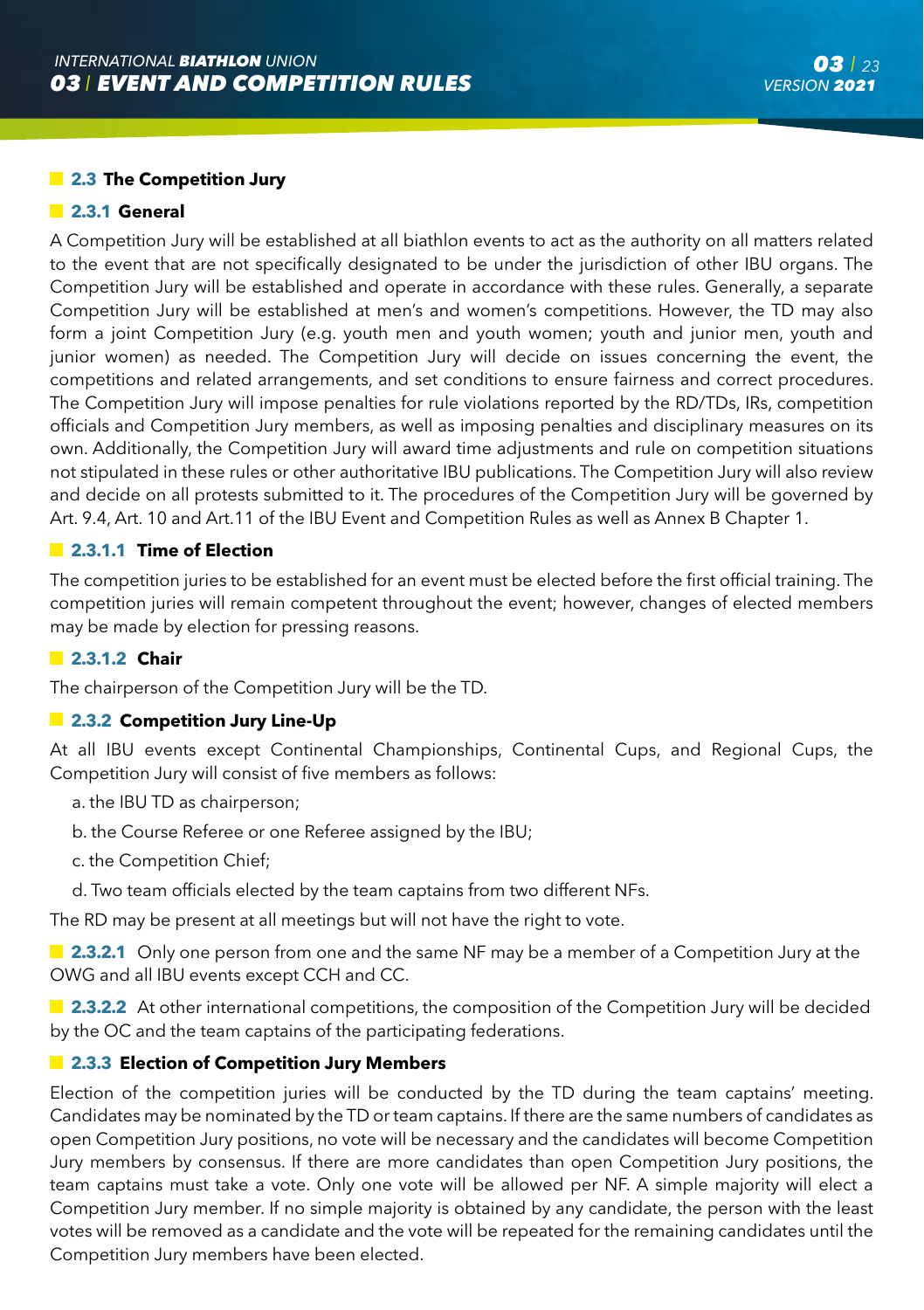## 2.3 The Competition Jury

### 2.3.1 General

A Competition Jury will be established at all biathlon events to act as the authority on all matters related to the event that are not specifically designated to be under the jurisdiction of other IBU organs. The Competition Jury will be established and operate in accordance with these rules. Generally, a separate Competition Jury will be established at men's and women's competitions. However, the TD may also form a joint Competition Jury (e.g. youth men and youth women; youth and junior men, youth and junior women) as needed. The Competition Jury will decide on issues concerning the event, the competitions and related arrangements, and set conditions to ensure fairness and correct procedures. The Competition Jury will impose penalties for rule violations reported by the RD/TDs, IRs, competition officials and Competition Jury members, as well as imposing penalties and disciplinary measures on its own. Additionally, the Competition Jury will award time adjustments and rule on competition situations not stipulated in these rules or other authoritative IBU publications. The Competition Jury will also review and decide on all protests submitted to it. The procedures of the Competition Jury will be governed by Art. 9.4, Art. 10 and Art.11 of the IBU Event and Competition Rules as well as Annex B Chapter 1.

#### 2.3.1.1 Time of Election

The competition juries to be established for an event must be elected before the first official training. The competition juries will remain competent throughout the event; however, changes of elected members may be made by election for pressing reasons.

#### 2.3.1.2 Chair

The chairperson of the Competition Jury will be the TD.

### 2.3.2 Competition Jury Line-Up

At all IBU events except Continental Championships, Continental Cups, and Regional Cups, the Competition Jury will consist of five members as follows:

a. the IBU TD as chairperson;

b. the Course Referee or one Referee assigned by the IBU;

c. the Competition Chief;

d. Two team officials elected by the team captains from two different NFs.

The RD may be present at all meetings but will not have the right to vote.

**2.3.2.1** Only one person from one and the same NF may be a member of a Competition Jury at the OWG and all IBU events except CCH and CC.

**2.3.2.2** At other international competitions, the composition of the Competition Jury will be decided by the OC and the team captains of the participating federations.

### 2.3.3 Election of Competition Jury Members

Election of the competition juries will be conducted by the TD during the team captains' meeting. Candidates may be nominated by the TD or team captains. If there are the same numbers of candidates as open Competition Jury positions, no vote will be necessary and the candidates will become Competition Jury members by consensus. If there are more candidates than open Competition Jury positions, the team captains must take a vote. Only one vote will be allowed per NF. A simple majority will elect a Competition Jury member. If no simple majority is obtained by any candidate, the person with the least votes will be removed as a candidate and the vote will be repeated for the remaining candidates until the Competition Jury members have been elected.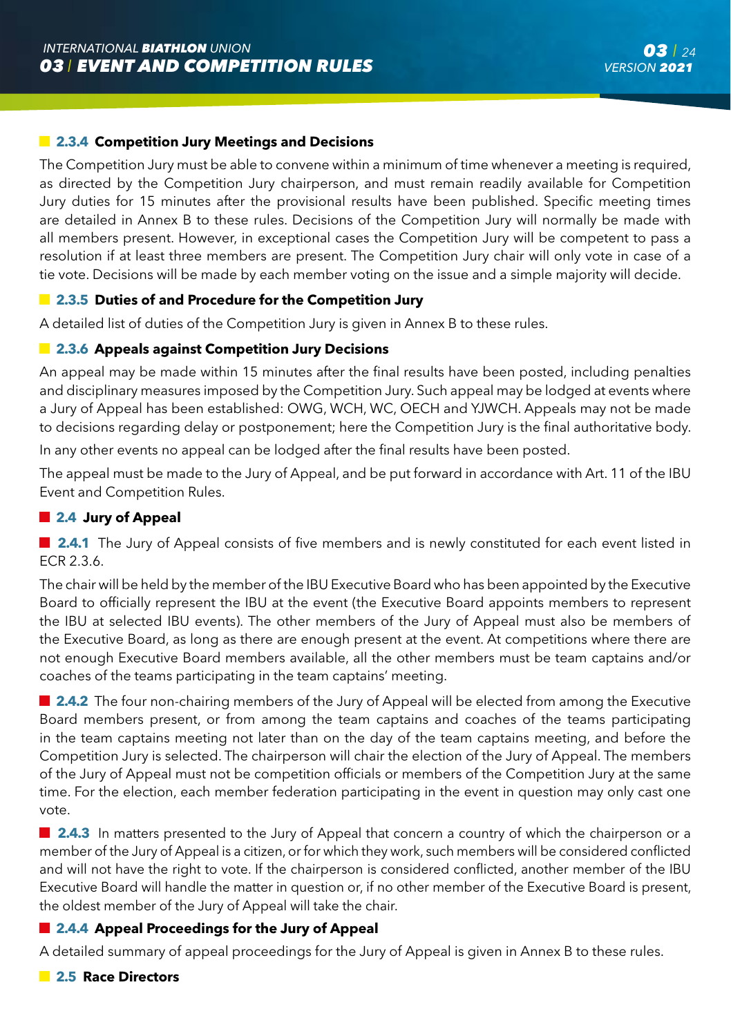### 2.3.4 Competition Jury Meetings and Decisions

The Competition Jury must be able to convene within a minimum of time whenever a meeting is required, as directed by the Competition Jury chairperson, and must remain readily available for Competition Jury duties for 15 minutes after the provisional results have been published. Specific meeting times are detailed in Annex B to these rules. Decisions of the Competition Jury will normally be made with all members present. However, in exceptional cases the Competition Jury will be competent to pass a resolution if at least three members are present. The Competition Jury chair will only vote in case of a tie vote. Decisions will be made by each member voting on the issue and a simple majority will decide.

### 2.3.5 Duties of and Procedure for the Competition Jury

A detailed list of duties of the Competition Jury is given in Annex B to these rules.

### 2.3.6 Appeals against Competition Jury Decisions

An appeal may be made within 15 minutes after the final results have been posted, including penalties and disciplinary measures imposed by the Competition Jury. Such appeal may be lodged at events where a Jury of Appeal has been established: OWG, WCH, WC, OECH and YJWCH. Appeals may not be made to decisions regarding delay or postponement; here the Competition Jury is the final authoritative body.

In any other events no appeal can be lodged after the final results have been posted.

The appeal must be made to the Jury of Appeal, and be put forward in accordance with Art. 11 of the IBU Event and Competition Rules.

## 2.4 Jury of Appeal

**2.4.1** The Jury of Appeal consists of five members and is newly constituted for each event listed in ECR 2.3.6.

The chair will be held by the member of the IBU Executive Board who has been appointed by the Executive Board to officially represent the IBU at the event (the Executive Board appoints members to represent the IBU at selected IBU events). The other members of the Jury of Appeal must also be members of the Executive Board, as long as there are enough present at the event. At competitions where there are not enough Executive Board members available, all the other members must be team captains and/or coaches of the teams participating in the team captains' meeting.

**2.4.2** The four non-chairing members of the Jury of Appeal will be elected from among the Executive Board members present, or from among the team captains and coaches of the teams participating in the team captains meeting not later than on the day of the team captains meeting, and before the Competition Jury is selected. The chairperson will chair the election of the Jury of Appeal. The members of the Jury of Appeal must not be competition officials or members of the Competition Jury at the same time. For the election, each member federation participating in the event in question may only cast one vote.

**2.4.3** In matters presented to the Jury of Appeal that concern a country of which the chairperson or a member of the Jury of Appeal is a citizen, or for which they work, such members will be considered conflicted and will not have the right to vote. If the chairperson is considered conflicted, another member of the IBU Executive Board will handle the matter in question or, if no other member of the Executive Board is present, the oldest member of the Jury of Appeal will take the chair.

### 2.4.4 Appeal Proceedings for the Jury of Appeal

A detailed summary of appeal proceedings for the Jury of Appeal is given in Annex B to these rules.

## 2.5 Race Directors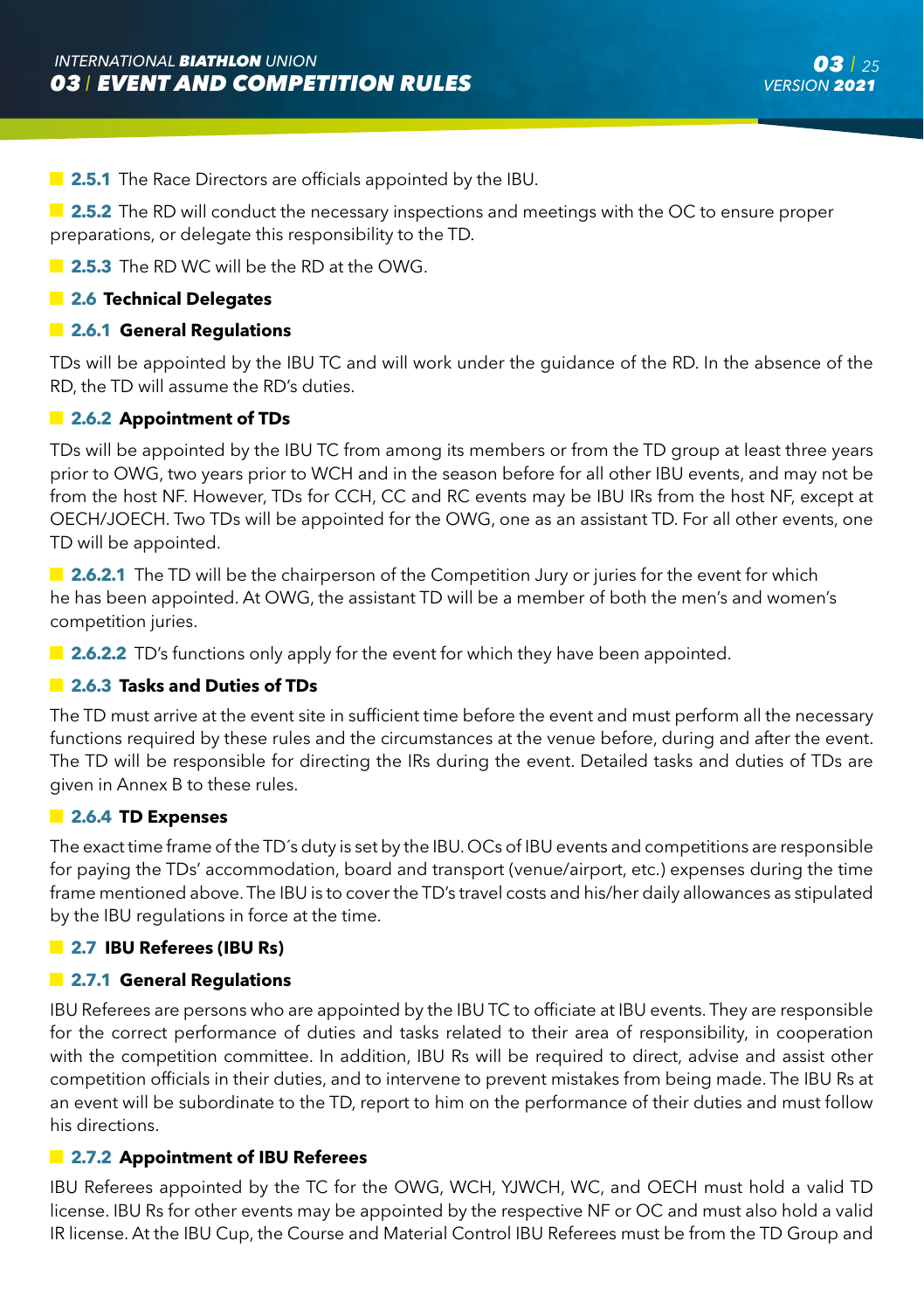**2.5.1** The Race Directors are officials appointed by the IBU.

**2.5.2** The RD will conduct the necessary inspections and meetings with the OC to ensure proper preparations, or delegate this responsibility to the TD.

**2.5.3** The RD WC will be the RD at the OWG.

## 2.6 Technical Delegates

### 2.6.1 General Regulations

TDs will be appointed by the IBU TC and will work under the guidance of the RD. In the absence of the RD, the TD will assume the RD's duties.

### 2.6.2 Appointment of TDs

TDs will be appointed by the IBU TC from among its members or from the TD group at least three years prior to OWG, two years prior to WCH and in the season before for all other IBU events, and may not be from the host NF. However, TDs for CCH, CC and RC events may be IBU IRs from the host NF, except at OECH/JOECH. Two TDs will be appointed for the OWG, one as an assistant TD. For all other events, one TD will be appointed.

**2.6.2.1** The TD will be the chairperson of the Competition Jury or juries for the event for which he has been appointed. At OWG, the assistant TD will be a member of both the men's and women's competition juries.

**2.6.2.2** TD's functions only apply for the event for which they have been appointed.

### 2.6.3 Tasks and Duties of TDs

The TD must arrive at the event site in sufficient time before the event and must perform all the necessary functions required by these rules and the circumstances at the venue before, during and after the event. The TD will be responsible for directing the IRs during the event. Detailed tasks and duties of TDs are given in Annex B to these rules.

### 2.6.4 TD Expenses

The exact time frame of the TD´s duty is set by the IBU. OCs of IBU events and competitions are responsible for paying the TDs' accommodation, board and transport (venue/airport, etc.) expenses during the time frame mentioned above. The IBU is to cover the TD's travel costs and his/her daily allowances as stipulated by the IBU regulations in force at the time.

## 2.7 IBU Referees (IBU Rs)

### 2.7.1 General Regulations

IBU Referees are persons who are appointed by the IBU TC to officiate at IBU events. They are responsible for the correct performance of duties and tasks related to their area of responsibility, in cooperation with the competition committee. In addition, IBU Rs will be required to direct, advise and assist other competition officials in their duties, and to intervene to prevent mistakes from being made. The IBU Rs at an event will be subordinate to the TD, report to him on the performance of their duties and must follow his directions.

### 2.7.2 Appointment of IBU Referees

IBU Referees appointed by the TC for the OWG, WCH, YJWCH, WC, and OECH must hold a valid TD license. IBU Rs for other events may be appointed by the respective NF or OC and must also hold a valid IR license. At the IBU Cup, the Course and Material Control IBU Referees must be from the TD Group and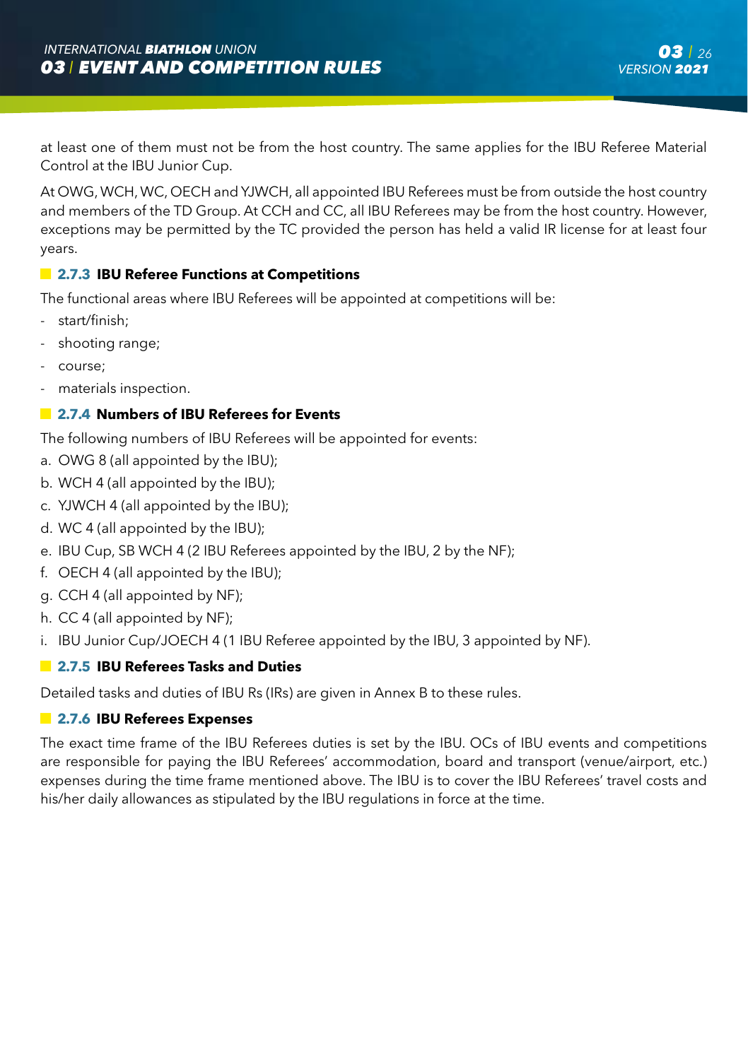at least one of them must not be from the host country. The same applies for the IBU Referee Material Control at the IBU Junior Cup.

At OWG, WCH, WC, OECH and YJWCH, all appointed IBU Referees must be from outside the host country and members of the TD Group. At CCH and CC, all IBU Referees may be from the host country. However, exceptions may be permitted by the TC provided the person has held a valid IR license for at least four years.

### 2.7.3 IBU Referee Functions at Competitions

The functional areas where IBU Referees will be appointed at competitions will be:

- start/finish;
- shooting range;
- course;
- materials inspection.

### 2.7.4 Numbers of IBU Referees for Events

The following numbers of IBU Referees will be appointed for events:

a. OWG 8 (all appointed by the IBU);
b. WCH 4 (all appointed by the IBU);
c. YJWCH 4 (all appointed by the IBU);
d. WC 4 (all appointed by the IBU);
e. IBU Cup, SB WCH 4 (2 IBU Referees appointed by the IBU, 2 by the NF);
f. OECH 4 (all appointed by the IBU);
g. CCH 4 (all appointed by NF);
h. CC 4 (all appointed by NF);
i. IBU Junior Cup/JOECH 4 (1 IBU Referee appointed by the IBU, 3 appointed by NF).

### 2.7.5 IBU Referees Tasks and Duties

Detailed tasks and duties of IBU Rs (IRs) are given in Annex B to these rules.

### 2.7.6 IBU Referees Expenses

The exact time frame of the IBU Referees duties is set by the IBU. OCs of IBU events and competitions are responsible for paying the IBU Referees' accommodation, board and transport (venue/airport, etc.) expenses during the time frame mentioned above. The IBU is to cover the IBU Referees' travel costs and his/her daily allowances as stipulated by the IBU regulations in force at the time.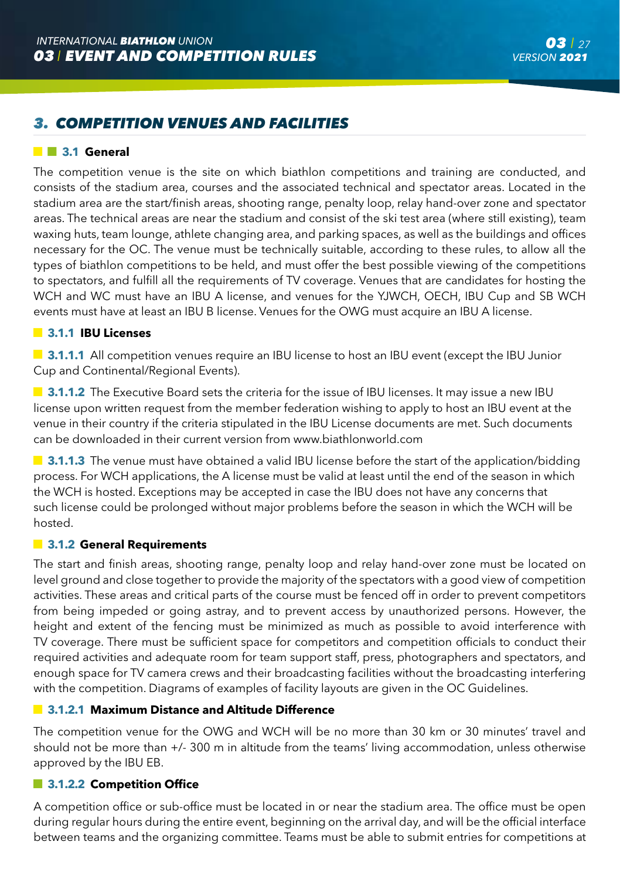## 3. COMPETITION VENUES AND FACILITIES

### 3.1 General

The competition venue is the site on which biathlon competitions and training are conducted, and consists of the stadium area, courses and the associated technical and spectator areas. Located in the stadium area are the start/finish areas, shooting range, penalty loop, relay hand-over zone and spectator areas. The technical areas are near the stadium and consist of the ski test area (where still existing), team waxing huts, team lounge, athlete changing area, and parking spaces, as well as the buildings and offices necessary for the OC. The venue must be technically suitable, according to these rules, to allow all the types of biathlon competitions to be held, and must offer the best possible viewing of the competitions to spectators, and fulfill all the requirements of TV coverage. Venues that are candidates for hosting the WCH and WC must have an IBU A license, and venues for the YJWCH, OECH, IBU Cup and SB WCH events must have at least an IBU B license. Venues for the OWG must acquire an IBU A license.

#### 3.1.1 IBU Licenses

**3.1.1.1** All competition venues require an IBU license to host an IBU event (except the IBU Junior Cup and Continental/Regional Events).

**3.1.1.2** The Executive Board sets the criteria for the issue of IBU licenses. It may issue a new IBU license upon written request from the member federation wishing to apply to host an IBU event at the venue in their country if the criteria stipulated in the IBU License documents are met. Such documents can be downloaded in their current version from www.biathlonworld.com

**3.1.1.3** The venue must have obtained a valid IBU license before the start of the application/bidding process. For WCH applications, the A license must be valid at least until the end of the season in which the WCH is hosted. Exceptions may be accepted in case the IBU does not have any concerns that such license could be prolonged without major problems before the season in which the WCH will be hosted.

#### 3.1.2 General Requirements

The start and finish areas, shooting range, penalty loop and relay hand-over zone must be located on level ground and close together to provide the majority of the spectators with a good view of competition activities. These areas and critical parts of the course must be fenced off in order to prevent competitors from being impeded or going astray, and to prevent access by unauthorized persons. However, the height and extent of the fencing must be minimized as much as possible to avoid interference with TV coverage. There must be sufficient space for competitors and competition officials to conduct their required activities and adequate room for team support staff, press, photographers and spectators, and enough space for TV camera crews and their broadcasting facilities without the broadcasting interfering with the competition. Diagrams of examples of facility layouts are given in the OC Guidelines.

##### 3.1.2.1 Maximum Distance and Altitude Difference

The competition venue for the OWG and WCH will be no more than 30 km or 30 minutes' travel and should not be more than +/- 300 m in altitude from the teams' living accommodation, unless otherwise approved by the IBU EB.

##### 3.1.2.2 Competition Office

A competition office or sub-office must be located in or near the stadium area. The office must be open during regular hours during the entire event, beginning on the arrival day, and will be the official interface between teams and the organizing committee. Teams must be able to submit entries for competitions at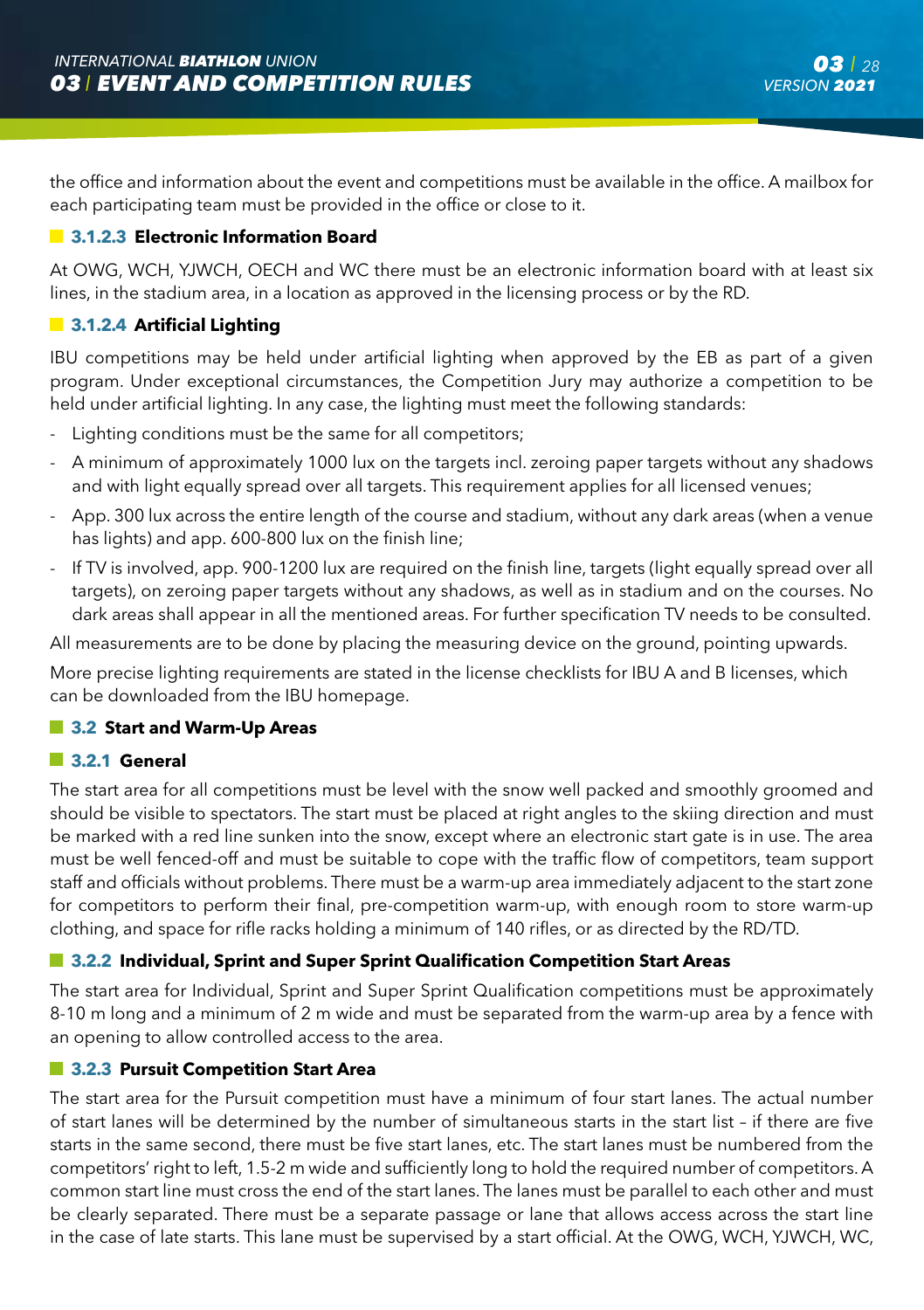the office and information about the event and competitions must be available in the office. A mailbox for each participating team must be provided in the office or close to it.

#### 3.1.2.3 Electronic Information Board

At OWG, WCH, YJWCH, OECH and WC there must be an electronic information board with at least six lines, in the stadium area, in a location as approved in the licensing process or by the RD.

#### 3.1.2.4 Artificial Lighting

IBU competitions may be held under artificial lighting when approved by the EB as part of a given program. Under exceptional circumstances, the Competition Jury may authorize a competition to be held under artificial lighting. In any case, the lighting must meet the following standards:

- Lighting conditions must be the same for all competitors;
- A minimum of approximately 1000 lux on the targets incl. zeroing paper targets without any shadows and with light equally spread over all targets. This requirement applies for all licensed venues;
- App. 300 lux across the entire length of the course and stadium, without any dark areas (when a venue has lights) and app. 600-800 lux on the finish line;
- If TV is involved, app. 900-1200 lux are required on the finish line, targets (light equally spread over all targets), on zeroing paper targets without any shadows, as well as in stadium and on the courses. No dark areas shall appear in all the mentioned areas. For further specification TV needs to be consulted.

All measurements are to be done by placing the measuring device on the ground, pointing upwards.

More precise lighting requirements are stated in the license checklists for IBU A and B licenses, which can be downloaded from the IBU homepage.

## 3.2 Start and Warm-Up Areas

### 3.2.1 General

The start area for all competitions must be level with the snow well packed and smoothly groomed and should be visible to spectators. The start must be placed at right angles to the skiing direction and must be marked with a red line sunken into the snow, except where an electronic start gate is in use. The area must be well fenced-off and must be suitable to cope with the traffic flow of competitors, team support staff and officials without problems. There must be a warm-up area immediately adjacent to the start zone for competitors to perform their final, pre-competition warm-up, with enough room to store warm-up clothing, and space for rifle racks holding a minimum of 140 rifles, or as directed by the RD/TD.

### 3.2.2 Individual, Sprint and Super Sprint Qualification Competition Start Areas

The start area for Individual, Sprint and Super Sprint Qualification competitions must be approximately 8-10 m long and a minimum of 2 m wide and must be separated from the warm-up area by a fence with an opening to allow controlled access to the area.

### 3.2.3 Pursuit Competition Start Area

The start area for the Pursuit competition must have a minimum of four start lanes. The actual number of start lanes will be determined by the number of simultaneous starts in the start list – if there are five starts in the same second, there must be five start lanes, etc. The start lanes must be numbered from the competitors' right to left, 1.5-2 m wide and sufficiently long to hold the required number of competitors. A common start line must cross the end of the start lanes. The lanes must be parallel to each other and must be clearly separated. There must be a separate passage or lane that allows access across the start line in the case of late starts. This lane must be supervised by a start official. At the OWG, WCH, YJWCH, WC,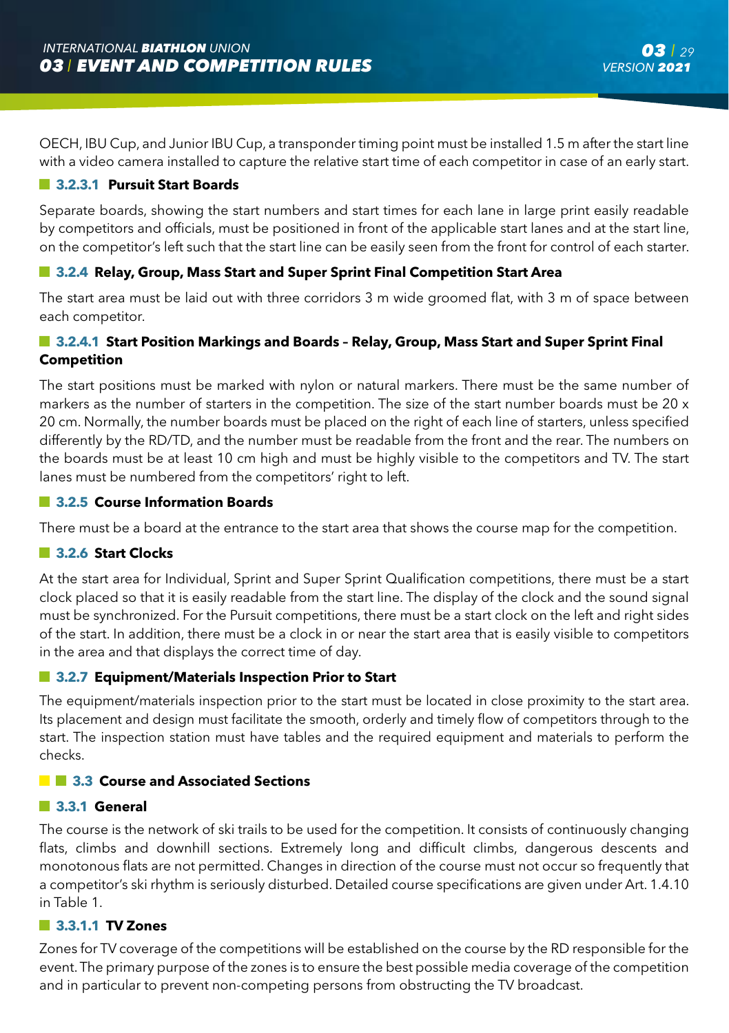OECH, IBU Cup, and Junior IBU Cup, a transponder timing point must be installed 1.5 m after the start line with a video camera installed to capture the relative start time of each competitor in case of an early start.

#### 3.2.3.1 Pursuit Start Boards

Separate boards, showing the start numbers and start times for each lane in large print easily readable by competitors and officials, must be positioned in front of the applicable start lanes and at the start line, on the competitor's left such that the start line can be easily seen from the front for control of each starter.

### 3.2.4 Relay, Group, Mass Start and Super Sprint Final Competition Start Area

The start area must be laid out with three corridors 3 m wide groomed flat, with 3 m of space between each competitor.

#### 3.2.4.1 Start Position Markings and Boards – Relay, Group, Mass Start and Super Sprint Final Competition

The start positions must be marked with nylon or natural markers. There must be the same number of markers as the number of starters in the competition. The size of the start number boards must be 20 x 20 cm. Normally, the number boards must be placed on the right of each line of starters, unless specified differently by the RD/TD, and the number must be readable from the front and the rear. The numbers on the boards must be at least 10 cm high and must be highly visible to the competitors and TV. The start lanes must be numbered from the competitors' right to left.

### 3.2.5 Course Information Boards

There must be a board at the entrance to the start area that shows the course map for the competition.

### 3.2.6 Start Clocks

At the start area for Individual, Sprint and Super Sprint Qualification competitions, there must be a start clock placed so that it is easily readable from the start line. The display of the clock and the sound signal must be synchronized. For the Pursuit competitions, there must be a start clock on the left and right sides of the start. In addition, there must be a clock in or near the start area that is easily visible to competitors in the area and that displays the correct time of day.

### 3.2.7 Equipment/Materials Inspection Prior to Start

The equipment/materials inspection prior to the start must be located in close proximity to the start area. Its placement and design must facilitate the smooth, orderly and timely flow of competitors through to the start. The inspection station must have tables and the required equipment and materials to perform the checks.

## 3.3 Course and Associated Sections

### 3.3.1 General

The course is the network of ski trails to be used for the competition. It consists of continuously changing flats, climbs and downhill sections. Extremely long and difficult climbs, dangerous descents and monotonous flats are not permitted. Changes in direction of the course must not occur so frequently that a competitor's ski rhythm is seriously disturbed. Detailed course specifications are given under Art. 1.4.10 in Table 1.

#### 3.3.1.1 TV Zones

Zones for TV coverage of the competitions will be established on the course by the RD responsible for the event. The primary purpose of the zones is to ensure the best possible media coverage of the competition and in particular to prevent non-competing persons from obstructing the TV broadcast.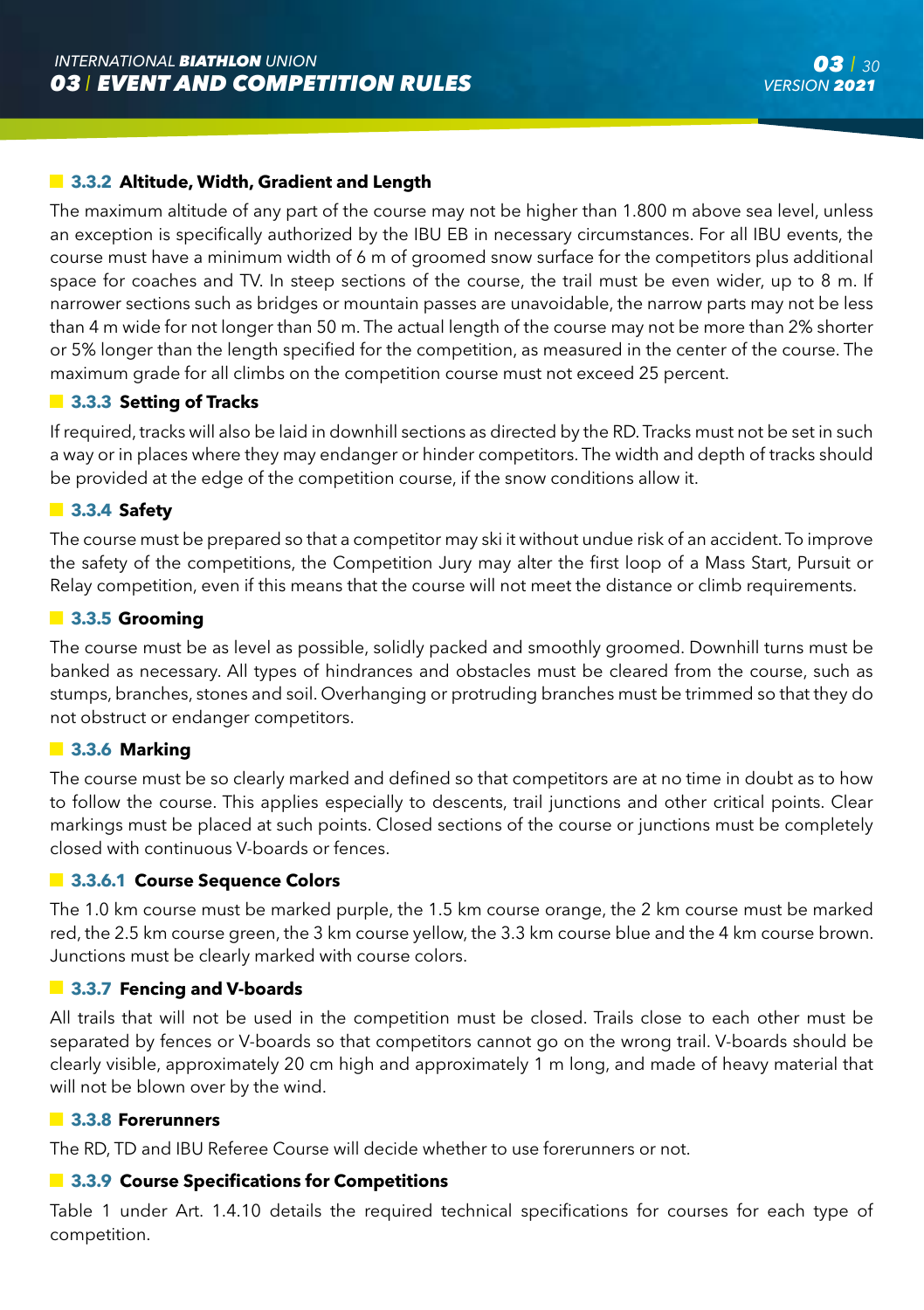### 3.3.2 Altitude, Width, Gradient and Length

The maximum altitude of any part of the course may not be higher than 1.800 m above sea level, unless an exception is specifically authorized by the IBU EB in necessary circumstances. For all IBU events, the course must have a minimum width of 6 m of groomed snow surface for the competitors plus additional space for coaches and TV. In steep sections of the course, the trail must be even wider, up to 8 m. If narrower sections such as bridges or mountain passes are unavoidable, the narrow parts may not be less than 4 m wide for not longer than 50 m. The actual length of the course may not be more than 2% shorter or 5% longer than the length specified for the competition, as measured in the center of the course. The maximum grade for all climbs on the competition course must not exceed 25 percent.

### 3.3.3 Setting of Tracks

If required, tracks will also be laid in downhill sections as directed by the RD. Tracks must not be set in such a way or in places where they may endanger or hinder competitors. The width and depth of tracks should be provided at the edge of the competition course, if the snow conditions allow it.

### 3.3.4 Safety

The course must be prepared so that a competitor may ski it without undue risk of an accident. To improve the safety of the competitions, the Competition Jury may alter the first loop of a Mass Start, Pursuit or Relay competition, even if this means that the course will not meet the distance or climb requirements.

### 3.3.5 Grooming

The course must be as level as possible, solidly packed and smoothly groomed. Downhill turns must be banked as necessary. All types of hindrances and obstacles must be cleared from the course, such as stumps, branches, stones and soil. Overhanging or protruding branches must be trimmed so that they do not obstruct or endanger competitors.

### 3.3.6 Marking

The course must be so clearly marked and defined so that competitors are at no time in doubt as to how to follow the course. This applies especially to descents, trail junctions and other critical points. Clear markings must be placed at such points. Closed sections of the course or junctions must be completely closed with continuous V-boards or fences.

#### 3.3.6.1 Course Sequence Colors

The 1.0 km course must be marked purple, the 1.5 km course orange, the 2 km course must be marked red, the 2.5 km course green, the 3 km course yellow, the 3.3 km course blue and the 4 km course brown. Junctions must be clearly marked with course colors.

### 3.3.7 Fencing and V-boards

All trails that will not be used in the competition must be closed. Trails close to each other must be separated by fences or V-boards so that competitors cannot go on the wrong trail. V-boards should be clearly visible, approximately 20 cm high and approximately 1 m long, and made of heavy material that will not be blown over by the wind.

### 3.3.8 Forerunners

The RD, TD and IBU Referee Course will decide whether to use forerunners or not.

### 3.3.9 Course Specifications for Competitions

Table 1 under Art. 1.4.10 details the required technical specifications for courses for each type of competition.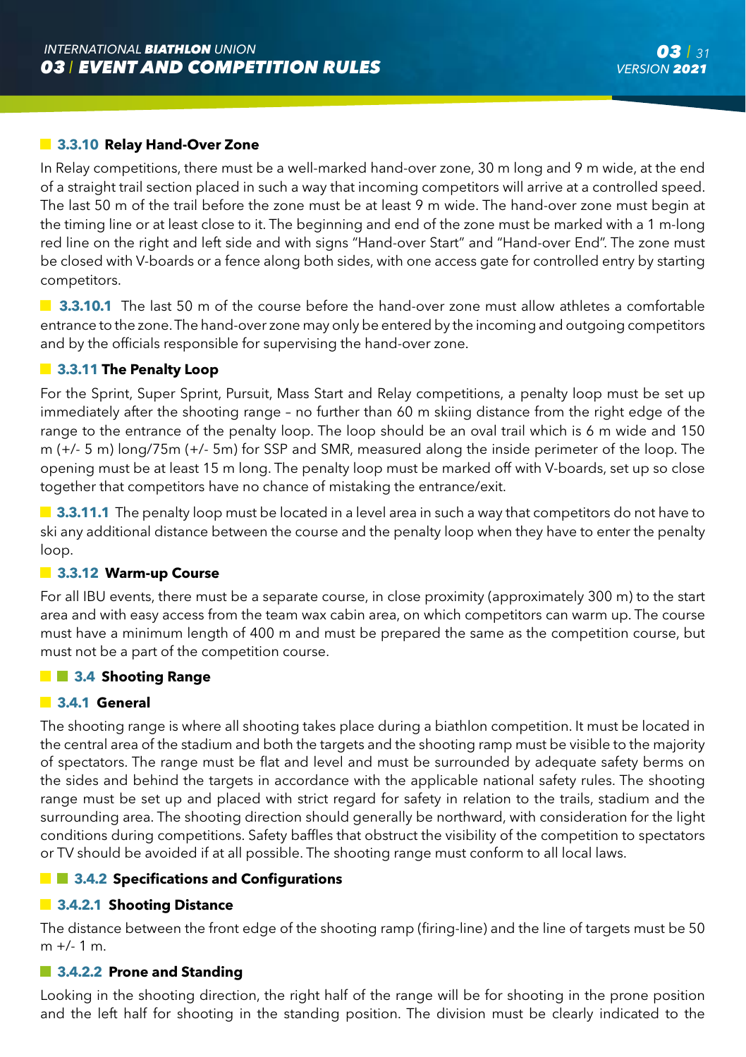### 3.3.10 Relay Hand-Over Zone

In Relay competitions, there must be a well-marked hand-over zone, 30 m long and 9 m wide, at the end of a straight trail section placed in such a way that incoming competitors will arrive at a controlled speed. The last 50 m of the trail before the zone must be at least 9 m wide. The hand-over zone must begin at the timing line or at least close to it. The beginning and end of the zone must be marked with a 1 m-long red line on the right and left side and with signs "Hand-over Start" and "Hand-over End". The zone must be closed with V-boards or a fence along both sides, with one access gate for controlled entry by starting competitors.

**3.3.10.1** The last 50 m of the course before the hand-over zone must allow athletes a comfortable entrance to the zone. The hand-over zone may only be entered by the incoming and outgoing competitors and by the officials responsible for supervising the hand-over zone.

### 3.3.11 The Penalty Loop

For the Sprint, Super Sprint, Pursuit, Mass Start and Relay competitions, a penalty loop must be set up immediately after the shooting range – no further than 60 m skiing distance from the right edge of the range to the entrance of the penalty loop. The loop should be an oval trail which is 6 m wide and 150 m (+/- 5 m) long/75m (+/- 5m) for SSP and SMR, measured along the inside perimeter of the loop. The opening must be at least 15 m long. The penalty loop must be marked off with V-boards, set up so close together that competitors have no chance of mistaking the entrance/exit.

**3.3.11.1** The penalty loop must be located in a level area in such a way that competitors do not have to ski any additional distance between the course and the penalty loop when they have to enter the penalty loop.

### 3.3.12 Warm-up Course

For all IBU events, there must be a separate course, in close proximity (approximately 300 m) to the start area and with easy access from the team wax cabin area, on which competitors can warm up. The course must have a minimum length of 400 m and must be prepared the same as the competition course, but must not be a part of the competition course.

## 3.4 Shooting Range

### 3.4.1 General

The shooting range is where all shooting takes place during a biathlon competition. It must be located in the central area of the stadium and both the targets and the shooting ramp must be visible to the majority of spectators. The range must be flat and level and must be surrounded by adequate safety berms on the sides and behind the targets in accordance with the applicable national safety rules. The shooting range must be set up and placed with strict regard for safety in relation to the trails, stadium and the surrounding area. The shooting direction should generally be northward, with consideration for the light conditions during competitions. Safety baffles that obstruct the visibility of the competition to spectators or TV should be avoided if at all possible. The shooting range must conform to all local laws.

### 3.4.2 Specifications and Configurations

#### 3.4.2.1 Shooting Distance

The distance between the front edge of the shooting ramp (firing-line) and the line of targets must be 50 m +/- 1 m.

#### 3.4.2.2 Prone and Standing

Looking in the shooting direction, the right half of the range will be for shooting in the prone position and the left half for shooting in the standing position. The division must be clearly indicated to the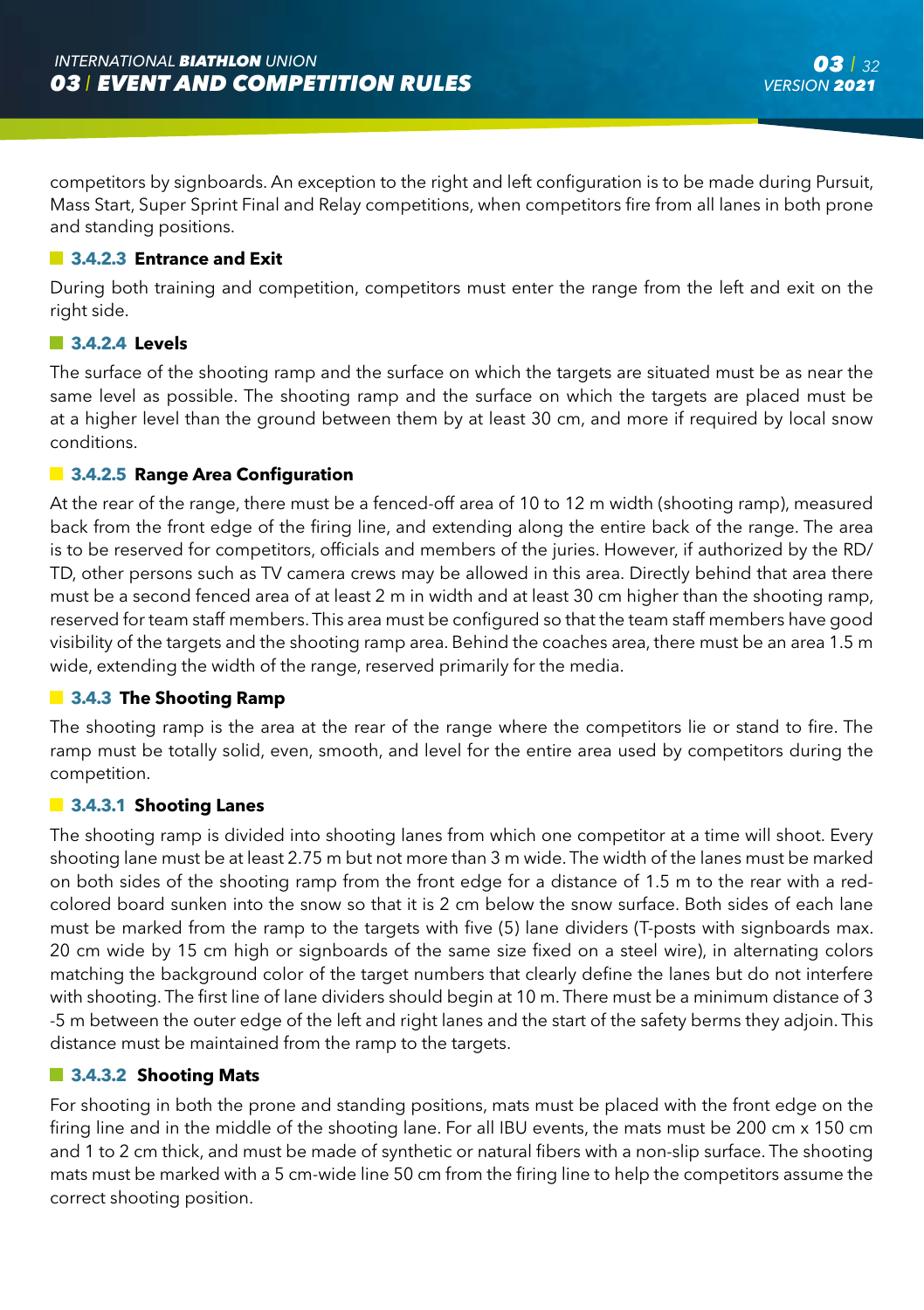competitors by signboards. An exception to the right and left configuration is to be made during Pursuit, Mass Start, Super Sprint Final and Relay competitions, when competitors fire from all lanes in both prone and standing positions.

#### 3.4.2.3 Entrance and Exit

During both training and competition, competitors must enter the range from the left and exit on the right side.

#### 3.4.2.4 Levels

The surface of the shooting ramp and the surface on which the targets are situated must be as near the same level as possible. The shooting ramp and the surface on which the targets are placed must be at a higher level than the ground between them by at least 30 cm, and more if required by local snow conditions.

#### 3.4.2.5 Range Area Configuration

At the rear of the range, there must be a fenced-off area of 10 to 12 m width (shooting ramp), measured back from the front edge of the firing line, and extending along the entire back of the range. The area is to be reserved for competitors, officials and members of the juries. However, if authorized by the RD/TD, other persons such as TV camera crews may be allowed in this area. Directly behind that area there must be a second fenced area of at least 2 m in width and at least 30 cm higher than the shooting ramp, reserved for team staff members. This area must be configured so that the team staff members have good visibility of the targets and the shooting ramp area. Behind the coaches area, there must be an area 1.5 m wide, extending the width of the range, reserved primarily for the media.

### 3.4.3 The Shooting Ramp

The shooting ramp is the area at the rear of the range where the competitors lie or stand to fire. The ramp must be totally solid, even, smooth, and level for the entire area used by competitors during the competition.

#### 3.4.3.1 Shooting Lanes

The shooting ramp is divided into shooting lanes from which one competitor at a time will shoot. Every shooting lane must be at least 2.75 m but not more than 3 m wide. The width of the lanes must be marked on both sides of the shooting ramp from the front edge for a distance of 1.5 m to the rear with a red-colored board sunken into the snow so that it is 2 cm below the snow surface. Both sides of each lane must be marked from the ramp to the targets with five (5) lane dividers (T-posts with signboards max. 20 cm wide by 15 cm high or signboards of the same size fixed on a steel wire), in alternating colors matching the background color of the target numbers that clearly define the lanes but do not interfere with shooting. The first line of lane dividers should begin at 10 m. There must be a minimum distance of 3 -5 m between the outer edge of the left and right lanes and the start of the safety berms they adjoin. This distance must be maintained from the ramp to the targets.

#### 3.4.3.2 Shooting Mats

For shooting in both the prone and standing positions, mats must be placed with the front edge on the firing line and in the middle of the shooting lane. For all IBU events, the mats must be 200 cm x 150 cm and 1 to 2 cm thick, and must be made of synthetic or natural fibers with a non-slip surface. The shooting mats must be marked with a 5 cm-wide line 50 cm from the firing line to help the competitors assume the correct shooting position.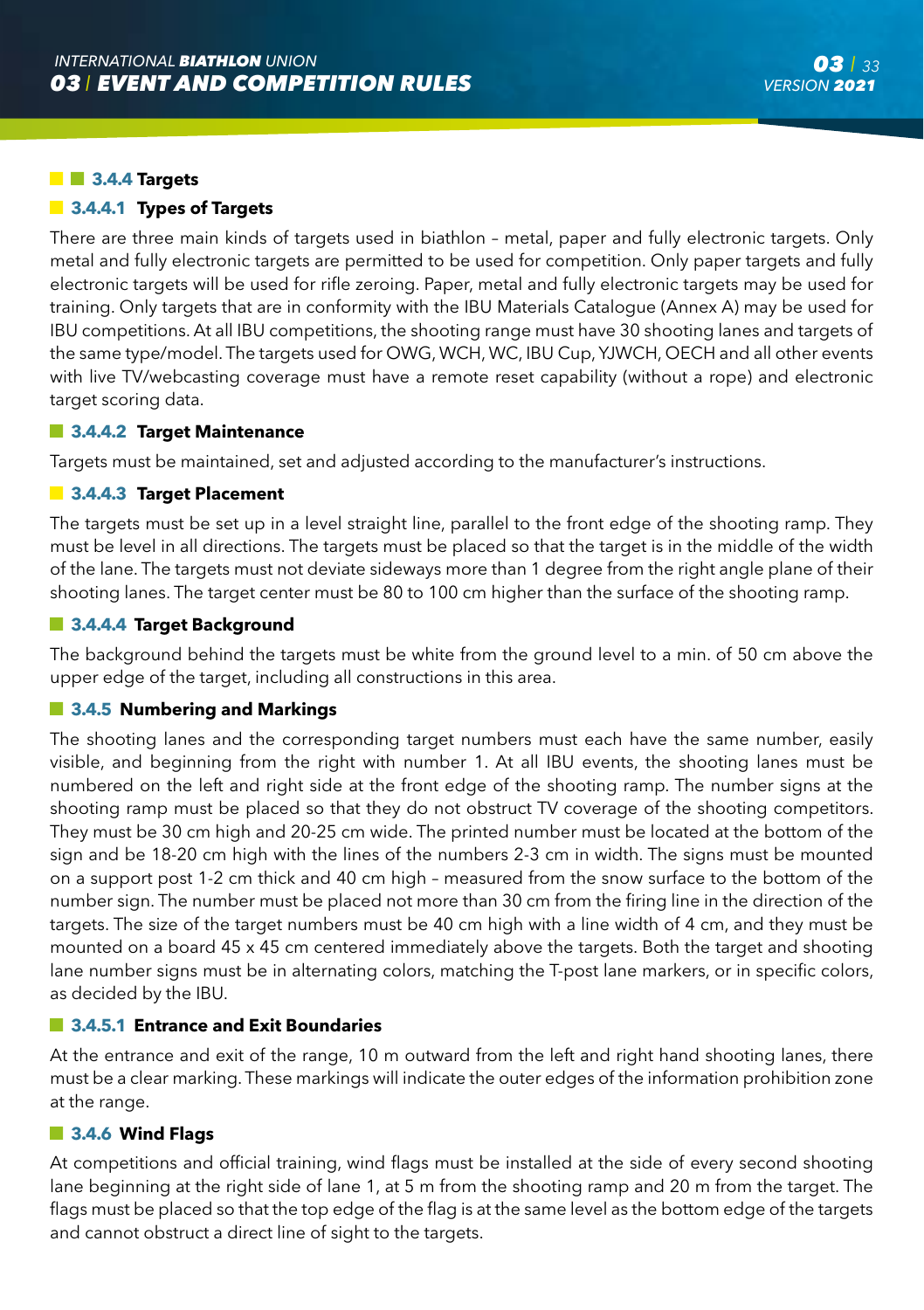### 3.4.4 Targets

#### 3.4.4.1 Types of Targets

There are three main kinds of targets used in biathlon – metal, paper and fully electronic targets. Only metal and fully electronic targets are permitted to be used for competition. Only paper targets and fully electronic targets will be used for rifle zeroing. Paper, metal and fully electronic targets may be used for training. Only targets that are in conformity with the IBU Materials Catalogue (Annex A) may be used for IBU competitions. At all IBU competitions, the shooting range must have 30 shooting lanes and targets of the same type/model. The targets used for OWG, WCH, WC, IBU Cup, YJWCH, OECH and all other events with live TV/webcasting coverage must have a remote reset capability (without a rope) and electronic target scoring data.

#### 3.4.4.2 Target Maintenance

Targets must be maintained, set and adjusted according to the manufacturer's instructions.

#### 3.4.4.3 Target Placement

The targets must be set up in a level straight line, parallel to the front edge of the shooting ramp. They must be level in all directions. The targets must be placed so that the target is in the middle of the width of the lane. The targets must not deviate sideways more than 1 degree from the right angle plane of their shooting lanes. The target center must be 80 to 100 cm higher than the surface of the shooting ramp.

#### 3.4.4.4 Target Background

The background behind the targets must be white from the ground level to a min. of 50 cm above the upper edge of the target, including all constructions in this area.

### 3.4.5 Numbering and Markings

The shooting lanes and the corresponding target numbers must each have the same number, easily visible, and beginning from the right with number 1. At all IBU events, the shooting lanes must be numbered on the left and right side at the front edge of the shooting ramp. The number signs at the shooting ramp must be placed so that they do not obstruct TV coverage of the shooting competitors. They must be 30 cm high and 20-25 cm wide. The printed number must be located at the bottom of the sign and be 18-20 cm high with the lines of the numbers 2-3 cm in width. The signs must be mounted on a support post 1-2 cm thick and 40 cm high – measured from the snow surface to the bottom of the number sign. The number must be placed not more than 30 cm from the firing line in the direction of the targets. The size of the target numbers must be 40 cm high with a line width of 4 cm, and they must be mounted on a board 45 x 45 cm centered immediately above the targets. Both the target and shooting lane number signs must be in alternating colors, matching the T-post lane markers, or in specific colors, as decided by the IBU.

#### 3.4.5.1 Entrance and Exit Boundaries

At the entrance and exit of the range, 10 m outward from the left and right hand shooting lanes, there must be a clear marking. These markings will indicate the outer edges of the information prohibition zone at the range.

### 3.4.6 Wind Flags

At competitions and official training, wind flags must be installed at the side of every second shooting lane beginning at the right side of lane 1, at 5 m from the shooting ramp and 20 m from the target. The flags must be placed so that the top edge of the flag is at the same level as the bottom edge of the targets and cannot obstruct a direct line of sight to the targets.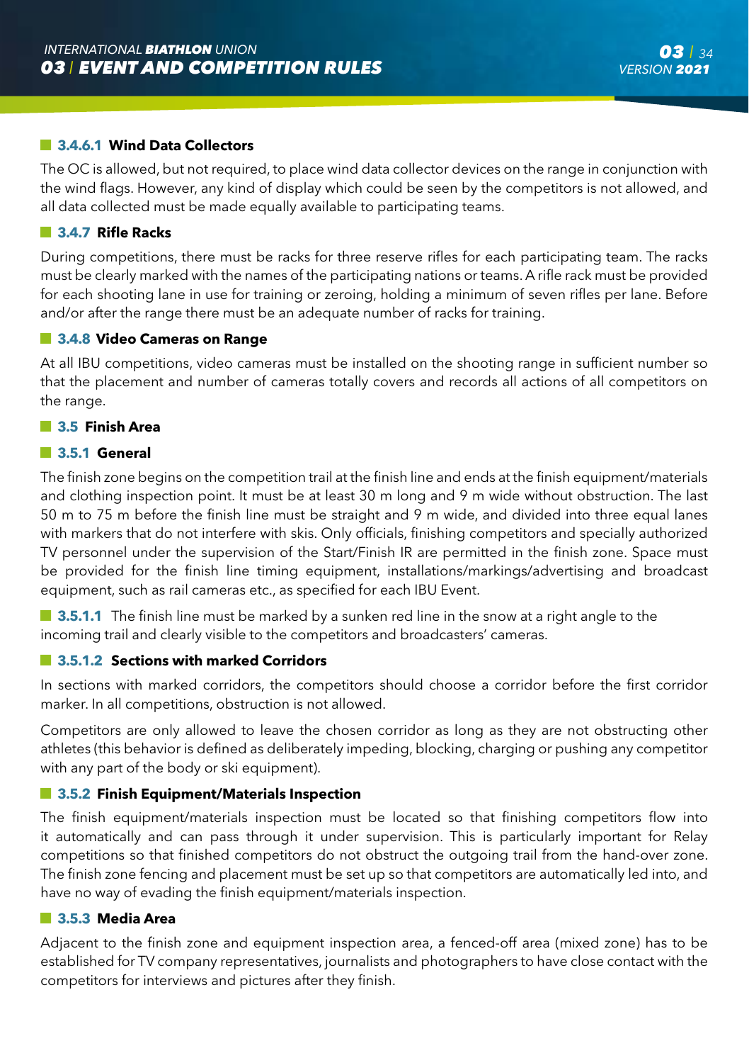#### 3.4.6.1 Wind Data Collectors

The OC is allowed, but not required, to place wind data collector devices on the range in conjunction with the wind flags. However, any kind of display which could be seen by the competitors is not allowed, and all data collected must be made equally available to participating teams.

### 3.4.7 Rifle Racks

During competitions, there must be racks for three reserve rifles for each participating team. The racks must be clearly marked with the names of the participating nations or teams. A rifle rack must be provided for each shooting lane in use for training or zeroing, holding a minimum of seven rifles per lane. Before and/or after the range there must be an adequate number of racks for training.

### 3.4.8 Video Cameras on Range

At all IBU competitions, video cameras must be installed on the shooting range in sufficient number so that the placement and number of cameras totally covers and records all actions of all competitors on the range.

## 3.5 Finish Area

### 3.5.1 General

The finish zone begins on the competition trail at the finish line and ends at the finish equipment/materials and clothing inspection point. It must be at least 30 m long and 9 m wide without obstruction. The last 50 m to 75 m before the finish line must be straight and 9 m wide, and divided into three equal lanes with markers that do not interfere with skis. Only officials, finishing competitors and specially authorized TV personnel under the supervision of the Start/Finish IR are permitted in the finish zone. Space must be provided for the finish line timing equipment, installations/markings/advertising and broadcast equipment, such as rail cameras etc., as specified for each IBU Event.

**3.5.1.1** The finish line must be marked by a sunken red line in the snow at a right angle to the incoming trail and clearly visible to the competitors and broadcasters' cameras.

#### 3.5.1.2 Sections with marked Corridors

In sections with marked corridors, the competitors should choose a corridor before the first corridor marker. In all competitions, obstruction is not allowed.

Competitors are only allowed to leave the chosen corridor as long as they are not obstructing other athletes (this behavior is defined as deliberately impeding, blocking, charging or pushing any competitor with any part of the body or ski equipment).

### 3.5.2 Finish Equipment/Materials Inspection

The finish equipment/materials inspection must be located so that finishing competitors flow into it automatically and can pass through it under supervision. This is particularly important for Relay competitions so that finished competitors do not obstruct the outgoing trail from the hand-over zone. The finish zone fencing and placement must be set up so that competitors are automatically led into, and have no way of evading the finish equipment/materials inspection.

### 3.5.3 Media Area

Adjacent to the finish zone and equipment inspection area, a fenced-off area (mixed zone) has to be established for TV company representatives, journalists and photographers to have close contact with the competitors for interviews and pictures after they finish.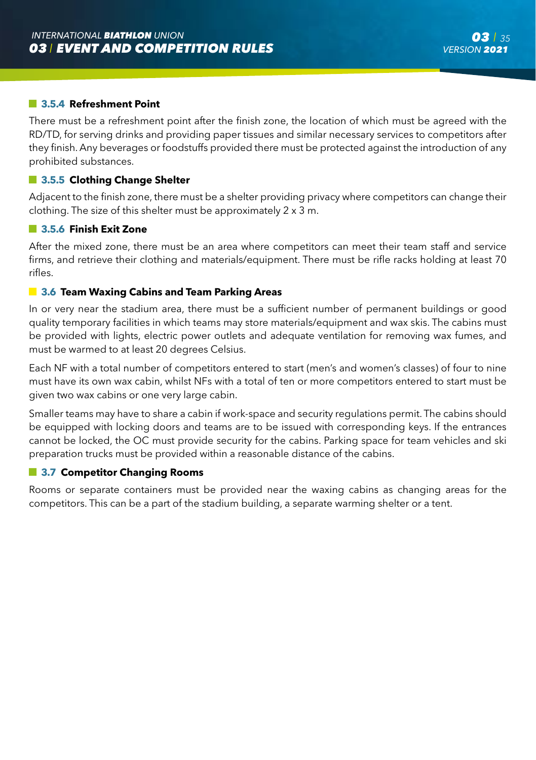### 3.5.4 Refreshment Point

There must be a refreshment point after the finish zone, the location of which must be agreed with the RD/TD, for serving drinks and providing paper tissues and similar necessary services to competitors after they finish. Any beverages or foodstuffs provided there must be protected against the introduction of any prohibited substances.

### 3.5.5 Clothing Change Shelter

Adjacent to the finish zone, there must be a shelter providing privacy where competitors can change their clothing. The size of this shelter must be approximately 2 x 3 m.

### 3.5.6 Finish Exit Zone

After the mixed zone, there must be an area where competitors can meet their team staff and service firms, and retrieve their clothing and materials/equipment. There must be rifle racks holding at least 70 rifles.

## 3.6 Team Waxing Cabins and Team Parking Areas

In or very near the stadium area, there must be a sufficient number of permanent buildings or good quality temporary facilities in which teams may store materials/equipment and wax skis. The cabins must be provided with lights, electric power outlets and adequate ventilation for removing wax fumes, and must be warmed to at least 20 degrees Celsius.

Each NF with a total number of competitors entered to start (men's and women's classes) of four to nine must have its own wax cabin, whilst NFs with a total of ten or more competitors entered to start must be given two wax cabins or one very large cabin.

Smaller teams may have to share a cabin if work-space and security regulations permit. The cabins should be equipped with locking doors and teams are to be issued with corresponding keys. If the entrances cannot be locked, the OC must provide security for the cabins. Parking space for team vehicles and ski preparation trucks must be provided within a reasonable distance of the cabins.

## 3.7 Competitor Changing Rooms

Rooms or separate containers must be provided near the waxing cabins as changing areas for the competitors. This can be a part of the stadium building, a separate warming shelter or a tent.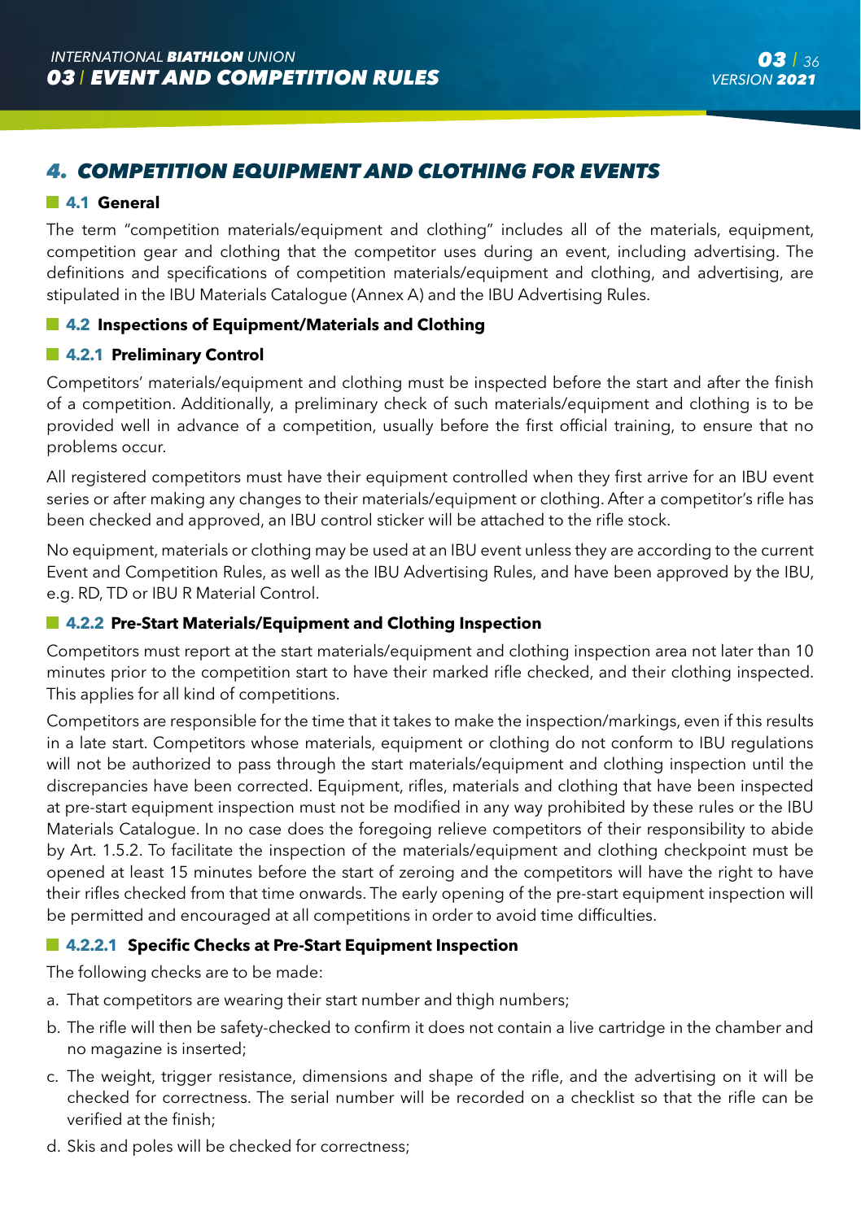# 4. COMPETITION EQUIPMENT AND CLOTHING FOR EVENTS

## 4.1 General

The term "competition materials/equipment and clothing" includes all of the materials, equipment, competition gear and clothing that the competitor uses during an event, including advertising. The definitions and specifications of competition materials/equipment and clothing, and advertising, are stipulated in the IBU Materials Catalogue (Annex A) and the IBU Advertising Rules.

## 4.2 Inspections of Equipment/Materials and Clothing

### 4.2.1 Preliminary Control

Competitors' materials/equipment and clothing must be inspected before the start and after the finish of a competition. Additionally, a preliminary check of such materials/equipment and clothing is to be provided well in advance of a competition, usually before the first official training, to ensure that no problems occur.

All registered competitors must have their equipment controlled when they first arrive for an IBU event series or after making any changes to their materials/equipment or clothing. After a competitor's rifle has been checked and approved, an IBU control sticker will be attached to the rifle stock.

No equipment, materials or clothing may be used at an IBU event unless they are according to the current Event and Competition Rules, as well as the IBU Advertising Rules, and have been approved by the IBU, e.g. RD, TD or IBU R Material Control.

### 4.2.2 Pre-Start Materials/Equipment and Clothing Inspection

Competitors must report at the start materials/equipment and clothing inspection area not later than 10 minutes prior to the competition start to have their marked rifle checked, and their clothing inspected. This applies for all kind of competitions.

Competitors are responsible for the time that it takes to make the inspection/markings, even if this results in a late start. Competitors whose materials, equipment or clothing do not conform to IBU regulations will not be authorized to pass through the start materials/equipment and clothing inspection until the discrepancies have been corrected. Equipment, rifles, materials and clothing that have been inspected at pre-start equipment inspection must not be modified in any way prohibited by these rules or the IBU Materials Catalogue. In no case does the foregoing relieve competitors of their responsibility to abide by Art. 1.5.2. To facilitate the inspection of the materials/equipment and clothing checkpoint must be opened at least 15 minutes before the start of zeroing and the competitors will have the right to have their rifles checked from that time onwards. The early opening of the pre-start equipment inspection will be permitted and encouraged at all competitions in order to avoid time difficulties.

#### 4.2.2.1 Specific Checks at Pre-Start Equipment Inspection

The following checks are to be made:

a. That competitors are wearing their start number and thigh numbers;
b. The rifle will then be safety-checked to confirm it does not contain a live cartridge in the chamber and no magazine is inserted;
c. The weight, trigger resistance, dimensions and shape of the rifle, and the advertising on it will be checked for correctness. The serial number will be recorded on a checklist so that the rifle can be verified at the finish;
d. Skis and poles will be checked for correctness;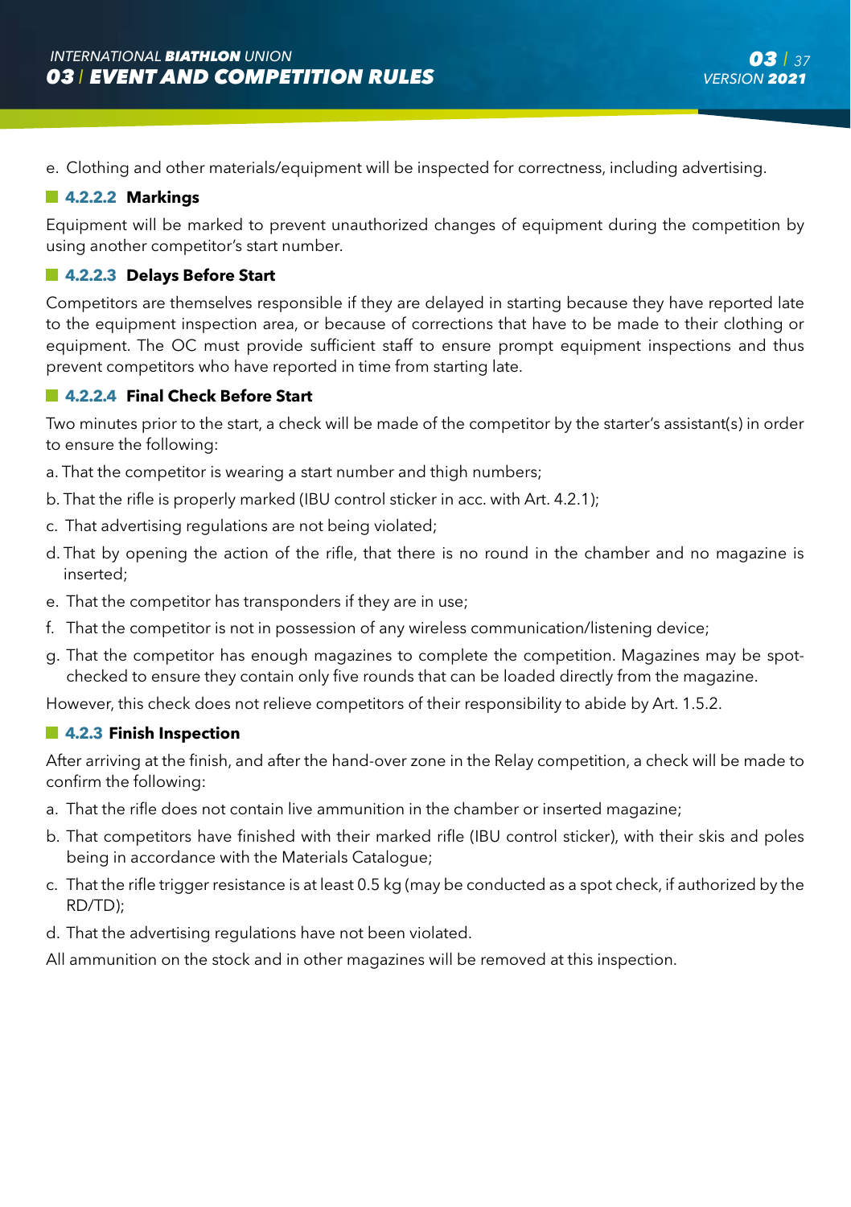e. Clothing and other materials/equipment will be inspected for correctness, including advertising.

#### 4.2.2.2 Markings

Equipment will be marked to prevent unauthorized changes of equipment during the competition by using another competitor's start number.

#### 4.2.2.3 Delays Before Start

Competitors are themselves responsible if they are delayed in starting because they have reported late to the equipment inspection area, or because of corrections that have to be made to their clothing or equipment. The OC must provide sufficient staff to ensure prompt equipment inspections and thus prevent competitors who have reported in time from starting late.

#### 4.2.2.4 Final Check Before Start

Two minutes prior to the start, a check will be made of the competitor by the starter's assistant(s) in order to ensure the following:

a. That the competitor is wearing a start number and thigh numbers;

b. That the rifle is properly marked (IBU control sticker in acc. with Art. 4.2.1);

c. That advertising regulations are not being violated;

d. That by opening the action of the rifle, that there is no round in the chamber and no magazine is inserted;

e. That the competitor has transponders if they are in use;

f. That the competitor is not in possession of any wireless communication/listening device;

g. That the competitor has enough magazines to complete the competition. Magazines may be spot-checked to ensure they contain only five rounds that can be loaded directly from the magazine.

However, this check does not relieve competitors of their responsibility to abide by Art. 1.5.2.

### 4.2.3 Finish Inspection

After arriving at the finish, and after the hand-over zone in the Relay competition, a check will be made to confirm the following:

a. That the rifle does not contain live ammunition in the chamber or inserted magazine;

b. That competitors have finished with their marked rifle (IBU control sticker), with their skis and poles being in accordance with the Materials Catalogue;

c. That the rifle trigger resistance is at least 0.5 kg (may be conducted as a spot check, if authorized by the RD/TD);

d. That the advertising regulations have not been violated.

All ammunition on the stock and in other magazines will be removed at this inspection.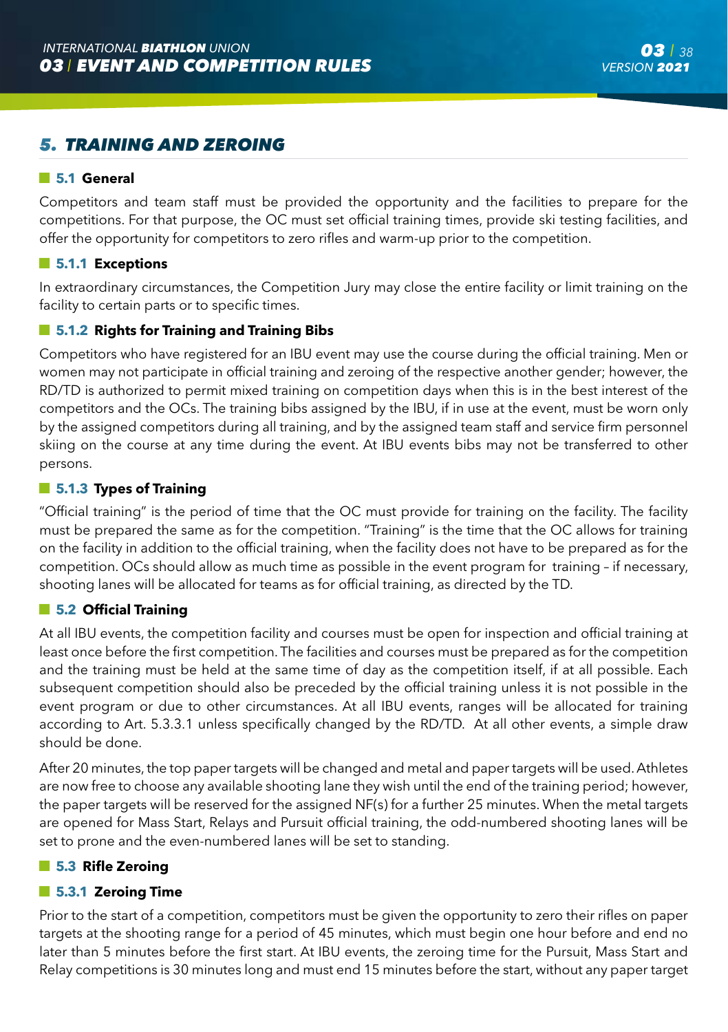## 5. TRAINING AND ZEROING

### 5.1 General

Competitors and team staff must be provided the opportunity and the facilities to prepare for the competitions. For that purpose, the OC must set official training times, provide ski testing facilities, and offer the opportunity for competitors to zero rifles and warm-up prior to the competition.

### 5.1.1 Exceptions

In extraordinary circumstances, the Competition Jury may close the entire facility or limit training on the facility to certain parts or to specific times.

### 5.1.2 Rights for Training and Training Bibs

Competitors who have registered for an IBU event may use the course during the official training. Men or women may not participate in official training and zeroing of the respective another gender; however, the RD/TD is authorized to permit mixed training on competition days when this is in the best interest of the competitors and the OCs. The training bibs assigned by the IBU, if in use at the event, must be worn only by the assigned competitors during all training, and by the assigned team staff and service firm personnel skiing on the course at any time during the event. At IBU events bibs may not be transferred to other persons.

### 5.1.3 Types of Training

"Official training" is the period of time that the OC must provide for training on the facility. The facility must be prepared the same as for the competition. "Training" is the time that the OC allows for training on the facility in addition to the official training, when the facility does not have to be prepared as for the competition. OCs should allow as much time as possible in the event program for training – if necessary, shooting lanes will be allocated for teams as for official training, as directed by the TD.

### 5.2 Official Training

At all IBU events, the competition facility and courses must be open for inspection and official training at least once before the first competition. The facilities and courses must be prepared as for the competition and the training must be held at the same time of day as the competition itself, if at all possible. Each subsequent competition should also be preceded by the official training unless it is not possible in the event program or due to other circumstances. At all IBU events, ranges will be allocated for training according to Art. 5.3.3.1 unless specifically changed by the RD/TD. At all other events, a simple draw should be done.

After 20 minutes, the top paper targets will be changed and metal and paper targets will be used. Athletes are now free to choose any available shooting lane they wish until the end of the training period; however, the paper targets will be reserved for the assigned NF(s) for a further 25 minutes. When the metal targets are opened for Mass Start, Relays and Pursuit official training, the odd-numbered shooting lanes will be set to prone and the even-numbered lanes will be set to standing.

### 5.3 Rifle Zeroing

### 5.3.1 Zeroing Time

Prior to the start of a competition, competitors must be given the opportunity to zero their rifles on paper targets at the shooting range for a period of 45 minutes, which must begin one hour before and end no later than 5 minutes before the first start. At IBU events, the zeroing time for the Pursuit, Mass Start and Relay competitions is 30 minutes long and must end 15 minutes before the start, without any paper target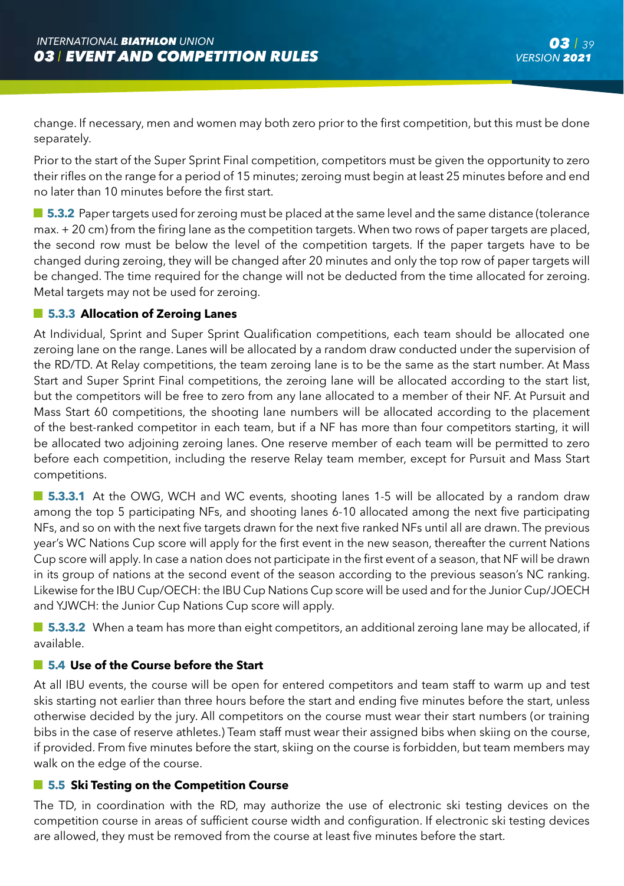change. If necessary, men and women may both zero prior to the first competition, but this must be done separately.

Prior to the start of the Super Sprint Final competition, competitors must be given the opportunity to zero their rifles on the range for a period of 15 minutes; zeroing must begin at least 25 minutes before and end no later than 10 minutes before the first start.

**5.3.2** Paper targets used for zeroing must be placed at the same level and the same distance (tolerance max. + 20 cm) from the firing lane as the competition targets. When two rows of paper targets are placed, the second row must be below the level of the competition targets. If the paper targets have to be changed during zeroing, they will be changed after 20 minutes and only the top row of paper targets will be changed. The time required for the change will not be deducted from the time allocated for zeroing. Metal targets may not be used for zeroing.

### 5.3.3 Allocation of Zeroing Lanes

At Individual, Sprint and Super Sprint Qualification competitions, each team should be allocated one zeroing lane on the range. Lanes will be allocated by a random draw conducted under the supervision of the RD/TD. At Relay competitions, the team zeroing lane is to be the same as the start number. At Mass Start and Super Sprint Final competitions, the zeroing lane will be allocated according to the start list, but the competitors will be free to zero from any lane allocated to a member of their NF. At Pursuit and Mass Start 60 competitions, the shooting lane numbers will be allocated according to the placement of the best-ranked competitor in each team, but if a NF has more than four competitors starting, it will be allocated two adjoining zeroing lanes. One reserve member of each team will be permitted to zero before each competition, including the reserve Relay team member, except for Pursuit and Mass Start competitions.

**5.3.3.1** At the OWG, WCH and WC events, shooting lanes 1-5 will be allocated by a random draw among the top 5 participating NFs, and shooting lanes 6-10 allocated among the next five participating NFs, and so on with the next five targets drawn for the next five ranked NFs until all are drawn. The previous year's WC Nations Cup score will apply for the first event in the new season, thereafter the current Nations Cup score will apply. In case a nation does not participate in the first event of a season, that NF will be drawn in its group of nations at the second event of the season according to the previous season's NC ranking. Likewise for the IBU Cup/OECH: the IBU Cup Nations Cup score will be used and for the Junior Cup/JOECH and YJWCH: the Junior Cup Nations Cup score will apply.

**5.3.3.2** When a team has more than eight competitors, an additional zeroing lane may be allocated, if available.

## 5.4 Use of the Course before the Start

At all IBU events, the course will be open for entered competitors and team staff to warm up and test skis starting not earlier than three hours before the start and ending five minutes before the start, unless otherwise decided by the jury. All competitors on the course must wear their start numbers (or training bibs in the case of reserve athletes.) Team staff must wear their assigned bibs when skiing on the course, if provided. From five minutes before the start, skiing on the course is forbidden, but team members may walk on the edge of the course.

## 5.5 Ski Testing on the Competition Course

The TD, in coordination with the RD, may authorize the use of electronic ski testing devices on the competition course in areas of sufficient course width and configuration. If electronic ski testing devices are allowed, they must be removed from the course at least five minutes before the start.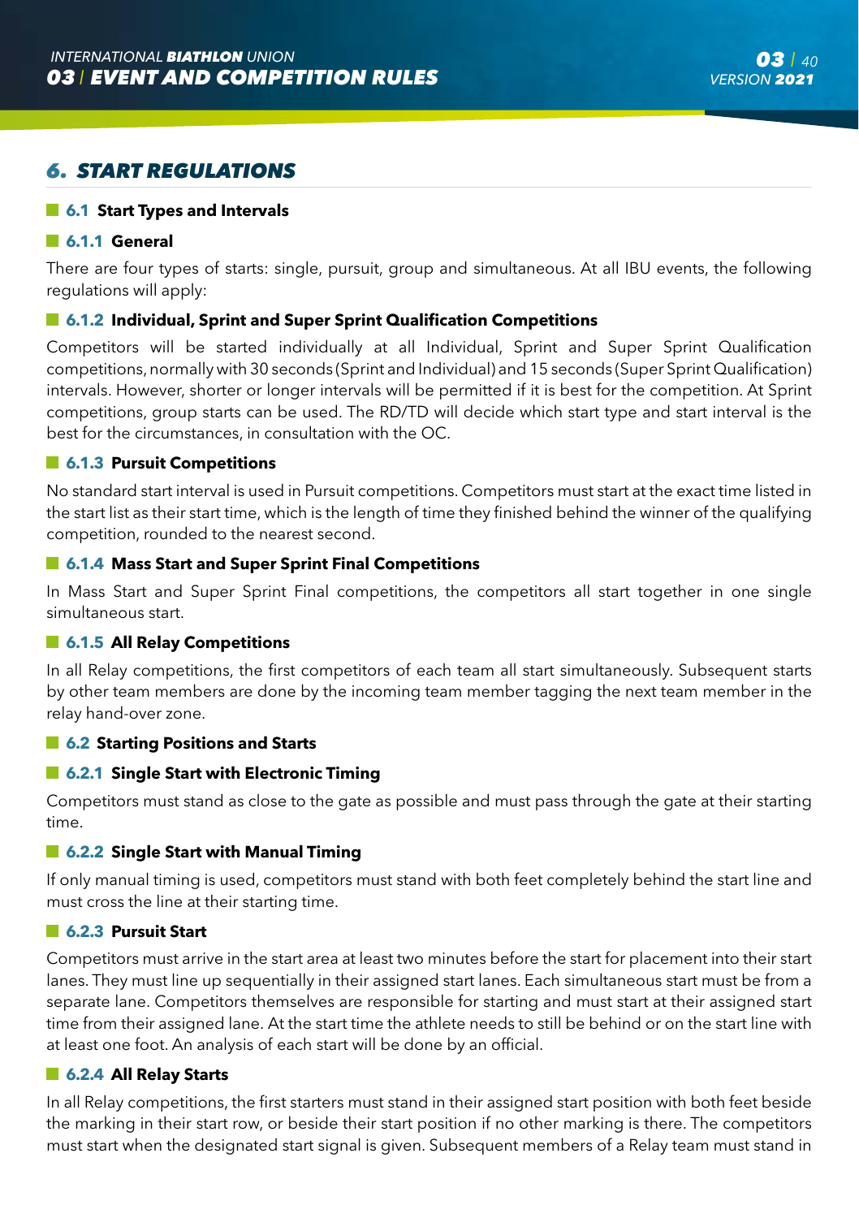## 6. START REGULATIONS

### 6.1 Start Types and Intervals

#### 6.1.1 General

There are four types of starts: single, pursuit, group and simultaneous. At all IBU events, the following regulations will apply:

#### 6.1.2 Individual, Sprint and Super Sprint Qualification Competitions

Competitors will be started individually at all Individual, Sprint and Super Sprint Qualification competitions, normally with 30 seconds (Sprint and Individual) and 15 seconds (Super Sprint Qualification) intervals. However, shorter or longer intervals will be permitted if it is best for the competition. At Sprint competitions, group starts can be used. The RD/TD will decide which start type and start interval is the best for the circumstances, in consultation with the OC.

#### 6.1.3 Pursuit Competitions

No standard start interval is used in Pursuit competitions. Competitors must start at the exact time listed in the start list as their start time, which is the length of time they finished behind the winner of the qualifying competition, rounded to the nearest second.

#### 6.1.4 Mass Start and Super Sprint Final Competitions

In Mass Start and Super Sprint Final competitions, the competitors all start together in one single simultaneous start.

#### 6.1.5 All Relay Competitions

In all Relay competitions, the first competitors of each team all start simultaneously. Subsequent starts by other team members are done by the incoming team member tagging the next team member in the relay hand-over zone.

### 6.2 Starting Positions and Starts

#### 6.2.1 Single Start with Electronic Timing

Competitors must stand as close to the gate as possible and must pass through the gate at their starting time.

#### 6.2.2 Single Start with Manual Timing

If only manual timing is used, competitors must stand with both feet completely behind the start line and must cross the line at their starting time.

#### 6.2.3 Pursuit Start

Competitors must arrive in the start area at least two minutes before the start for placement into their start lanes. They must line up sequentially in their assigned start lanes. Each simultaneous start must be from a separate lane. Competitors themselves are responsible for starting and must start at their assigned start time from their assigned lane. At the start time the athlete needs to still be behind or on the start line with at least one foot. An analysis of each start will be done by an official.

#### 6.2.4 All Relay Starts

In all Relay competitions, the first starters must stand in their assigned start position with both feet beside the marking in their start row, or beside their start position if no other marking is there. The competitors must start when the designated start signal is given. Subsequent members of a Relay team must stand in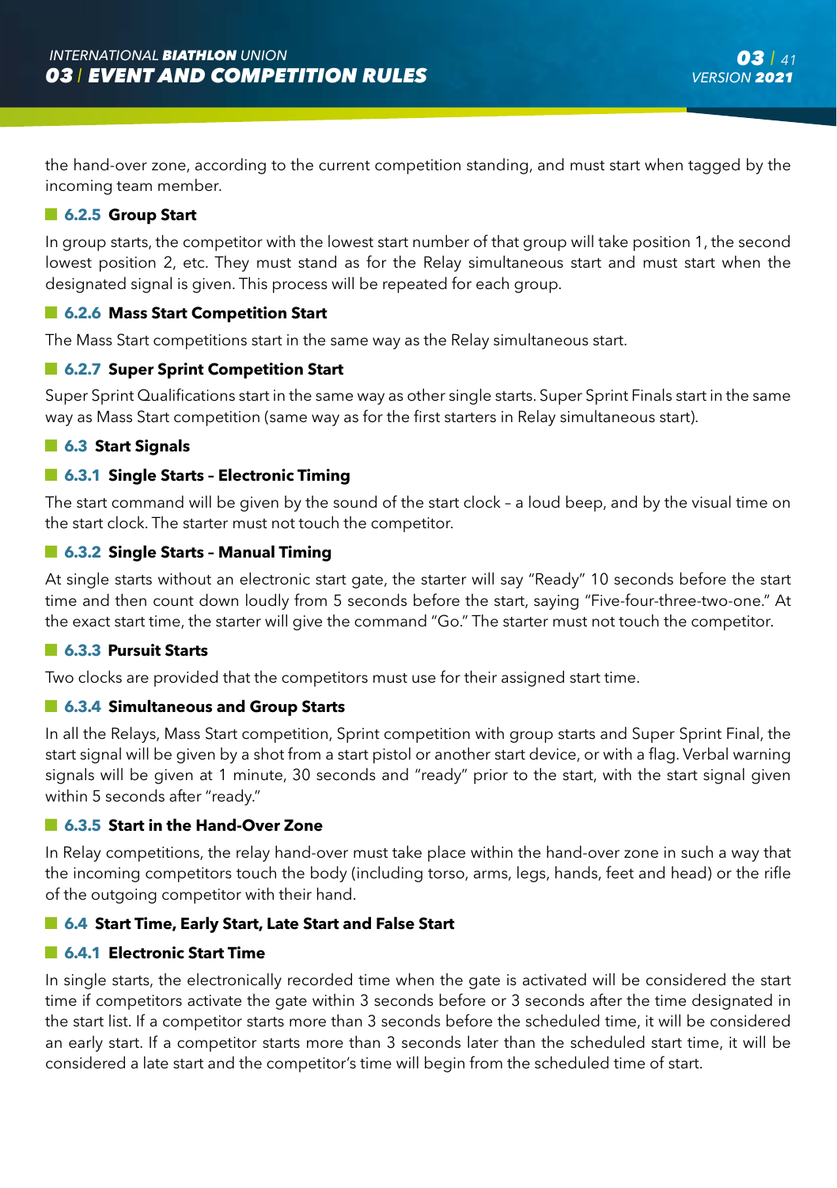the hand-over zone, according to the current competition standing, and must start when tagged by the incoming team member.

### 6.2.5 Group Start

In group starts, the competitor with the lowest start number of that group will take position 1, the second lowest position 2, etc. They must stand as for the Relay simultaneous start and must start when the designated signal is given. This process will be repeated for each group.

### 6.2.6 Mass Start Competition Start

The Mass Start competitions start in the same way as the Relay simultaneous start.

### 6.2.7 Super Sprint Competition Start

Super Sprint Qualifications start in the same way as other single starts. Super Sprint Finals start in the same way as Mass Start competition (same way as for the first starters in Relay simultaneous start).

## 6.3 Start Signals

### 6.3.1 Single Starts – Electronic Timing

The start command will be given by the sound of the start clock – a loud beep, and by the visual time on the start clock. The starter must not touch the competitor.

### 6.3.2 Single Starts – Manual Timing

At single starts without an electronic start gate, the starter will say "Ready" 10 seconds before the start time and then count down loudly from 5 seconds before the start, saying "Five-four-three-two-one." At the exact start time, the starter will give the command "Go." The starter must not touch the competitor.

### 6.3.3 Pursuit Starts

Two clocks are provided that the competitors must use for their assigned start time.

### 6.3.4 Simultaneous and Group Starts

In all the Relays, Mass Start competition, Sprint competition with group starts and Super Sprint Final, the start signal will be given by a shot from a start pistol or another start device, or with a flag. Verbal warning signals will be given at 1 minute, 30 seconds and "ready" prior to the start, with the start signal given within 5 seconds after "ready."

### 6.3.5 Start in the Hand-Over Zone

In Relay competitions, the relay hand-over must take place within the hand-over zone in such a way that the incoming competitors touch the body (including torso, arms, legs, hands, feet and head) or the rifle of the outgoing competitor with their hand.

## 6.4 Start Time, Early Start, Late Start and False Start

### 6.4.1 Electronic Start Time

In single starts, the electronically recorded time when the gate is activated will be considered the start time if competitors activate the gate within 3 seconds before or 3 seconds after the time designated in the start list. If a competitor starts more than 3 seconds before the scheduled time, it will be considered an early start. If a competitor starts more than 3 seconds later than the scheduled start time, it will be considered a late start and the competitor's time will begin from the scheduled time of start.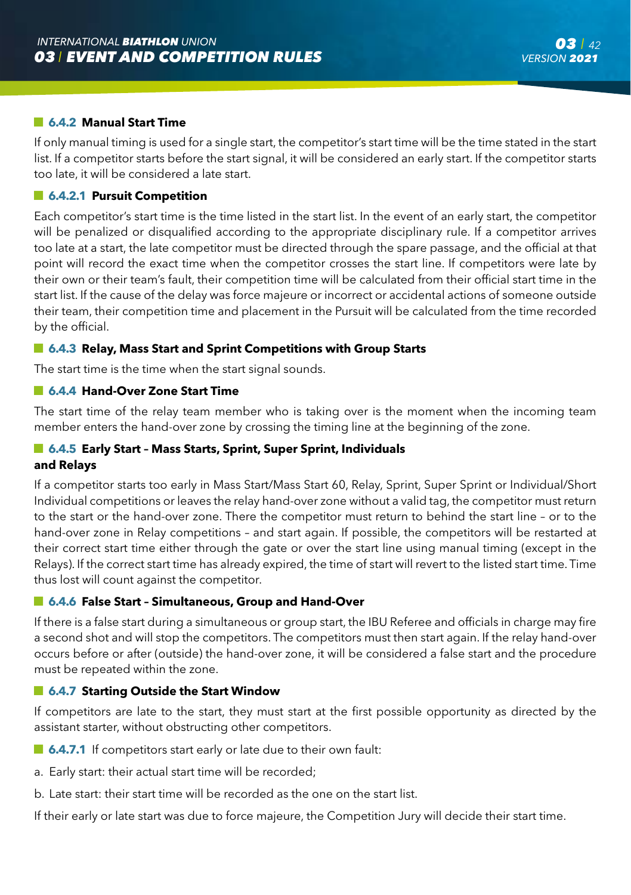#### 6.4.2 Manual Start Time

If only manual timing is used for a single start, the competitor's start time will be the time stated in the start list. If a competitor starts before the start signal, it will be considered an early start. If the competitor starts too late, it will be considered a late start.

#### 6.4.2.1 Pursuit Competition

Each competitor's start time is the time listed in the start list. In the event of an early start, the competitor will be penalized or disqualified according to the appropriate disciplinary rule. If a competitor arrives too late at a start, the late competitor must be directed through the spare passage, and the official at that point will record the exact time when the competitor crosses the start line. If competitors were late by their own or their team's fault, their competition time will be calculated from their official start time in the start list. If the cause of the delay was force majeure or incorrect or accidental actions of someone outside their team, their competition time and placement in the Pursuit will be calculated from the time recorded by the official.

#### 6.4.3 Relay, Mass Start and Sprint Competitions with Group Starts

The start time is the time when the start signal sounds.

#### 6.4.4 Hand-Over Zone Start Time

The start time of the relay team member who is taking over is the moment when the incoming team member enters the hand-over zone by crossing the timing line at the beginning of the zone.

#### 6.4.5 Early Start – Mass Starts, Sprint, Super Sprint, Individuals and Relays

If a competitor starts too early in Mass Start/Mass Start 60, Relay, Sprint, Super Sprint or Individual/Short Individual competitions or leaves the relay hand-over zone without a valid tag, the competitor must return to the start or the hand-over zone. There the competitor must return to behind the start line – or to the hand-over zone in Relay competitions – and start again. If possible, the competitors will be restarted at their correct start time either through the gate or over the start line using manual timing (except in the Relays). If the correct start time has already expired, the time of start will revert to the listed start time. Time thus lost will count against the competitor.

#### 6.4.6 False Start – Simultaneous, Group and Hand-Over

If there is a false start during a simultaneous or group start, the IBU Referee and officials in charge may fire a second shot and will stop the competitors. The competitors must then start again. If the relay hand-over occurs before or after (outside) the hand-over zone, it will be considered a false start and the procedure must be repeated within the zone.

#### 6.4.7 Starting Outside the Start Window

If competitors are late to the start, they must start at the first possible opportunity as directed by the assistant starter, without obstructing other competitors.

**6.4.7.1** If competitors start early or late due to their own fault:

a. Early start: their actual start time will be recorded;

b. Late start: their start time will be recorded as the one on the start list.

If their early or late start was due to force majeure, the Competition Jury will decide their start time.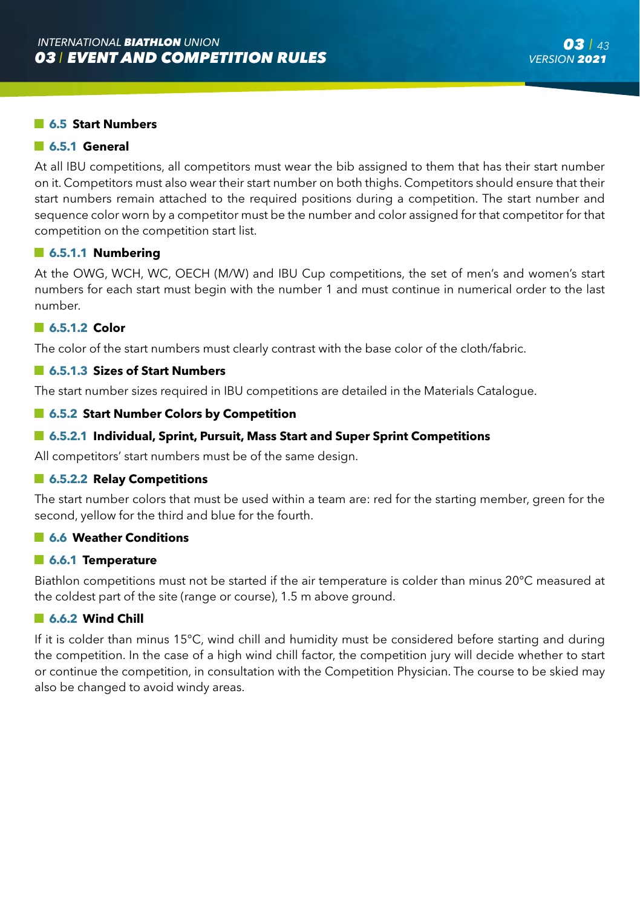## 6.5 Start Numbers

### 6.5.1 General

At all IBU competitions, all competitors must wear the bib assigned to them that has their start number on it. Competitors must also wear their start number on both thighs. Competitors should ensure that their start numbers remain attached to the required positions during a competition. The start number and sequence color worn by a competitor must be the number and color assigned for that competitor for that competition on the competition start list.

#### 6.5.1.1 Numbering

At the OWG, WCH, WC, OECH (M/W) and IBU Cup competitions, the set of men's and women's start numbers for each start must begin with the number 1 and must continue in numerical order to the last number.

#### 6.5.1.2 Color

The color of the start numbers must clearly contrast with the base color of the cloth/fabric.

#### 6.5.1.3 Sizes of Start Numbers

The start number sizes required in IBU competitions are detailed in the Materials Catalogue.

### 6.5.2 Start Number Colors by Competition

#### 6.5.2.1 Individual, Sprint, Pursuit, Mass Start and Super Sprint Competitions

All competitors' start numbers must be of the same design.

#### 6.5.2.2 Relay Competitions

The start number colors that must be used within a team are: red for the starting member, green for the second, yellow for the third and blue for the fourth.

## 6.6 Weather Conditions

### 6.6.1 Temperature

Biathlon competitions must not be started if the air temperature is colder than minus 20°C measured at the coldest part of the site (range or course), 1.5 m above ground.

### 6.6.2 Wind Chill

If it is colder than minus 15°C, wind chill and humidity must be considered before starting and during the competition. In the case of a high wind chill factor, the competition jury will decide whether to start or continue the competition, in consultation with the Competition Physician. The course to be skied may also be changed to avoid windy areas.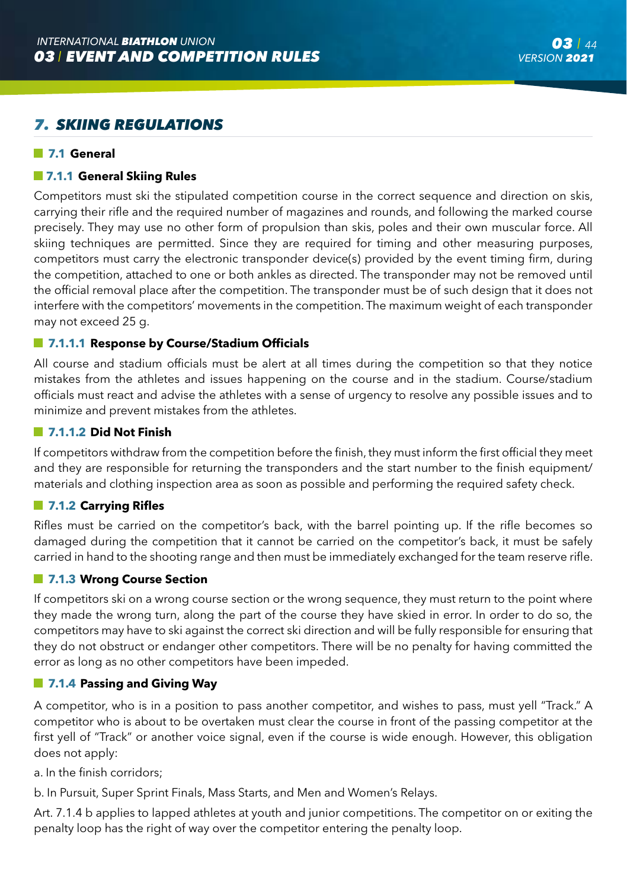# 7. SKIING REGULATIONS

## 7.1 General

### 7.1.1 General Skiing Rules

Competitors must ski the stipulated competition course in the correct sequence and direction on skis, carrying their rifle and the required number of magazines and rounds, and following the marked course precisely. They may use no other form of propulsion than skis, poles and their own muscular force. All skiing techniques are permitted. Since they are required for timing and other measuring purposes, competitors must carry the electronic transponder device(s) provided by the event timing firm, during the competition, attached to one or both ankles as directed. The transponder may not be removed until the official removal place after the competition. The transponder must be of such design that it does not interfere with the competitors' movements in the competition. The maximum weight of each transponder may not exceed 25 g.

#### 7.1.1.1 Response by Course/Stadium Officials

All course and stadium officials must be alert at all times during the competition so that they notice mistakes from the athletes and issues happening on the course and in the stadium. Course/stadium officials must react and advise the athletes with a sense of urgency to resolve any possible issues and to minimize and prevent mistakes from the athletes.

#### 7.1.1.2 Did Not Finish

If competitors withdraw from the competition before the finish, they must inform the first official they meet and they are responsible for returning the transponders and the start number to the finish equipment/ materials and clothing inspection area as soon as possible and performing the required safety check.

### 7.1.2 Carrying Rifles

Rifles must be carried on the competitor's back, with the barrel pointing up. If the rifle becomes so damaged during the competition that it cannot be carried on the competitor's back, it must be safely carried in hand to the shooting range and then must be immediately exchanged for the team reserve rifle.

### 7.1.3 Wrong Course Section

If competitors ski on a wrong course section or the wrong sequence, they must return to the point where they made the wrong turn, along the part of the course they have skied in error. In order to do so, the competitors may have to ski against the correct ski direction and will be fully responsible for ensuring that they do not obstruct or endanger other competitors. There will be no penalty for having committed the error as long as no other competitors have been impeded.

### 7.1.4 Passing and Giving Way

A competitor, who is in a position to pass another competitor, and wishes to pass, must yell "Track." A competitor who is about to be overtaken must clear the course in front of the passing competitor at the first yell of "Track" or another voice signal, even if the course is wide enough. However, this obligation does not apply:

a. In the finish corridors;

b. In Pursuit, Super Sprint Finals, Mass Starts, and Men and Women's Relays.

Art. 7.1.4 b applies to lapped athletes at youth and junior competitions. The competitor on or exiting the penalty loop has the right of way over the competitor entering the penalty loop.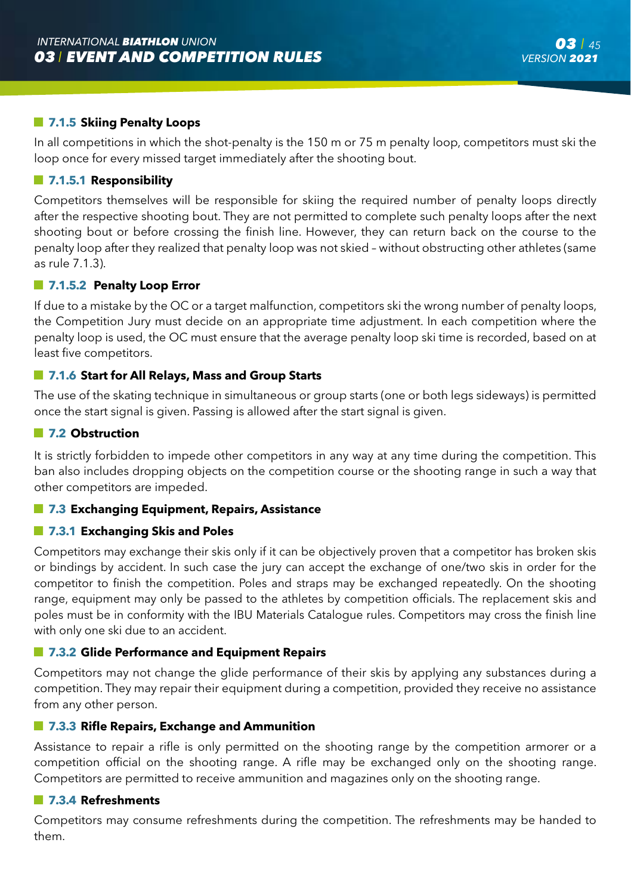### 7.1.5 Skiing Penalty Loops

In all competitions in which the shot-penalty is the 150 m or 75 m penalty loop, competitors must ski the loop once for every missed target immediately after the shooting bout.

#### 7.1.5.1 Responsibility

Competitors themselves will be responsible for skiing the required number of penalty loops directly after the respective shooting bout. They are not permitted to complete such penalty loops after the next shooting bout or before crossing the finish line. However, they can return back on the course to the penalty loop after they realized that penalty loop was not skied – without obstructing other athletes (same as rule 7.1.3).

#### 7.1.5.2 Penalty Loop Error

If due to a mistake by the OC or a target malfunction, competitors ski the wrong number of penalty loops, the Competition Jury must decide on an appropriate time adjustment. In each competition where the penalty loop is used, the OC must ensure that the average penalty loop ski time is recorded, based on at least five competitors.

### 7.1.6 Start for All Relays, Mass and Group Starts

The use of the skating technique in simultaneous or group starts (one or both legs sideways) is permitted once the start signal is given. Passing is allowed after the start signal is given.

## 7.2 Obstruction

It is strictly forbidden to impede other competitors in any way at any time during the competition. This ban also includes dropping objects on the competition course or the shooting range in such a way that other competitors are impeded.

## 7.3 Exchanging Equipment, Repairs, Assistance

### 7.3.1 Exchanging Skis and Poles

Competitors may exchange their skis only if it can be objectively proven that a competitor has broken skis or bindings by accident. In such case the jury can accept the exchange of one/two skis in order for the competitor to finish the competition. Poles and straps may be exchanged repeatedly. On the shooting range, equipment may only be passed to the athletes by competition officials. The replacement skis and poles must be in conformity with the IBU Materials Catalogue rules. Competitors may cross the finish line with only one ski due to an accident.

### 7.3.2 Glide Performance and Equipment Repairs

Competitors may not change the glide performance of their skis by applying any substances during a competition. They may repair their equipment during a competition, provided they receive no assistance from any other person.

### 7.3.3 Rifle Repairs, Exchange and Ammunition

Assistance to repair a rifle is only permitted on the shooting range by the competition armorer or a competition official on the shooting range. A rifle may be exchanged only on the shooting range. Competitors are permitted to receive ammunition and magazines only on the shooting range.

### 7.3.4 Refreshments

Competitors may consume refreshments during the competition. The refreshments may be handed to them.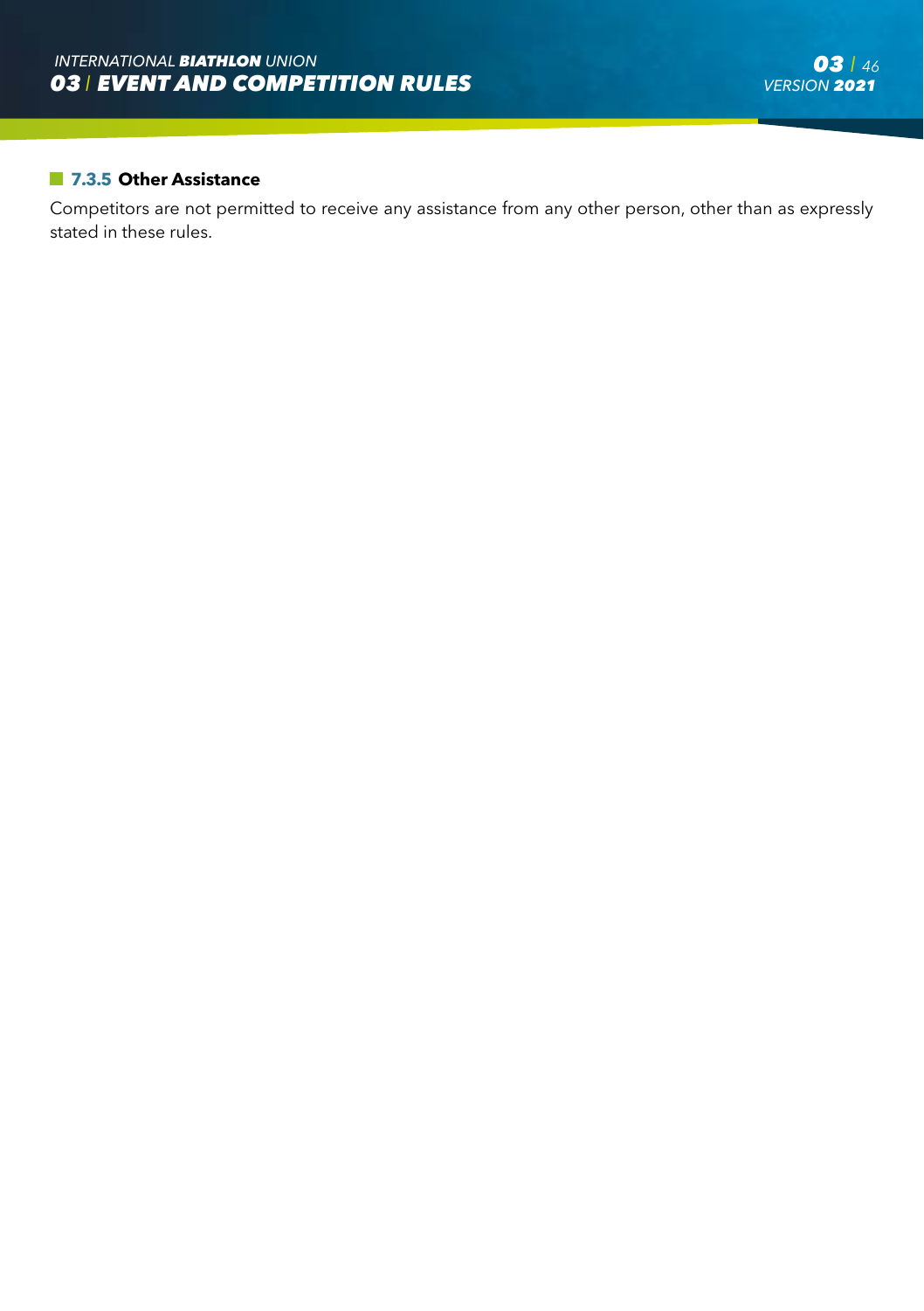#### 7.3.5 Other Assistance

Competitors are not permitted to receive any assistance from any other person, other than as expressly stated in these rules.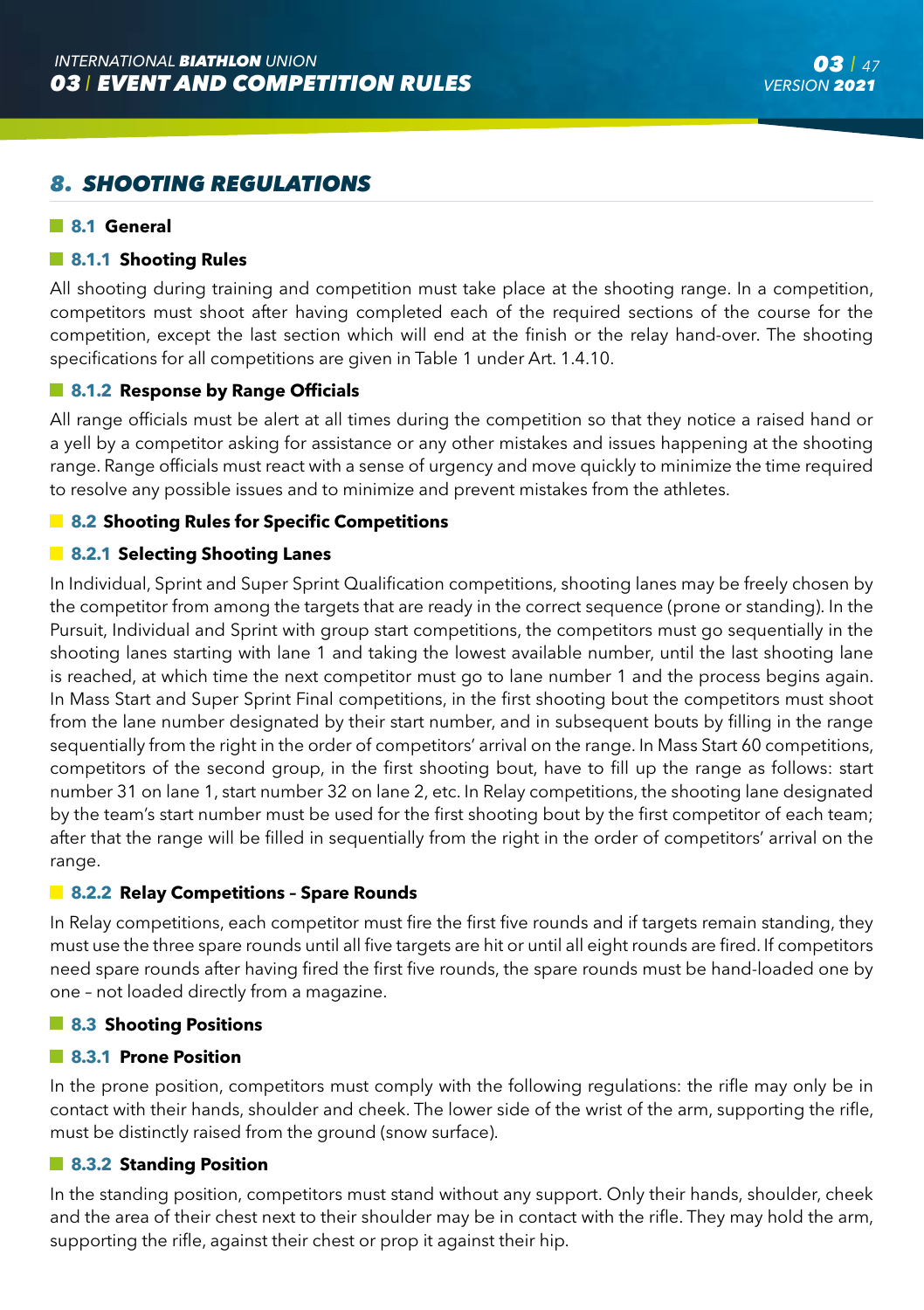## 8. SHOOTING REGULATIONS

### 8.1 General

#### 8.1.1 Shooting Rules

All shooting during training and competition must take place at the shooting range. In a competition, competitors must shoot after having completed each of the required sections of the course for the competition, except the last section which will end at the finish or the relay hand-over. The shooting specifications for all competitions are given in Table 1 under Art. 1.4.10.

#### 8.1.2 Response by Range Officials

All range officials must be alert at all times during the competition so that they notice a raised hand or a yell by a competitor asking for assistance or any other mistakes and issues happening at the shooting range. Range officials must react with a sense of urgency and move quickly to minimize the time required to resolve any possible issues and to minimize and prevent mistakes from the athletes.

### 8.2 Shooting Rules for Specific Competitions

#### 8.2.1 Selecting Shooting Lanes

In Individual, Sprint and Super Sprint Qualification competitions, shooting lanes may be freely chosen by the competitor from among the targets that are ready in the correct sequence (prone or standing). In the Pursuit, Individual and Sprint with group start competitions, the competitors must go sequentially in the shooting lanes starting with lane 1 and taking the lowest available number, until the last shooting lane is reached, at which time the next competitor must go to lane number 1 and the process begins again. In Mass Start and Super Sprint Final competitions, in the first shooting bout the competitors must shoot from the lane number designated by their start number, and in subsequent bouts by filling in the range sequentially from the right in the order of competitors' arrival on the range. In Mass Start 60 competitions, competitors of the second group, in the first shooting bout, have to fill up the range as follows: start number 31 on lane 1, start number 32 on lane 2, etc. In Relay competitions, the shooting lane designated by the team's start number must be used for the first shooting bout by the first competitor of each team; after that the range will be filled in sequentially from the right in the order of competitors' arrival on the range.

#### 8.2.2 Relay Competitions – Spare Rounds

In Relay competitions, each competitor must fire the first five rounds and if targets remain standing, they must use the three spare rounds until all five targets are hit or until all eight rounds are fired. If competitors need spare rounds after having fired the first five rounds, the spare rounds must be hand-loaded one by one – not loaded directly from a magazine.

### 8.3 Shooting Positions

#### 8.3.1 Prone Position

In the prone position, competitors must comply with the following regulations: the rifle may only be in contact with their hands, shoulder and cheek. The lower side of the wrist of the arm, supporting the rifle, must be distinctly raised from the ground (snow surface).

#### 8.3.2 Standing Position

In the standing position, competitors must stand without any support. Only their hands, shoulder, cheek and the area of their chest next to their shoulder may be in contact with the rifle. They may hold the arm, supporting the rifle, against their chest or prop it against their hip.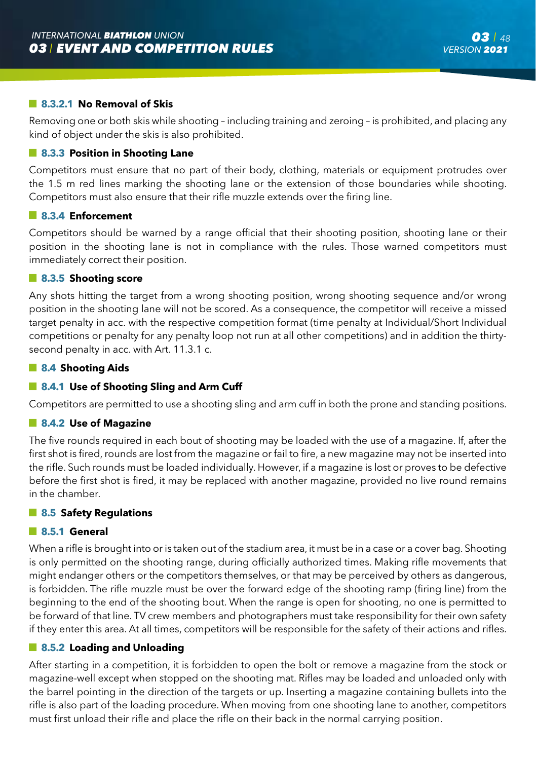#### 8.3.2.1 No Removal of Skis

Removing one or both skis while shooting – including training and zeroing – is prohibited, and placing any kind of object under the skis is also prohibited.

### 8.3.3 Position in Shooting Lane

Competitors must ensure that no part of their body, clothing, materials or equipment protrudes over the 1.5 m red lines marking the shooting lane or the extension of those boundaries while shooting. Competitors must also ensure that their rifle muzzle extends over the firing line.

### 8.3.4 Enforcement

Competitors should be warned by a range official that their shooting position, shooting lane or their position in the shooting lane is not in compliance with the rules. Those warned competitors must immediately correct their position.

### 8.3.5 Shooting score

Any shots hitting the target from a wrong shooting position, wrong shooting sequence and/or wrong position in the shooting lane will not be scored. As a consequence, the competitor will receive a missed target penalty in acc. with the respective competition format (time penalty at Individual/Short Individual competitions or penalty for any penalty loop not run at all other competitions) and in addition the thirty-second penalty in acc. with Art. 11.3.1 c.

## 8.4 Shooting Aids

### 8.4.1 Use of Shooting Sling and Arm Cuff

Competitors are permitted to use a shooting sling and arm cuff in both the prone and standing positions.

### 8.4.2 Use of Magazine

The five rounds required in each bout of shooting may be loaded with the use of a magazine. If, after the first shot is fired, rounds are lost from the magazine or fail to fire, a new magazine may not be inserted into the rifle. Such rounds must be loaded individually. However, if a magazine is lost or proves to be defective before the first shot is fired, it may be replaced with another magazine, provided no live round remains in the chamber.

## 8.5 Safety Regulations

### 8.5.1 General

When a rifle is brought into or is taken out of the stadium area, it must be in a case or a cover bag. Shooting is only permitted on the shooting range, during officially authorized times. Making rifle movements that might endanger others or the competitors themselves, or that may be perceived by others as dangerous, is forbidden. The rifle muzzle must be over the forward edge of the shooting ramp (firing line) from the beginning to the end of the shooting bout. When the range is open for shooting, no one is permitted to be forward of that line. TV crew members and photographers must take responsibility for their own safety if they enter this area. At all times, competitors will be responsible for the safety of their actions and rifles.

### 8.5.2 Loading and Unloading

After starting in a competition, it is forbidden to open the bolt or remove a magazine from the stock or magazine-well except when stopped on the shooting mat. Rifles may be loaded and unloaded only with the barrel pointing in the direction of the targets or up. Inserting a magazine containing bullets into the rifle is also part of the loading procedure. When moving from one shooting lane to another, competitors must first unload their rifle and place the rifle on their back in the normal carrying position.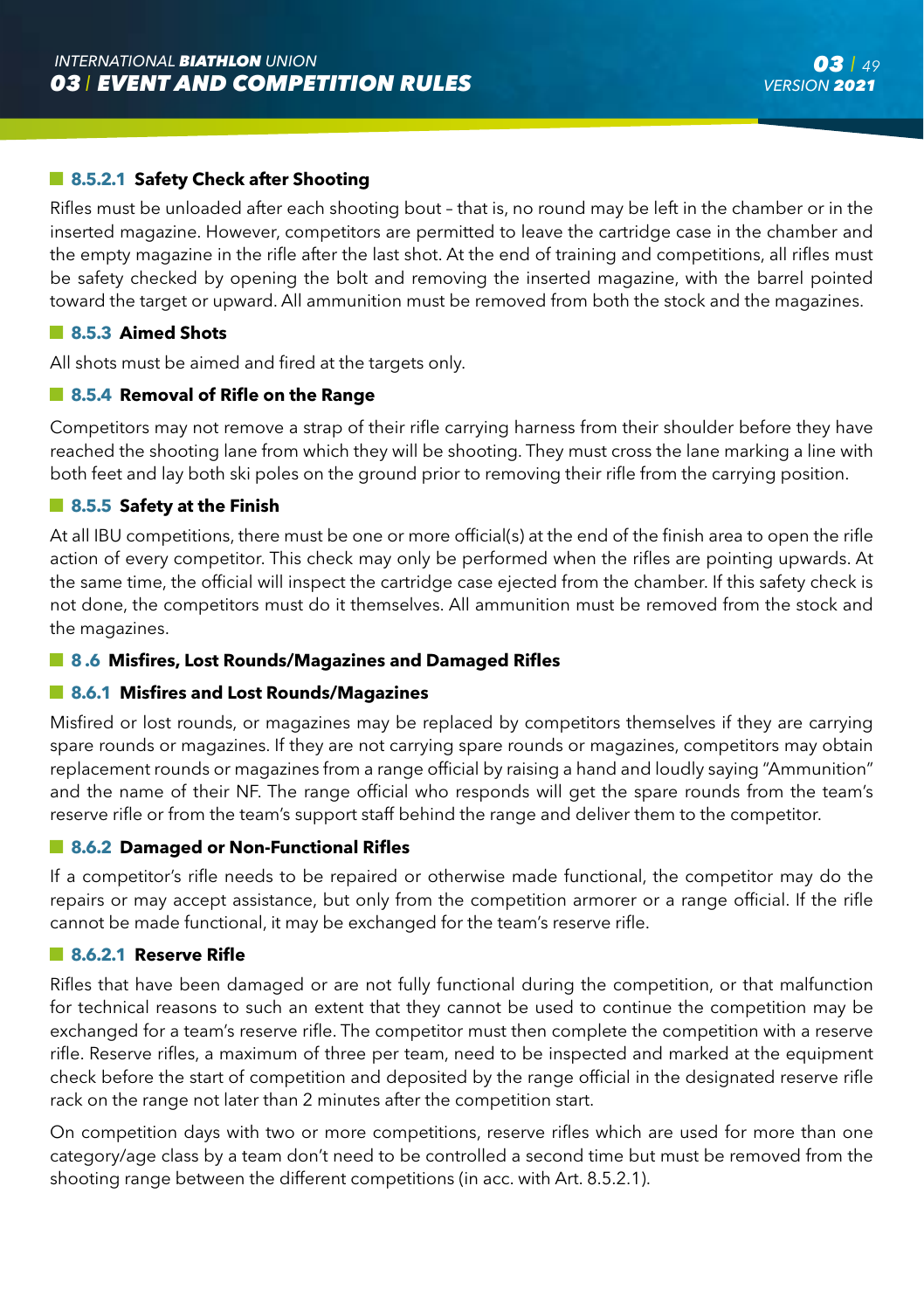#### 8.5.2.1 Safety Check after Shooting

Rifles must be unloaded after each shooting bout – that is, no round may be left in the chamber or in the inserted magazine. However, competitors are permitted to leave the cartridge case in the chamber and the empty magazine in the rifle after the last shot. At the end of training and competitions, all rifles must be safety checked by opening the bolt and removing the inserted magazine, with the barrel pointed toward the target or upward. All ammunition must be removed from both the stock and the magazines.

### 8.5.3 Aimed Shots

All shots must be aimed and fired at the targets only.

### 8.5.4 Removal of Rifle on the Range

Competitors may not remove a strap of their rifle carrying harness from their shoulder before they have reached the shooting lane from which they will be shooting. They must cross the lane marking a line with both feet and lay both ski poles on the ground prior to removing their rifle from the carrying position.

### 8.5.5 Safety at the Finish

At all IBU competitions, there must be one or more official(s) at the end of the finish area to open the rifle action of every competitor. This check may only be performed when the rifles are pointing upwards. At the same time, the official will inspect the cartridge case ejected from the chamber. If this safety check is not done, the competitors must do it themselves. All ammunition must be removed from the stock and the magazines.

## 8 .6 Misfires, Lost Rounds/Magazines and Damaged Rifles

### 8.6.1 Misfires and Lost Rounds/Magazines

Misfired or lost rounds, or magazines may be replaced by competitors themselves if they are carrying spare rounds or magazines. If they are not carrying spare rounds or magazines, competitors may obtain replacement rounds or magazines from a range official by raising a hand and loudly saying "Ammunition" and the name of their NF. The range official who responds will get the spare rounds from the team's reserve rifle or from the team's support staff behind the range and deliver them to the competitor.

### 8.6.2 Damaged or Non-Functional Rifles

If a competitor's rifle needs to be repaired or otherwise made functional, the competitor may do the repairs or may accept assistance, but only from the competition armorer or a range official. If the rifle cannot be made functional, it may be exchanged for the team's reserve rifle.

#### 8.6.2.1 Reserve Rifle

Rifles that have been damaged or are not fully functional during the competition, or that malfunction for technical reasons to such an extent that they cannot be used to continue the competition may be exchanged for a team's reserve rifle. The competitor must then complete the competition with a reserve rifle. Reserve rifles, a maximum of three per team, need to be inspected and marked at the equipment check before the start of competition and deposited by the range official in the designated reserve rifle rack on the range not later than 2 minutes after the competition start.

On competition days with two or more competitions, reserve rifles which are used for more than one category/age class by a team don't need to be controlled a second time but must be removed from the shooting range between the different competitions (in acc. with Art. 8.5.2.1).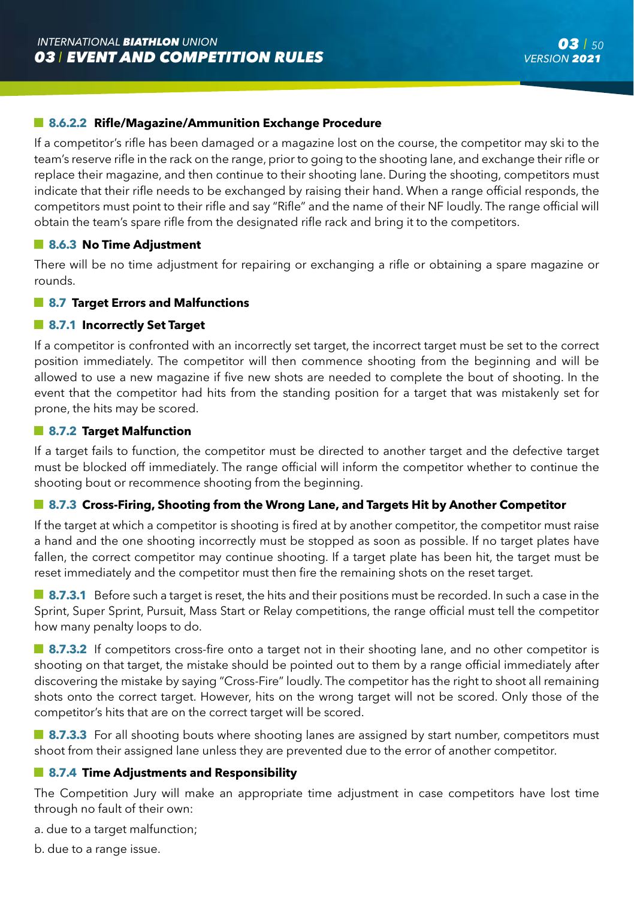#### 8.6.2.2 Rifle/Magazine/Ammunition Exchange Procedure

If a competitor's rifle has been damaged or a magazine lost on the course, the competitor may ski to the team's reserve rifle in the rack on the range, prior to going to the shooting lane, and exchange their rifle or replace their magazine, and then continue to their shooting lane. During the shooting, competitors must indicate that their rifle needs to be exchanged by raising their hand. When a range official responds, the competitors must point to their rifle and say "Rifle" and the name of their NF loudly. The range official will obtain the team's spare rifle from the designated rifle rack and bring it to the competitors.

### 8.6.3 No Time Adjustment

There will be no time adjustment for repairing or exchanging a rifle or obtaining a spare magazine or rounds.

## 8.7 Target Errors and Malfunctions

### 8.7.1 Incorrectly Set Target

If a competitor is confronted with an incorrectly set target, the incorrect target must be set to the correct position immediately. The competitor will then commence shooting from the beginning and will be allowed to use a new magazine if five new shots are needed to complete the bout of shooting. In the event that the competitor had hits from the standing position for a target that was mistakenly set for prone, the hits may be scored.

### 8.7.2 Target Malfunction

If a target fails to function, the competitor must be directed to another target and the defective target must be blocked off immediately. The range official will inform the competitor whether to continue the shooting bout or recommence shooting from the beginning.

### 8.7.3 Cross-Firing, Shooting from the Wrong Lane, and Targets Hit by Another Competitor

If the target at which a competitor is shooting is fired at by another competitor, the competitor must raise a hand and the one shooting incorrectly must be stopped as soon as possible. If no target plates have fallen, the correct competitor may continue shooting. If a target plate has been hit, the target must be reset immediately and the competitor must then fire the remaining shots on the reset target.

**8.7.3.1** Before such a target is reset, the hits and their positions must be recorded. In such a case in the Sprint, Super Sprint, Pursuit, Mass Start or Relay competitions, the range official must tell the competitor how many penalty loops to do.

**8.7.3.2** If competitors cross-fire onto a target not in their shooting lane, and no other competitor is shooting on that target, the mistake should be pointed out to them by a range official immediately after discovering the mistake by saying "Cross-Fire" loudly. The competitor has the right to shoot all remaining shots onto the correct target. However, hits on the wrong target will not be scored. Only those of the competitor's hits that are on the correct target will be scored.

**8.7.3.3** For all shooting bouts where shooting lanes are assigned by start number, competitors must shoot from their assigned lane unless they are prevented due to the error of another competitor.

### 8.7.4 Time Adjustments and Responsibility

The Competition Jury will make an appropriate time adjustment in case competitors have lost time through no fault of their own:

a. due to a target malfunction;

b. due to a range issue.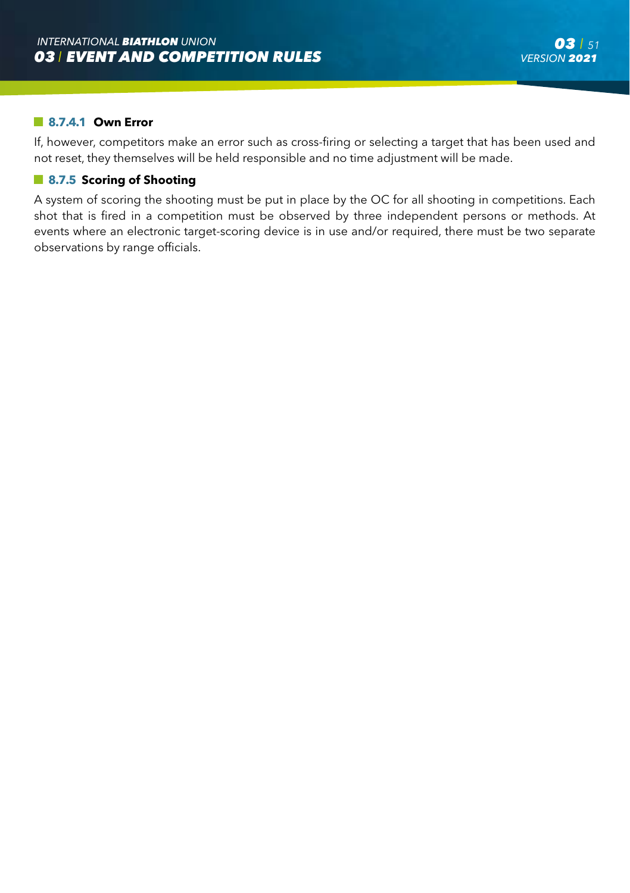#### 8.7.4.1 Own Error

If, however, competitors make an error such as cross-firing or selecting a target that has been used and not reset, they themselves will be held responsible and no time adjustment will be made.

### 8.7.5 Scoring of Shooting

A system of scoring the shooting must be put in place by the OC for all shooting in competitions. Each shot that is fired in a competition must be observed by three independent persons or methods. At events where an electronic target-scoring device is in use and/or required, there must be two separate observations by range officials.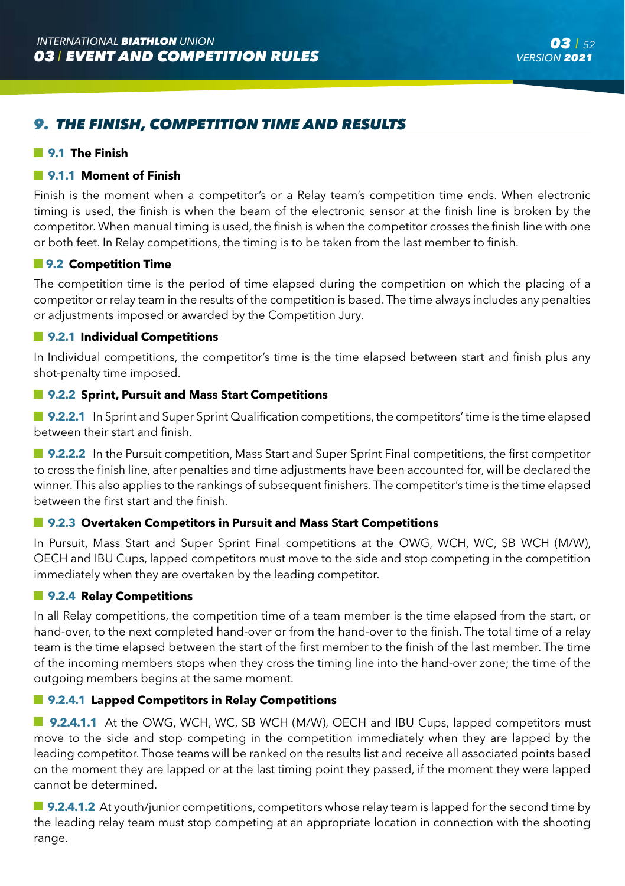# 9. THE FINISH, COMPETITION TIME AND RESULTS

## 9.1 The Finish

### 9.1.1 Moment of Finish

Finish is the moment when a competitor's or a Relay team's competition time ends. When electronic timing is used, the finish is when the beam of the electronic sensor at the finish line is broken by the competitor. When manual timing is used, the finish is when the competitor crosses the finish line with one or both feet. In Relay competitions, the timing is to be taken from the last member to finish.

## 9.2 Competition Time

The competition time is the period of time elapsed during the competition on which the placing of a competitor or relay team in the results of the competition is based. The time always includes any penalties or adjustments imposed or awarded by the Competition Jury.

### 9.2.1 Individual Competitions

In Individual competitions, the competitor's time is the time elapsed between start and finish plus any shot-penalty time imposed.

### 9.2.2 Sprint, Pursuit and Mass Start Competitions

**9.2.2.1** In Sprint and Super Sprint Qualification competitions, the competitors' time is the time elapsed between their start and finish.

**9.2.2.2** In the Pursuit competition, Mass Start and Super Sprint Final competitions, the first competitor to cross the finish line, after penalties and time adjustments have been accounted for, will be declared the winner. This also applies to the rankings of subsequent finishers. The competitor's time is the time elapsed between the first start and the finish.

### 9.2.3 Overtaken Competitors in Pursuit and Mass Start Competitions

In Pursuit, Mass Start and Super Sprint Final competitions at the OWG, WCH, WC, SB WCH (M/W), OECH and IBU Cups, lapped competitors must move to the side and stop competing in the competition immediately when they are overtaken by the leading competitor.

### 9.2.4 Relay Competitions

In all Relay competitions, the competition time of a team member is the time elapsed from the start, or hand-over, to the next completed hand-over or from the hand-over to the finish. The total time of a relay team is the time elapsed between the start of the first member to the finish of the last member. The time of the incoming members stops when they cross the timing line into the hand-over zone; the time of the outgoing members begins at the same moment.

#### 9.2.4.1 Lapped Competitors in Relay Competitions

**9.2.4.1.1** At the OWG, WCH, WC, SB WCH (M/W), OECH and IBU Cups, lapped competitors must move to the side and stop competing in the competition immediately when they are lapped by the leading competitor. Those teams will be ranked on the results list and receive all associated points based on the moment they are lapped or at the last timing point they passed, if the moment they were lapped cannot be determined.

**9.2.4.1.2** At youth/junior competitions, competitors whose relay team is lapped for the second time by the leading relay team must stop competing at an appropriate location in connection with the shooting range.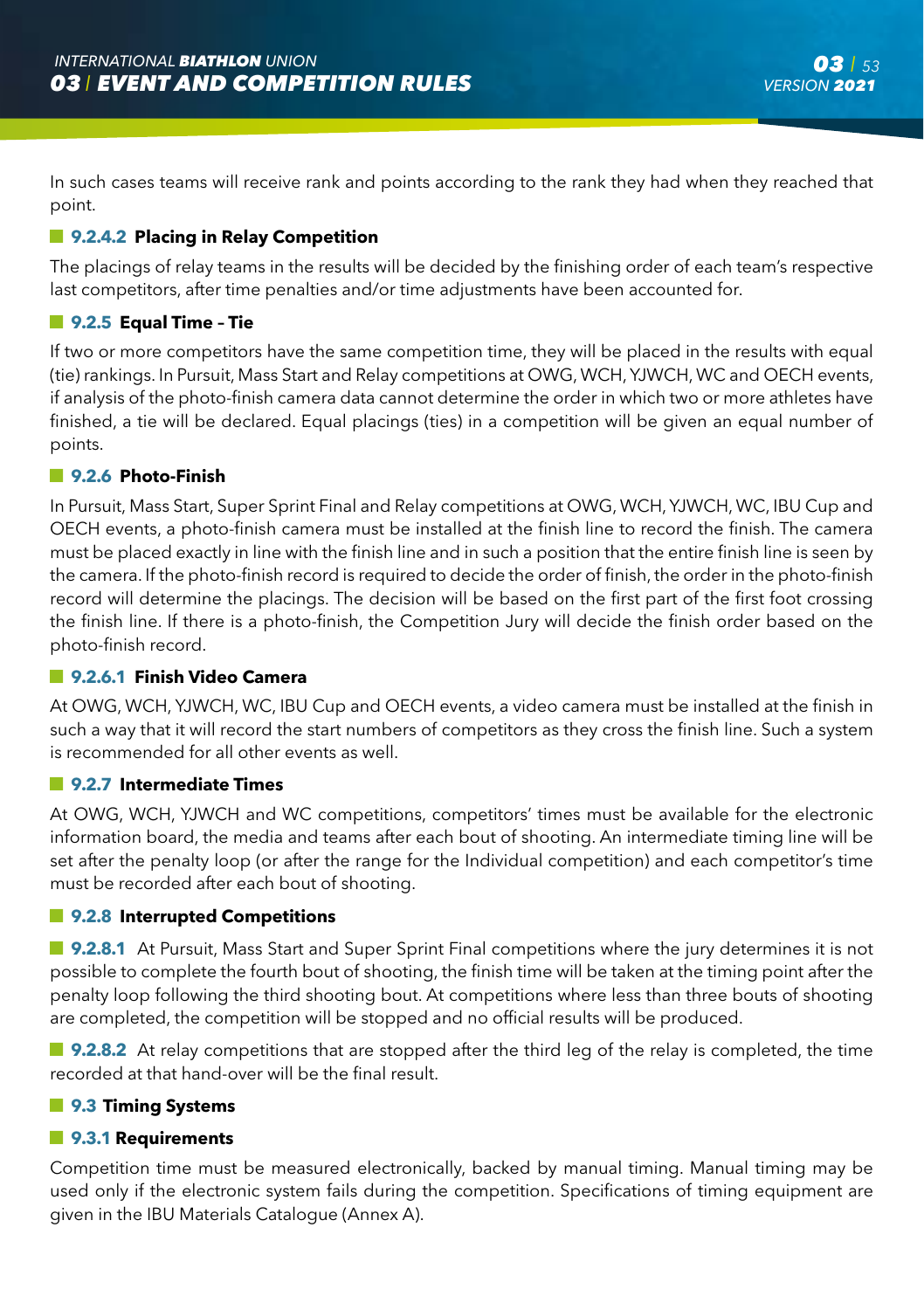In such cases teams will receive rank and points according to the rank they had when they reached that point.

#### 9.2.4.2 Placing in Relay Competition

The placings of relay teams in the results will be decided by the finishing order of each team's respective last competitors, after time penalties and/or time adjustments have been accounted for.

### 9.2.5 Equal Time – Tie

If two or more competitors have the same competition time, they will be placed in the results with equal (tie) rankings. In Pursuit, Mass Start and Relay competitions at OWG, WCH, YJWCH, WC and OECH events, if analysis of the photo-finish camera data cannot determine the order in which two or more athletes have finished, a tie will be declared. Equal placings (ties) in a competition will be given an equal number of points.

### 9.2.6 Photo-Finish

In Pursuit, Mass Start, Super Sprint Final and Relay competitions at OWG, WCH, YJWCH, WC, IBU Cup and OECH events, a photo-finish camera must be installed at the finish line to record the finish. The camera must be placed exactly in line with the finish line and in such a position that the entire finish line is seen by the camera. If the photo-finish record is required to decide the order of finish, the order in the photo-finish record will determine the placings. The decision will be based on the first part of the first foot crossing the finish line. If there is a photo-finish, the Competition Jury will decide the finish order based on the photo-finish record.

#### 9.2.6.1 Finish Video Camera

At OWG, WCH, YJWCH, WC, IBU Cup and OECH events, a video camera must be installed at the finish in such a way that it will record the start numbers of competitors as they cross the finish line. Such a system is recommended for all other events as well.

### 9.2.7 Intermediate Times

At OWG, WCH, YJWCH and WC competitions, competitors' times must be available for the electronic information board, the media and teams after each bout of shooting. An intermediate timing line will be set after the penalty loop (or after the range for the Individual competition) and each competitor's time must be recorded after each bout of shooting.

### 9.2.8 Interrupted Competitions

**9.2.8.1** At Pursuit, Mass Start and Super Sprint Final competitions where the jury determines it is not possible to complete the fourth bout of shooting, the finish time will be taken at the timing point after the penalty loop following the third shooting bout. At competitions where less than three bouts of shooting are completed, the competition will be stopped and no official results will be produced.

**9.2.8.2** At relay competitions that are stopped after the third leg of the relay is completed, the time recorded at that hand-over will be the final result.

## 9.3 Timing Systems

### 9.3.1 Requirements

Competition time must be measured electronically, backed by manual timing. Manual timing may be used only if the electronic system fails during the competition. Specifications of timing equipment are given in the IBU Materials Catalogue (Annex A).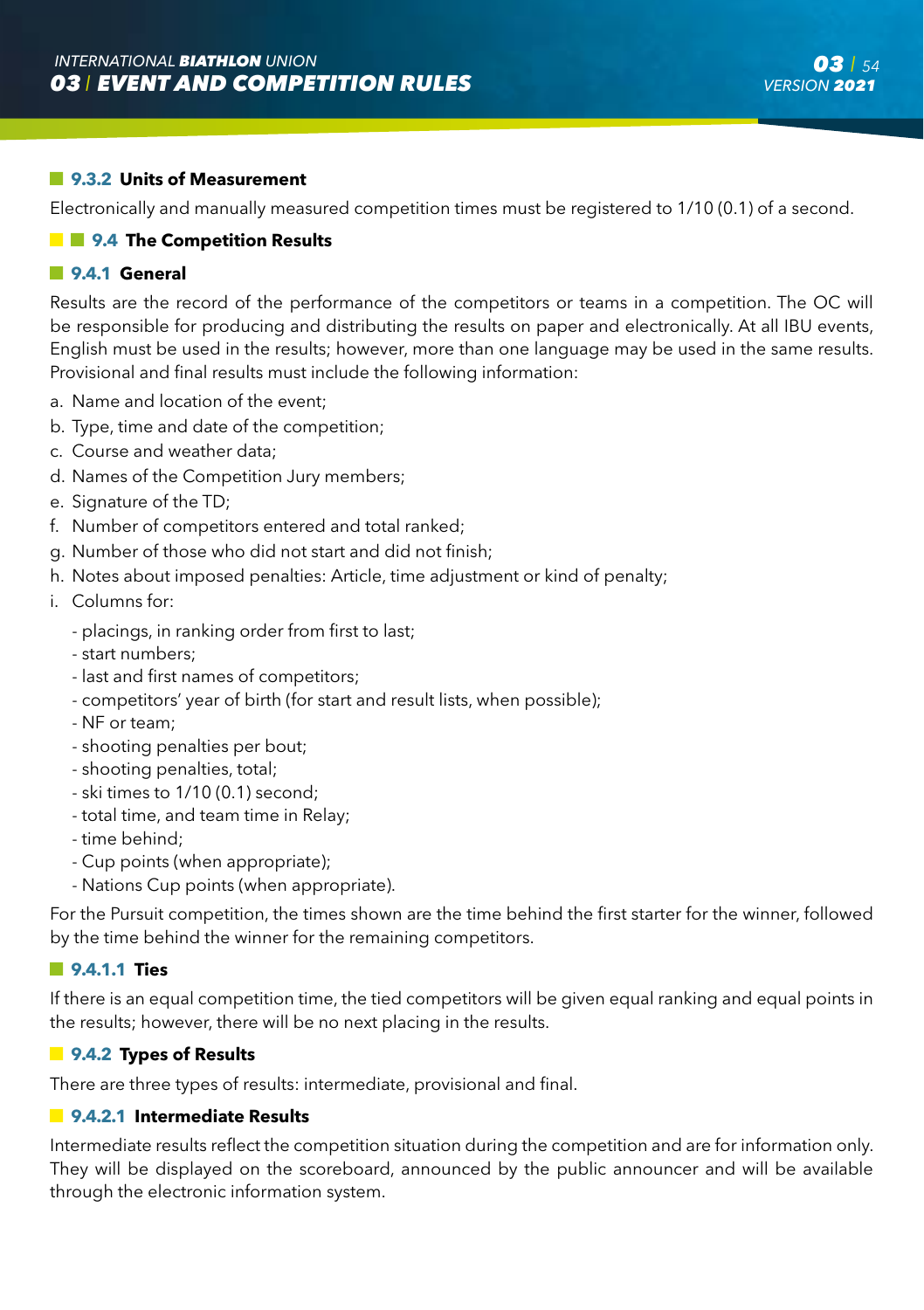### 9.3.2 Units of Measurement

Electronically and manually measured competition times must be registered to 1/10 (0.1) of a second.

## 9.4 The Competition Results

### 9.4.1 General

Results are the record of the performance of the competitors or teams in a competition. The OC will be responsible for producing and distributing the results on paper and electronically. At all IBU events, English must be used in the results; however, more than one language may be used in the same results. Provisional and final results must include the following information:

a. Name and location of the event;
b. Type, time and date of the competition;
c. Course and weather data;
d. Names of the Competition Jury members;
e. Signature of the TD;
f. Number of competitors entered and total ranked;
g. Number of those who did not start and did not finish;
h. Notes about imposed penalties: Article, time adjustment or kind of penalty;
i. Columns for:
   - placings, in ranking order from first to last;
   - start numbers;
   - last and first names of competitors;
   - competitors' year of birth (for start and result lists, when possible);
   - NF or team;
   - shooting penalties per bout;
   - shooting penalties, total;
   - ski times to 1/10 (0.1) second;
   - total time, and team time in Relay;
   - time behind;
   - Cup points (when appropriate);
   - Nations Cup points (when appropriate).

For the Pursuit competition, the times shown are the time behind the first starter for the winner, followed by the time behind the winner for the remaining competitors.

#### 9.4.1.1 Ties

If there is an equal competition time, the tied competitors will be given equal ranking and equal points in the results; however, there will be no next placing in the results.

### 9.4.2 Types of Results

There are three types of results: intermediate, provisional and final.

#### 9.4.2.1 Intermediate Results

Intermediate results reflect the competition situation during the competition and are for information only. They will be displayed on the scoreboard, announced by the public announcer and will be available through the electronic information system.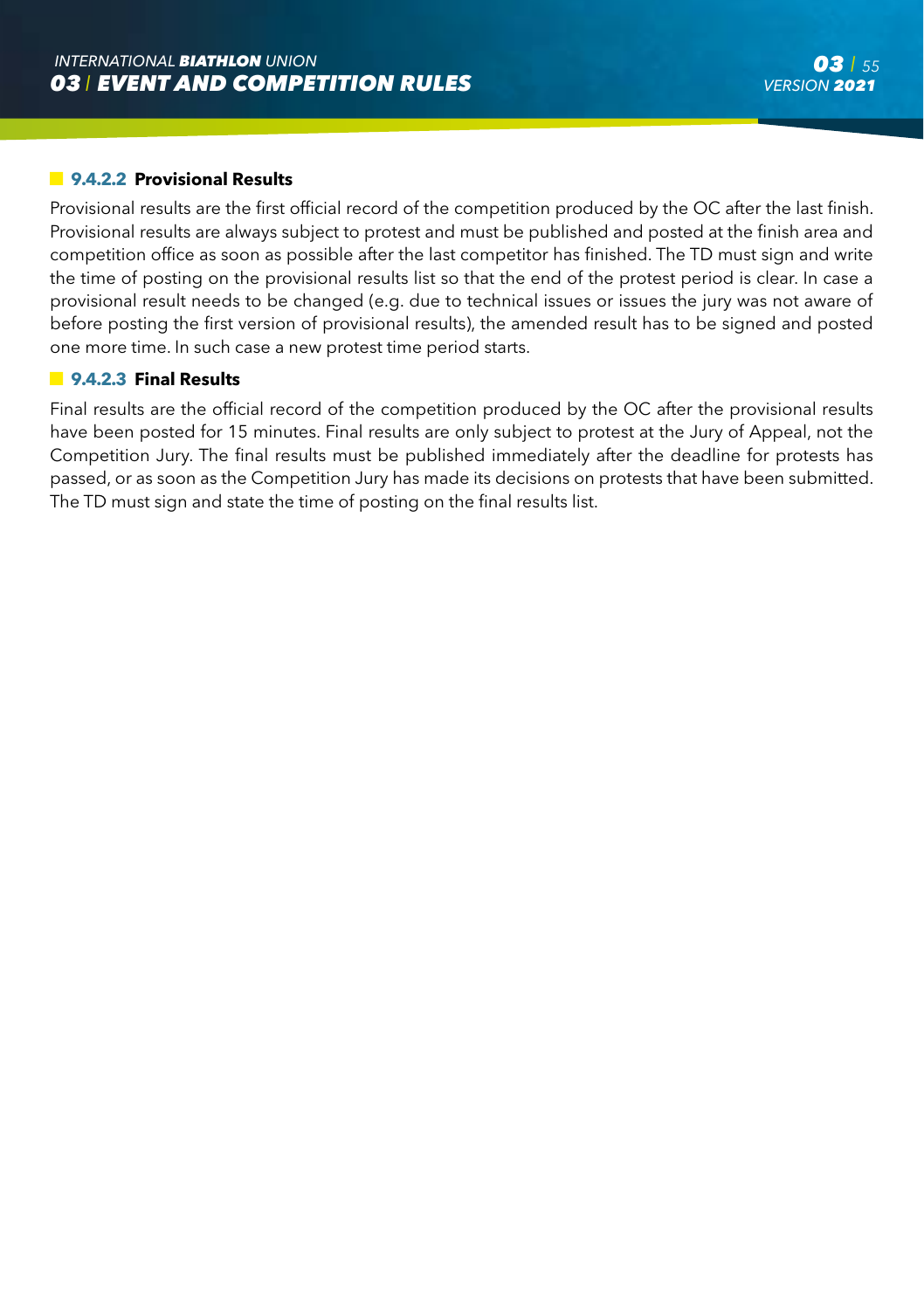#### 9.4.2.2 Provisional Results

Provisional results are the first official record of the competition produced by the OC after the last finish. Provisional results are always subject to protest and must be published and posted at the finish area and competition office as soon as possible after the last competitor has finished. The TD must sign and write the time of posting on the provisional results list so that the end of the protest period is clear. In case a provisional result needs to be changed (e.g. due to technical issues or issues the jury was not aware of before posting the first version of provisional results), the amended result has to be signed and posted one more time. In such case a new protest time period starts.

#### 9.4.2.3 Final Results

Final results are the official record of the competition produced by the OC after the provisional results have been posted for 15 minutes. Final results are only subject to protest at the Jury of Appeal, not the Competition Jury. The final results must be published immediately after the deadline for protests has passed, or as soon as the Competition Jury has made its decisions on protests that have been submitted. The TD must sign and state the time of posting on the final results list.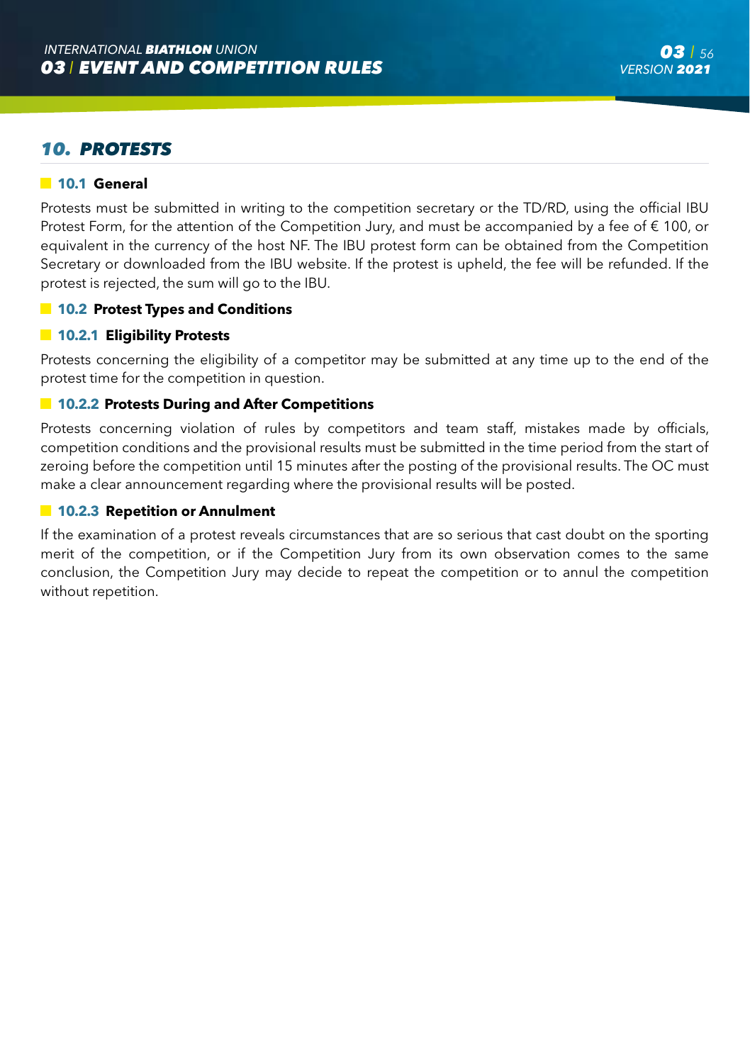## *10. PROTESTS*

### 10.1 General

Protests must be submitted in writing to the competition secretary or the TD/RD, using the official IBU Protest Form, for the attention of the Competition Jury, and must be accompanied by a fee of € 100, or equivalent in the currency of the host NF. The IBU protest form can be obtained from the Competition Secretary or downloaded from the IBU website. If the protest is upheld, the fee will be refunded. If the protest is rejected, the sum will go to the IBU.

### 10.2 Protest Types and Conditions

#### 10.2.1 Eligibility Protests

Protests concerning the eligibility of a competitor may be submitted at any time up to the end of the protest time for the competition in question.

#### 10.2.2 Protests During and After Competitions

Protests concerning violation of rules by competitors and team staff, mistakes made by officials, competition conditions and the provisional results must be submitted in the time period from the start of zeroing before the competition until 15 minutes after the posting of the provisional results. The OC must make a clear announcement regarding where the provisional results will be posted.

#### 10.2.3 Repetition or Annulment

If the examination of a protest reveals circumstances that are so serious that cast doubt on the sporting merit of the competition, or if the Competition Jury from its own observation comes to the same conclusion, the Competition Jury may decide to repeat the competition or to annul the competition without repetition.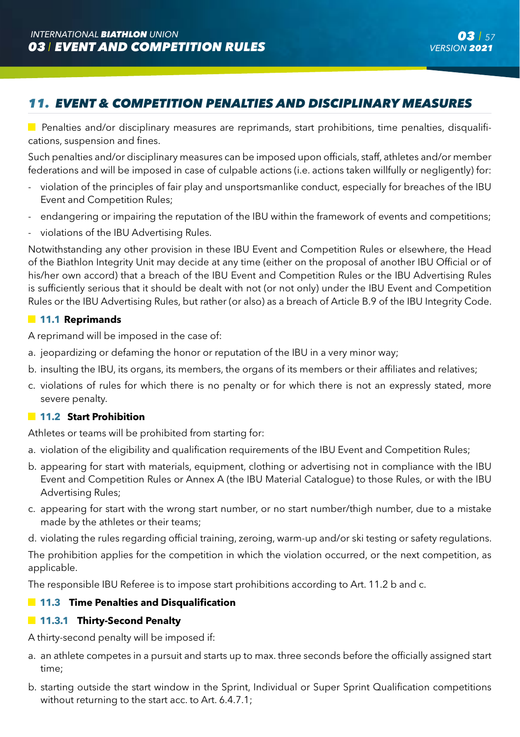## 11. EVENT & COMPETITION PENALTIES AND DISCIPLINARY MEASURES

Penalties and/or disciplinary measures are reprimands, start prohibitions, time penalties, disqualifications, suspension and fines.

Such penalties and/or disciplinary measures can be imposed upon officials, staff, athletes and/or member federations and will be imposed in case of culpable actions (i.e. actions taken willfully or negligently) for:

- violation of the principles of fair play and unsportsmanlike conduct, especially for breaches of the IBU Event and Competition Rules;
- endangering or impairing the reputation of the IBU within the framework of events and competitions;
- violations of the IBU Advertising Rules.

Notwithstanding any other provision in these IBU Event and Competition Rules or elsewhere, the Head of the Biathlon Integrity Unit may decide at any time (either on the proposal of another IBU Official or of his/her own accord) that a breach of the IBU Event and Competition Rules or the IBU Advertising Rules is sufficiently serious that it should be dealt with not (or not only) under the IBU Event and Competition Rules or the IBU Advertising Rules, but rather (or also) as a breach of Article B.9 of the IBU Integrity Code.

### 11.1 Reprimands

A reprimand will be imposed in the case of:

a. jeopardizing or defaming the honor or reputation of the IBU in a very minor way;
b. insulting the IBU, its organs, its members, the organs of its members or their affiliates and relatives;
c. violations of rules for which there is no penalty or for which there is not an expressly stated, more severe penalty.

### 11.2 Start Prohibition

Athletes or teams will be prohibited from starting for:

a. violation of the eligibility and qualification requirements of the IBU Event and Competition Rules;
b. appearing for start with materials, equipment, clothing or advertising not in compliance with the IBU Event and Competition Rules or Annex A (the IBU Material Catalogue) to those Rules, or with the IBU Advertising Rules;
c. appearing for start with the wrong start number, or no start number/thigh number, due to a mistake made by the athletes or their teams;
d. violating the rules regarding official training, zeroing, warm-up and/or ski testing or safety regulations.

The prohibition applies for the competition in which the violation occurred, or the next competition, as applicable.

The responsible IBU Referee is to impose start prohibitions according to Art. 11.2 b and c.

### 11.3 Time Penalties and Disqualification

#### 11.3.1 Thirty-Second Penalty

A thirty-second penalty will be imposed if:

a. an athlete competes in a pursuit and starts up to max. three seconds before the officially assigned start time;
b. starting outside the start window in the Sprint, Individual or Super Sprint Qualification competitions without returning to the start acc. to Art. 6.4.7.1;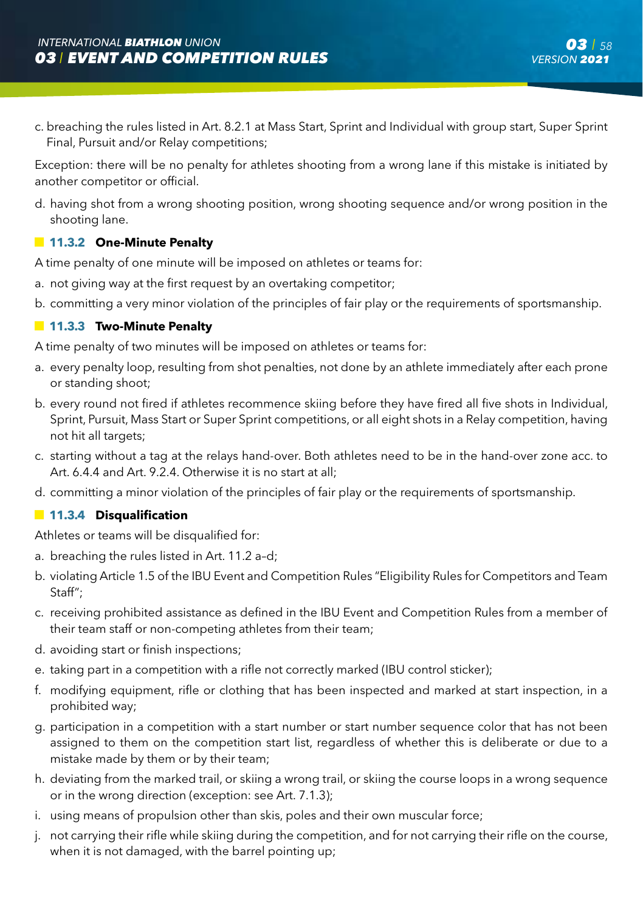c. breaching the rules listed in Art. 8.2.1 at Mass Start, Sprint and Individual with group start, Super Sprint Final, Pursuit and/or Relay competitions;

Exception: there will be no penalty for athletes shooting from a wrong lane if this mistake is initiated by another competitor or official.

d. having shot from a wrong shooting position, wrong shooting sequence and/or wrong position in the shooting lane.

### 11.3.2 One-Minute Penalty

A time penalty of one minute will be imposed on athletes or teams for:

a. not giving way at the first request by an overtaking competitor;
b. committing a very minor violation of the principles of fair play or the requirements of sportsmanship.

### 11.3.3 Two-Minute Penalty

A time penalty of two minutes will be imposed on athletes or teams for:

a. every penalty loop, resulting from shot penalties, not done by an athlete immediately after each prone or standing shoot;
b. every round not fired if athletes recommence skiing before they have fired all five shots in Individual, Sprint, Pursuit, Mass Start or Super Sprint competitions, or all eight shots in a Relay competition, having not hit all targets;
c. starting without a tag at the relays hand-over. Both athletes need to be in the hand-over zone acc. to Art. 6.4.4 and Art. 9.2.4. Otherwise it is no start at all;
d. committing a minor violation of the principles of fair play or the requirements of sportsmanship.

### 11.3.4 Disqualification

Athletes or teams will be disqualified for:

a. breaching the rules listed in Art. 11.2 a–d;
b. violating Article 1.5 of the IBU Event and Competition Rules "Eligibility Rules for Competitors and Team Staff";
c. receiving prohibited assistance as defined in the IBU Event and Competition Rules from a member of their team staff or non-competing athletes from their team;
d. avoiding start or finish inspections;
e. taking part in a competition with a rifle not correctly marked (IBU control sticker);
f. modifying equipment, rifle or clothing that has been inspected and marked at start inspection, in a prohibited way;
g. participation in a competition with a start number or start number sequence color that has not been assigned to them on the competition start list, regardless of whether this is deliberate or due to a mistake made by them or by their team;
h. deviating from the marked trail, or skiing a wrong trail, or skiing the course loops in a wrong sequence or in the wrong direction (exception: see Art. 7.1.3);
i. using means of propulsion other than skis, poles and their own muscular force;
j. not carrying their rifle while skiing during the competition, and for not carrying their rifle on the course, when it is not damaged, with the barrel pointing up;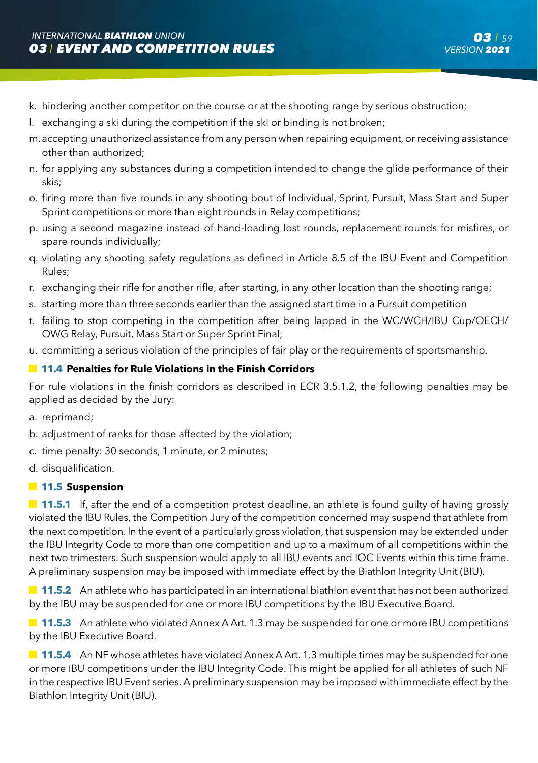k. hindering another competitor on the course or at the shooting range by serious obstruction;
l. exchanging a ski during the competition if the ski or binding is not broken;
m. accepting unauthorized assistance from any person when repairing equipment, or receiving assistance other than authorized;
n. for applying any substances during a competition intended to change the glide performance of their skis;
o. firing more than five rounds in any shooting bout of Individual, Sprint, Pursuit, Mass Start and Super Sprint competitions or more than eight rounds in Relay competitions;
p. using a second magazine instead of hand-loading lost rounds, replacement rounds for misfires, or spare rounds individually;
q. violating any shooting safety regulations as defined in Article 8.5 of the IBU Event and Competition Rules;
r. exchanging their rifle for another rifle, after starting, in any other location than the shooting range;
s. starting more than three seconds earlier than the assigned start time in a Pursuit competition
t. failing to stop competing in the competition after being lapped in the WC/WCH/IBU Cup/OECH/OWG Relay, Pursuit, Mass Start or Super Sprint Final;
u. committing a serious violation of the principles of fair play or the requirements of sportsmanship.

## 11.4 Penalties for Rule Violations in the Finish Corridors

For rule violations in the finish corridors as described in ECR 3.5.1.2, the following penalties may be applied as decided by the Jury:

a. reprimand;
b. adjustment of ranks for those affected by the violation;
c. time penalty: 30 seconds, 1 minute, or 2 minutes;
d. disqualification.

## 11.5 Suspension

**11.5.1** If, after the end of a competition protest deadline, an athlete is found guilty of having grossly violated the IBU Rules, the Competition Jury of the competition concerned may suspend that athlete from the next competition. In the event of a particularly gross violation, that suspension may be extended under the IBU Integrity Code to more than one competition and up to a maximum of all competitions within the next two trimesters. Such suspension would apply to all IBU events and IOC Events within this time frame. A preliminary suspension may be imposed with immediate effect by the Biathlon Integrity Unit (BIU).

**11.5.2** An athlete who has participated in an international biathlon event that has not been authorized by the IBU may be suspended for one or more IBU competitions by the IBU Executive Board.

**11.5.3** An athlete who violated Annex A Art. 1.3 may be suspended for one or more IBU competitions by the IBU Executive Board.

**11.5.4** An NF whose athletes have violated Annex A Art. 1.3 multiple times may be suspended for one or more IBU competitions under the IBU Integrity Code. This might be applied for all athletes of such NF in the respective IBU Event series. A preliminary suspension may be imposed with immediate effect by the Biathlon Integrity Unit (BIU).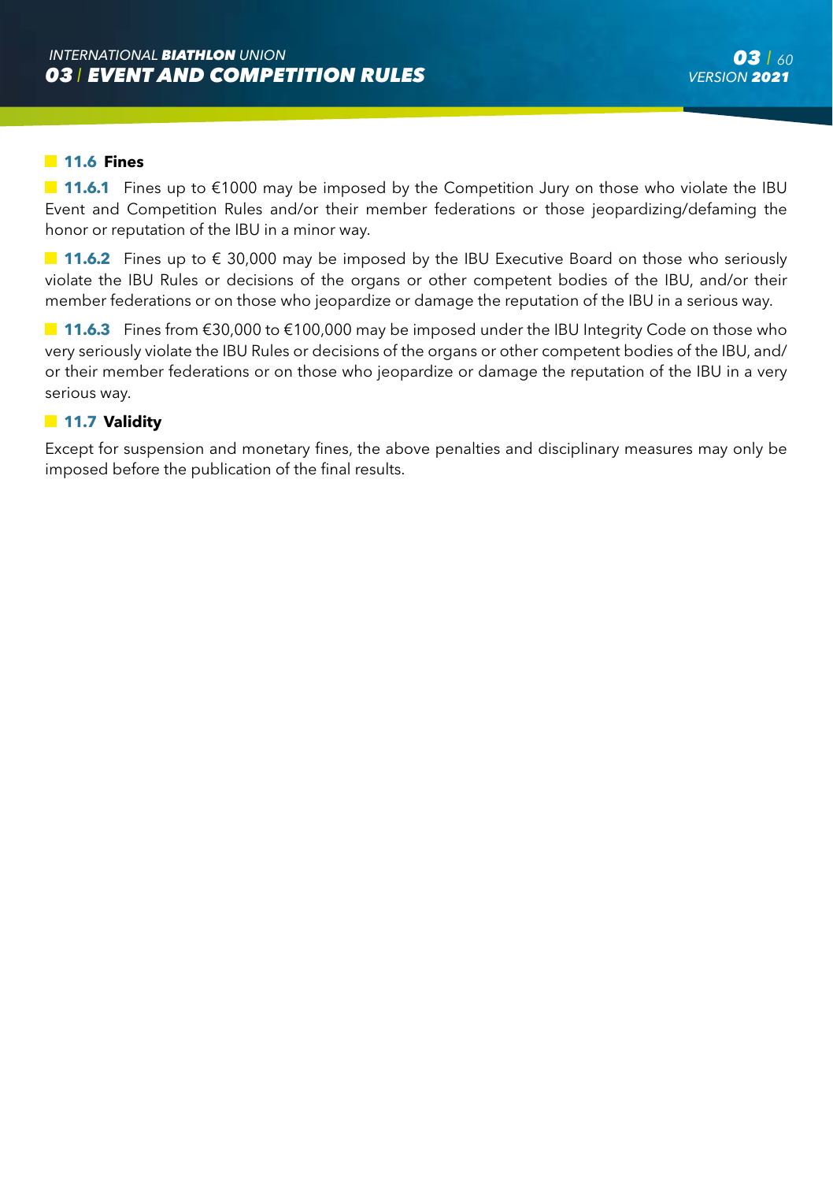### 11.6 Fines

**11.6.1** Fines up to €1000 may be imposed by the Competition Jury on those who violate the IBU Event and Competition Rules and/or their member federations or those jeopardizing/defaming the honor or reputation of the IBU in a minor way.

**11.6.2** Fines up to € 30,000 may be imposed by the IBU Executive Board on those who seriously violate the IBU Rules or decisions of the organs or other competent bodies of the IBU, and/or their member federations or on those who jeopardize or damage the reputation of the IBU in a serious way.

**11.6.3** Fines from €30,000 to €100,000 may be imposed under the IBU Integrity Code on those who very seriously violate the IBU Rules or decisions of the organs or other competent bodies of the IBU, and/or their member federations or on those who jeopardize or damage the reputation of the IBU in a very serious way.

### 11.7 Validity

Except for suspension and monetary fines, the above penalties and disciplinary measures may only be imposed before the publication of the final results.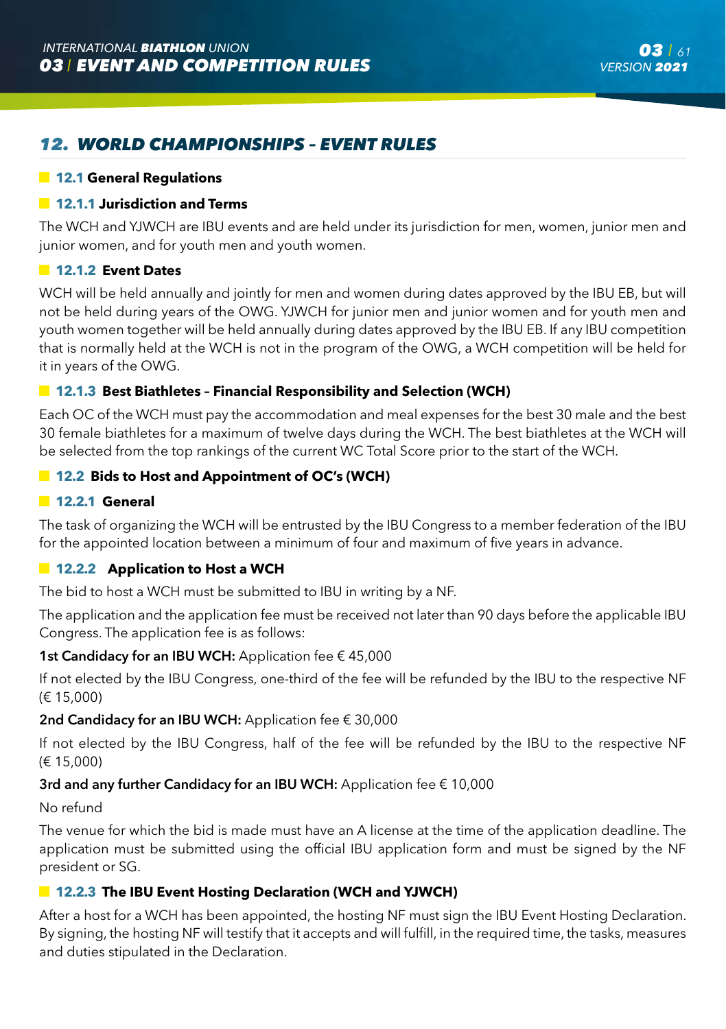## 12. WORLD CHAMPIONSHIPS – EVENT RULES

### 12.1 General Regulations

#### 12.1.1 Jurisdiction and Terms

The WCH and YJWCH are IBU events and are held under its jurisdiction for men, women, junior men and junior women, and for youth men and youth women.

#### 12.1.2 Event Dates

WCH will be held annually and jointly for men and women during dates approved by the IBU EB, but will not be held during years of the OWG. YJWCH for junior men and junior women and for youth men and youth women together will be held annually during dates approved by the IBU EB. If any IBU competition that is normally held at the WCH is not in the program of the OWG, a WCH competition will be held for it in years of the OWG.

#### 12.1.3 Best Biathletes – Financial Responsibility and Selection (WCH)

Each OC of the WCH must pay the accommodation and meal expenses for the best 30 male and the best 30 female biathletes for a maximum of twelve days during the WCH. The best biathletes at the WCH will be selected from the top rankings of the current WC Total Score prior to the start of the WCH.

### 12.2 Bids to Host and Appointment of OC's (WCH)

#### 12.2.1 General

The task of organizing the WCH will be entrusted by the IBU Congress to a member federation of the IBU for the appointed location between a minimum of four and maximum of five years in advance.

#### 12.2.2 Application to Host a WCH

The bid to host a WCH must be submitted to IBU in writing by a NF.

The application and the application fee must be received not later than 90 days before the applicable IBU Congress. The application fee is as follows:

**1st Candidacy for an IBU WCH:** Application fee € 45,000

If not elected by the IBU Congress, one-third of the fee will be refunded by the IBU to the respective NF (€ 15,000)

**2nd Candidacy for an IBU WCH:** Application fee € 30,000

If not elected by the IBU Congress, half of the fee will be refunded by the IBU to the respective NF (€ 15,000)

**3rd and any further Candidacy for an IBU WCH:** Application fee € 10,000

No refund

The venue for which the bid is made must have an A license at the time of the application deadline. The application must be submitted using the official IBU application form and must be signed by the NF president or SG.

#### 12.2.3 The IBU Event Hosting Declaration (WCH and YJWCH)

After a host for a WCH has been appointed, the hosting NF must sign the IBU Event Hosting Declaration. By signing, the hosting NF will testify that it accepts and will fulfill, in the required time, the tasks, measures and duties stipulated in the Declaration.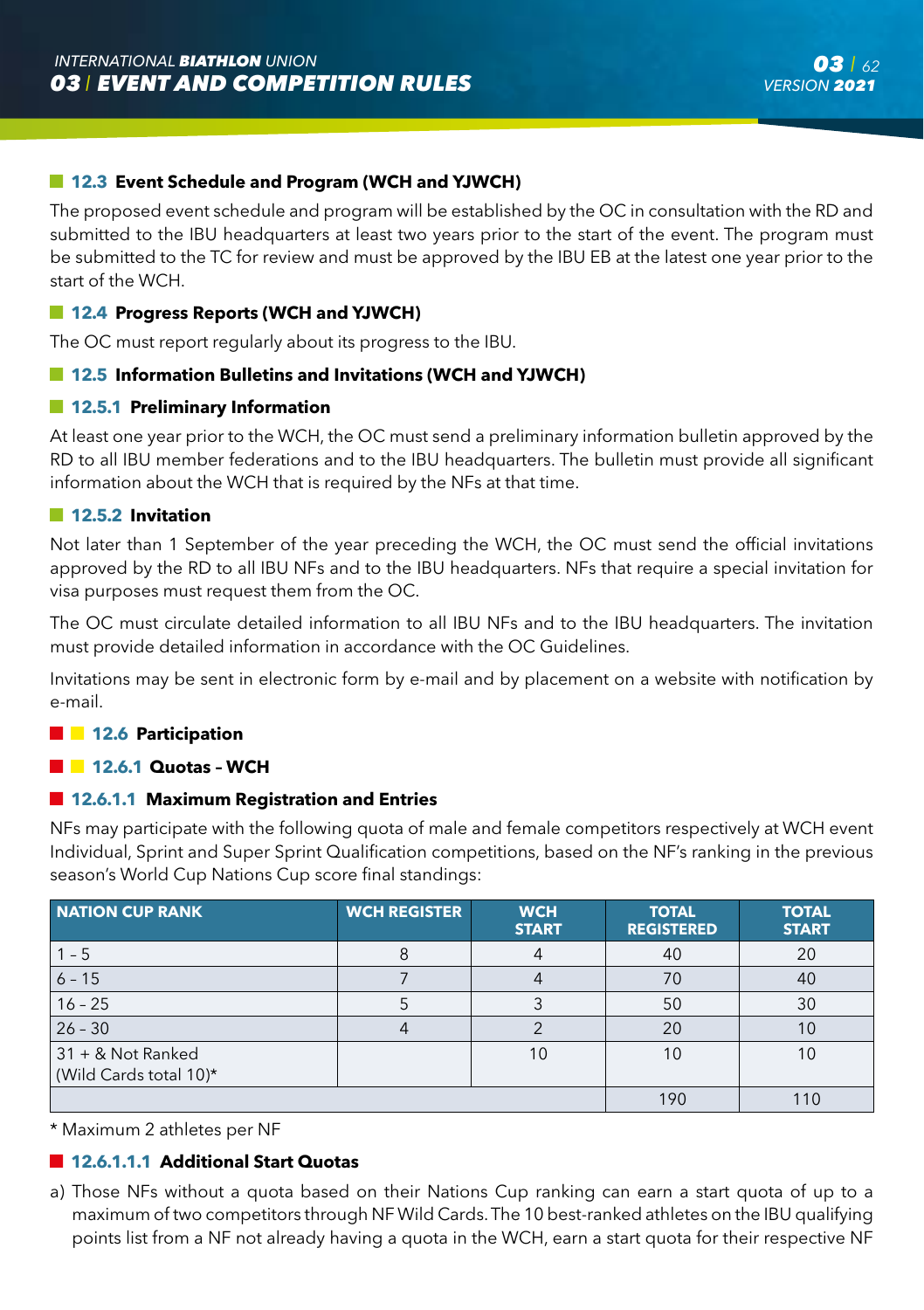### 12.3 Event Schedule and Program (WCH and YJWCH)

The proposed event schedule and program will be established by the OC in consultation with the RD and submitted to the IBU headquarters at least two years prior to the start of the event. The program must be submitted to the TC for review and must be approved by the IBU EB at the latest one year prior to the start of the WCH.

### 12.4 Progress Reports (WCH and YJWCH)

The OC must report regularly about its progress to the IBU.

### 12.5 Information Bulletins and Invitations (WCH and YJWCH)

#### 12.5.1 Preliminary Information

At least one year prior to the WCH, the OC must send a preliminary information bulletin approved by the RD to all IBU member federations and to the IBU headquarters. The bulletin must provide all significant information about the WCH that is required by the NFs at that time.

#### 12.5.2 Invitation

Not later than 1 September of the year preceding the WCH, the OC must send the official invitations approved by the RD to all IBU NFs and to the IBU headquarters. NFs that require a special invitation for visa purposes must request them from the OC.

The OC must circulate detailed information to all IBU NFs and to the IBU headquarters. The invitation must provide detailed information in accordance with the OC Guidelines.

Invitations may be sent in electronic form by e-mail and by placement on a website with notification by e-mail.

### 12.6 Participation

#### 12.6.1 Quotas – WCH

##### 12.6.1.1 Maximum Registration and Entries

NFs may participate with the following quota of male and female competitors respectively at WCH event Individual, Sprint and Super Sprint Qualification competitions, based on the NF's ranking in the previous season's World Cup Nations Cup score final standings:

| NATION CUP RANK | WCH REGISTER | WCH START | TOTAL REGISTERED | TOTAL START |
|---|---|---|---|---|
| 1 - 5 | 8 | 4 | 40 | 20 |
| 6 - 15 | 7 | 4 | 70 | 40 |
| 16 - 25 | 5 | 3 | 50 | 30 |
| 26 - 30 | 4 | 2 | 20 | 10 |
| 31 + & Not Ranked (Wild Cards total 10)* | | 10 | 10 | 10 |
| | | | 190 | 110 |

* Maximum 2 athletes per NF

###### 12.6.1.1.1 Additional Start Quotas

a) Those NFs without a quota based on their Nations Cup ranking can earn a start quota of up to a maximum of two competitors through NF Wild Cards. The 10 best-ranked athletes on the IBU qualifying points list from a NF not already having a quota in the WCH, earn a start quota for their respective NF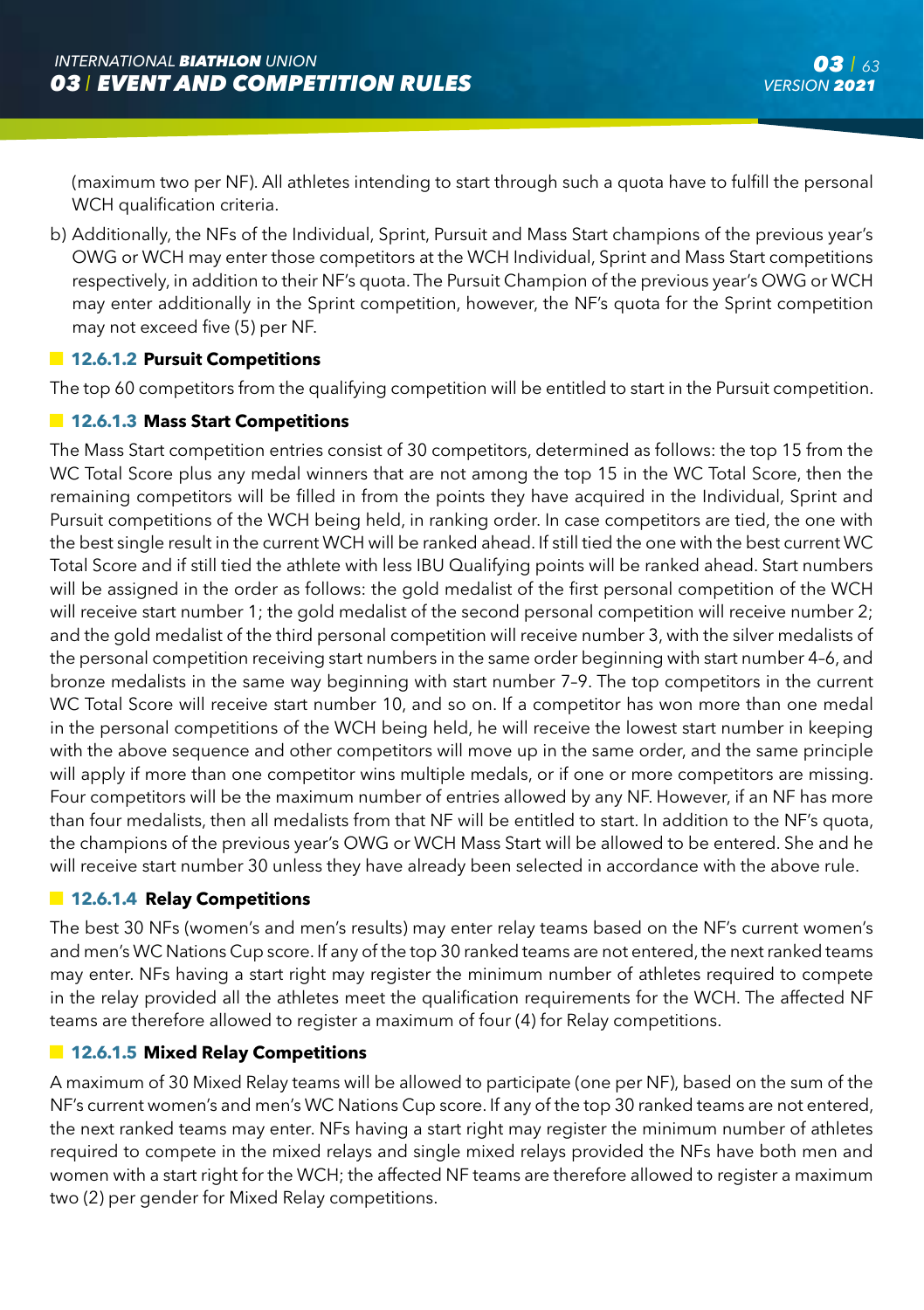(maximum two per NF). All athletes intending to start through such a quota have to fulfill the personal WCH qualification criteria.

b) Additionally, the NFs of the Individual, Sprint, Pursuit and Mass Start champions of the previous year's OWG or WCH may enter those competitors at the WCH Individual, Sprint and Mass Start competitions respectively, in addition to their NF's quota. The Pursuit Champion of the previous year's OWG or WCH may enter additionally in the Sprint competition, however, the NF's quota for the Sprint competition may not exceed five (5) per NF.

#### 12.6.1.2 Pursuit Competitions

The top 60 competitors from the qualifying competition will be entitled to start in the Pursuit competition.

#### 12.6.1.3 Mass Start Competitions

The Mass Start competition entries consist of 30 competitors, determined as follows: the top 15 from the WC Total Score plus any medal winners that are not among the top 15 in the WC Total Score, then the remaining competitors will be filled in from the points they have acquired in the Individual, Sprint and Pursuit competitions of the WCH being held, in ranking order. In case competitors are tied, the one with the best single result in the current WCH will be ranked ahead. If still tied the one with the best current WC Total Score and if still tied the athlete with less IBU Qualifying points will be ranked ahead. Start numbers will be assigned in the order as follows: the gold medalist of the first personal competition of the WCH will receive start number 1; the gold medalist of the second personal competition will receive number 2; and the gold medalist of the third personal competition will receive number 3, with the silver medalists of the personal competition receiving start numbers in the same order beginning with start number 4–6, and bronze medalists in the same way beginning with start number 7–9. The top competitors in the current WC Total Score will receive start number 10, and so on. If a competitor has won more than one medal in the personal competitions of the WCH being held, he will receive the lowest start number in keeping with the above sequence and other competitors will move up in the same order, and the same principle will apply if more than one competitor wins multiple medals, or if one or more competitors are missing. Four competitors will be the maximum number of entries allowed by any NF. However, if an NF has more than four medalists, then all medalists from that NF will be entitled to start. In addition to the NF's quota, the champions of the previous year's OWG or WCH Mass Start will be allowed to be entered. She and he will receive start number 30 unless they have already been selected in accordance with the above rule.

#### 12.6.1.4 Relay Competitions

The best 30 NFs (women's and men's results) may enter relay teams based on the NF's current women's and men's WC Nations Cup score. If any of the top 30 ranked teams are not entered, the next ranked teams may enter. NFs having a start right may register the minimum number of athletes required to compete in the relay provided all the athletes meet the qualification requirements for the WCH. The affected NF teams are therefore allowed to register a maximum of four (4) for Relay competitions.

#### 12.6.1.5 Mixed Relay Competitions

A maximum of 30 Mixed Relay teams will be allowed to participate (one per NF), based on the sum of the NF's current women's and men's WC Nations Cup score. If any of the top 30 ranked teams are not entered, the next ranked teams may enter. NFs having a start right may register the minimum number of athletes required to compete in the mixed relays and single mixed relays provided the NFs have both men and women with a start right for the WCH; the affected NF teams are therefore allowed to register a maximum two (2) per gender for Mixed Relay competitions.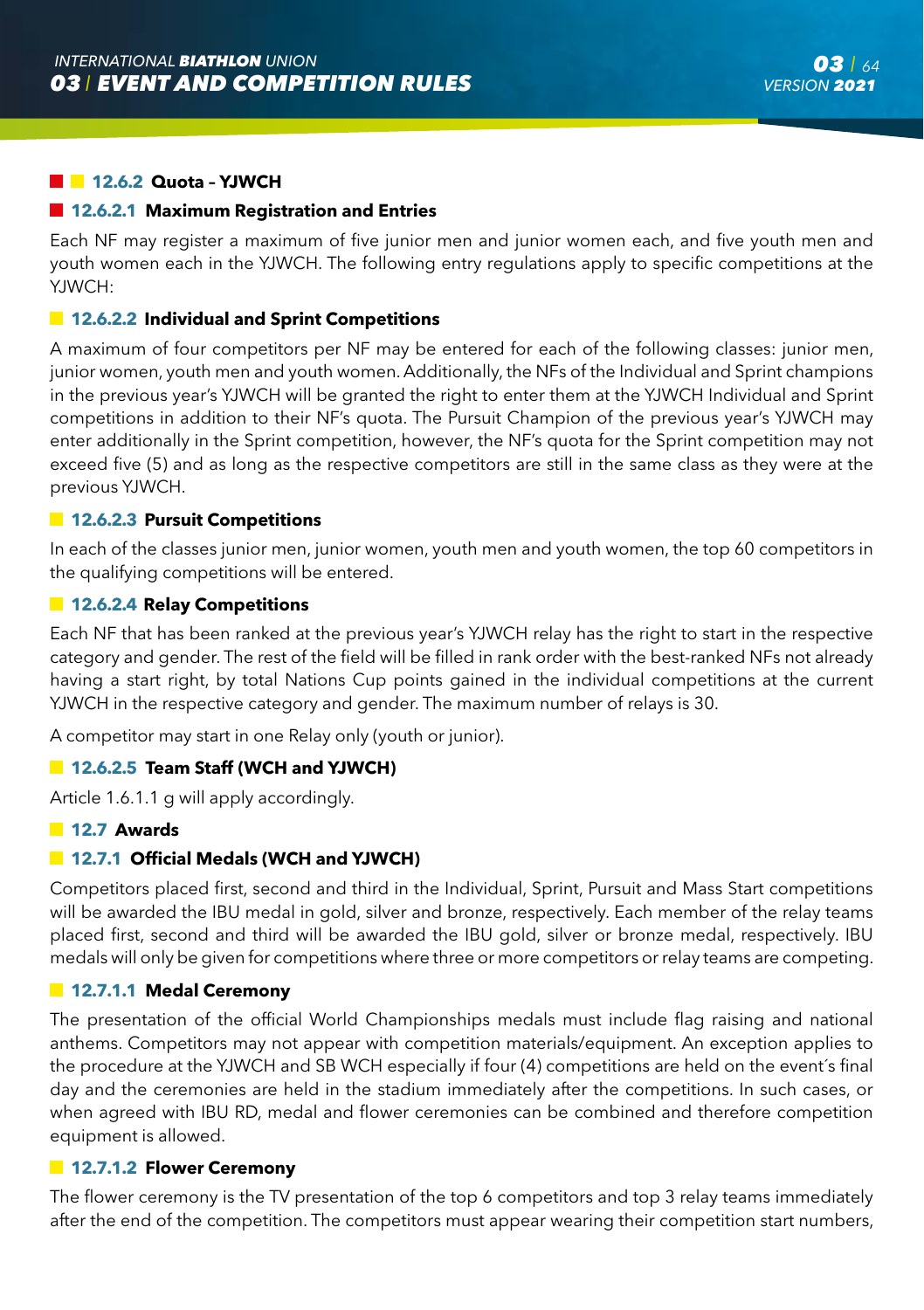### 12.6.2 Quota – YJWCH

#### 12.6.2.1 Maximum Registration and Entries

Each NF may register a maximum of five junior men and junior women each, and five youth men and youth women each in the YJWCH. The following entry regulations apply to specific competitions at the YJWCH:

#### 12.6.2.2 Individual and Sprint Competitions

A maximum of four competitors per NF may be entered for each of the following classes: junior men, junior women, youth men and youth women. Additionally, the NFs of the Individual and Sprint champions in the previous year's YJWCH will be granted the right to enter them at the YJWCH Individual and Sprint competitions in addition to their NF's quota. The Pursuit Champion of the previous year's YJWCH may enter additionally in the Sprint competition, however, the NF's quota for the Sprint competition may not exceed five (5) and as long as the respective competitors are still in the same class as they were at the previous YJWCH.

#### 12.6.2.3 Pursuit Competitions

In each of the classes junior men, junior women, youth men and youth women, the top 60 competitors in the qualifying competitions will be entered.

#### 12.6.2.4 Relay Competitions

Each NF that has been ranked at the previous year's YJWCH relay has the right to start in the respective category and gender. The rest of the field will be filled in rank order with the best-ranked NFs not already having a start right, by total Nations Cup points gained in the individual competitions at the current YJWCH in the respective category and gender. The maximum number of relays is 30.

A competitor may start in one Relay only (youth or junior).

#### 12.6.2.5 Team Staff (WCH and YJWCH)

Article 1.6.1.1 g will apply accordingly.

## 12.7 Awards

### 12.7.1 Official Medals (WCH and YJWCH)

Competitors placed first, second and third in the Individual, Sprint, Pursuit and Mass Start competitions will be awarded the IBU medal in gold, silver and bronze, respectively. Each member of the relay teams placed first, second and third will be awarded the IBU gold, silver or bronze medal, respectively. IBU medals will only be given for competitions where three or more competitors or relay teams are competing.

#### 12.7.1.1 Medal Ceremony

The presentation of the official World Championships medals must include flag raising and national anthems. Competitors may not appear with competition materials/equipment. An exception applies to the procedure at the YJWCH and SB WCH especially if four (4) competitions are held on the event´s final day and the ceremonies are held in the stadium immediately after the competitions. In such cases, or when agreed with IBU RD, medal and flower ceremonies can be combined and therefore competition equipment is allowed.

#### 12.7.1.2 Flower Ceremony

The flower ceremony is the TV presentation of the top 6 competitors and top 3 relay teams immediately after the end of the competition. The competitors must appear wearing their competition start numbers,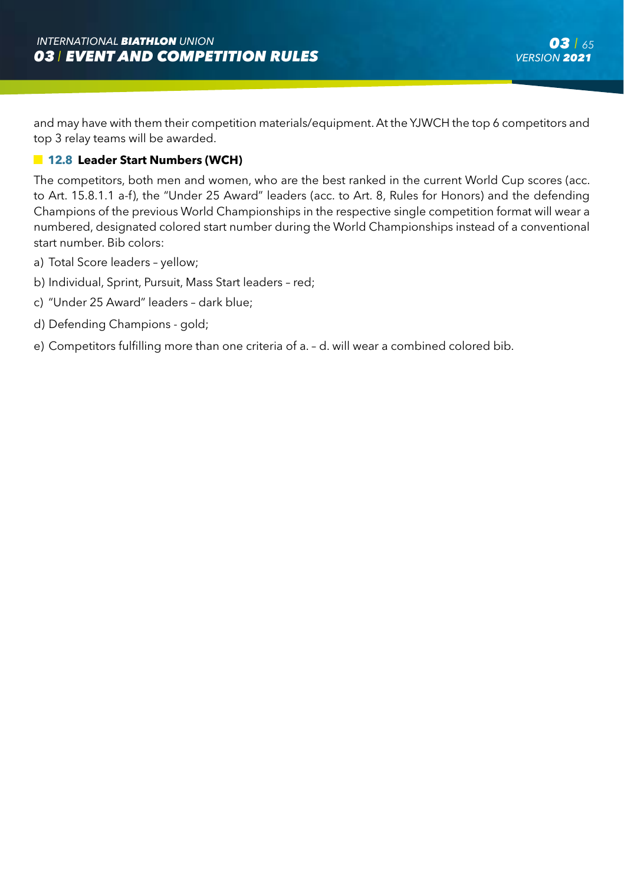and may have with them their competition materials/equipment. At the YJWCH the top 6 competitors and top 3 relay teams will be awarded.

### 12.8 Leader Start Numbers (WCH)

The competitors, both men and women, who are the best ranked in the current World Cup scores (acc. to Art. 15.8.1.1 a-f), the "Under 25 Award" leaders (acc. to Art. 8, Rules for Honors) and the defending Champions of the previous World Championships in the respective single competition format will wear a numbered, designated colored start number during the World Championships instead of a conventional start number. Bib colors:

a) Total Score leaders – yellow;

b) Individual, Sprint, Pursuit, Mass Start leaders – red;

c) "Under 25 Award" leaders – dark blue;

d) Defending Champions - gold;

e) Competitors fulfilling more than one criteria of a. – d. will wear a combined colored bib.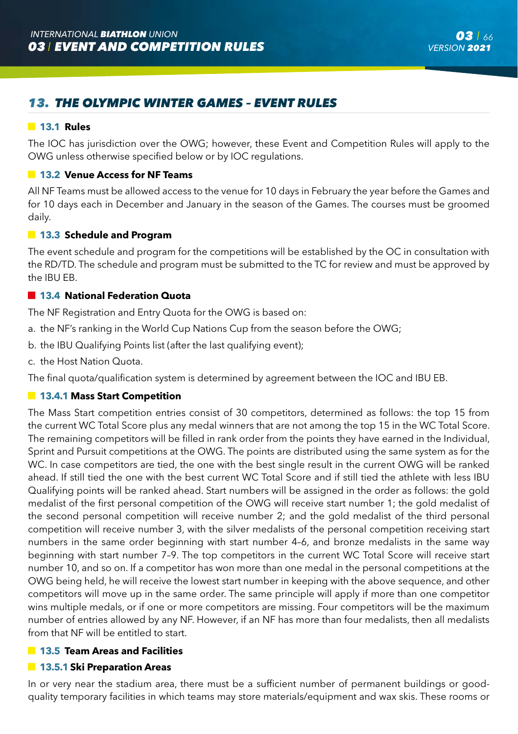## 13. THE OLYMPIC WINTER GAMES – EVENT RULES

### 13.1 Rules

The IOC has jurisdiction over the OWG; however, these Event and Competition Rules will apply to the OWG unless otherwise specified below or by IOC regulations.

### 13.2 Venue Access for NF Teams

All NF Teams must be allowed access to the venue for 10 days in February the year before the Games and for 10 days each in December and January in the season of the Games. The courses must be groomed daily.

### 13.3 Schedule and Program

The event schedule and program for the competitions will be established by the OC in consultation with the RD/TD. The schedule and program must be submitted to the TC for review and must be approved by the IBU EB.

### 13.4 National Federation Quota

The NF Registration and Entry Quota for the OWG is based on:

a. the NF's ranking in the World Cup Nations Cup from the season before the OWG;

b. the IBU Qualifying Points list (after the last qualifying event);

c. the Host Nation Quota.

The final quota/qualification system is determined by agreement between the IOC and IBU EB.

#### 13.4.1 Mass Start Competition

The Mass Start competition entries consist of 30 competitors, determined as follows: the top 15 from the current WC Total Score plus any medal winners that are not among the top 15 in the WC Total Score. The remaining competitors will be filled in rank order from the points they have earned in the Individual, Sprint and Pursuit competitions at the OWG. The points are distributed using the same system as for the WC. In case competitors are tied, the one with the best single result in the current OWG will be ranked ahead. If still tied the one with the best current WC Total Score and if still tied the athlete with less IBU Qualifying points will be ranked ahead. Start numbers will be assigned in the order as follows: the gold medalist of the first personal competition of the OWG will receive start number 1; the gold medalist of the second personal competition will receive number 2; and the gold medalist of the third personal competition will receive number 3, with the silver medalists of the personal competition receiving start numbers in the same order beginning with start number 4–6, and bronze medalists in the same way beginning with start number 7–9. The top competitors in the current WC Total Score will receive start number 10, and so on. If a competitor has won more than one medal in the personal competitions at the OWG being held, he will receive the lowest start number in keeping with the above sequence, and other competitors will move up in the same order. The same principle will apply if more than one competitor wins multiple medals, or if one or more competitors are missing. Four competitors will be the maximum number of entries allowed by any NF. However, if an NF has more than four medalists, then all medalists from that NF will be entitled to start.

### 13.5 Team Areas and Facilities

#### 13.5.1 Ski Preparation Areas

In or very near the stadium area, there must be a sufficient number of permanent buildings or good-quality temporary facilities in which teams may store materials/equipment and wax skis. These rooms or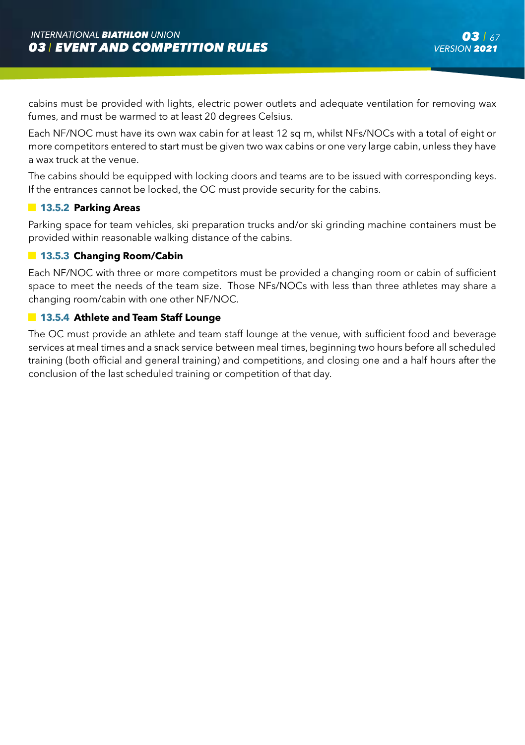cabins must be provided with lights, electric power outlets and adequate ventilation for removing wax fumes, and must be warmed to at least 20 degrees Celsius.

Each NF/NOC must have its own wax cabin for at least 12 sq m, whilst NFs/NOCs with a total of eight or more competitors entered to start must be given two wax cabins or one very large cabin, unless they have a wax truck at the venue.

The cabins should be equipped with locking doors and teams are to be issued with corresponding keys. If the entrances cannot be locked, the OC must provide security for the cabins.

#### 13.5.2 Parking Areas

Parking space for team vehicles, ski preparation trucks and/or ski grinding machine containers must be provided within reasonable walking distance of the cabins.

#### 13.5.3 Changing Room/Cabin

Each NF/NOC with three or more competitors must be provided a changing room or cabin of sufficient space to meet the needs of the team size. Those NFs/NOCs with less than three athletes may share a changing room/cabin with one other NF/NOC.

#### 13.5.4 Athlete and Team Staff Lounge

The OC must provide an athlete and team staff lounge at the venue, with sufficient food and beverage services at meal times and a snack service between meal times, beginning two hours before all scheduled training (both official and general training) and competitions, and closing one and a half hours after the conclusion of the last scheduled training or competition of that day.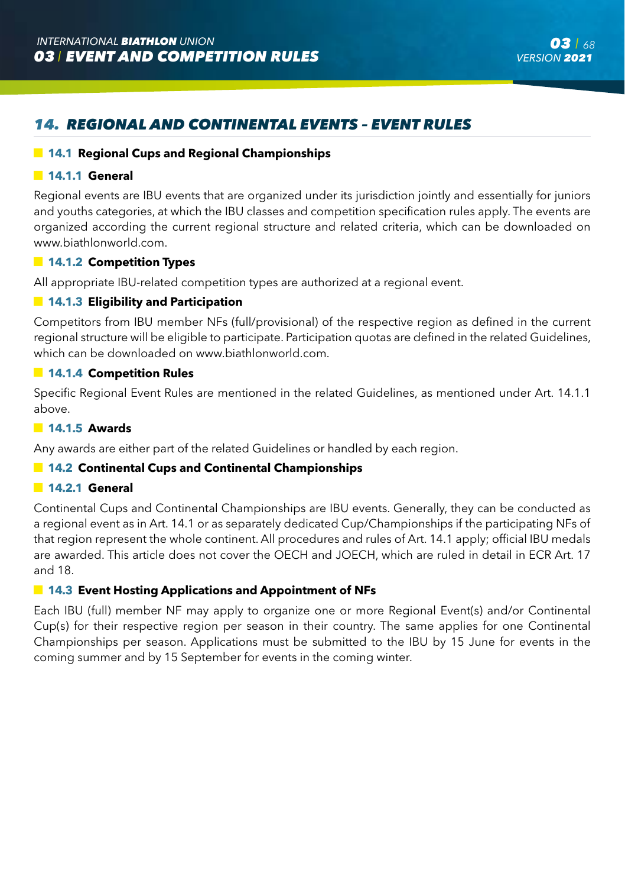## 14. REGIONAL AND CONTINENTAL EVENTS – EVENT RULES

### 14.1 Regional Cups and Regional Championships

#### 14.1.1 General

Regional events are IBU events that are organized under its jurisdiction jointly and essentially for juniors and youths categories, at which the IBU classes and competition specification rules apply. The events are organized according the current regional structure and related criteria, which can be downloaded on www.biathlonworld.com.

#### 14.1.2 Competition Types

All appropriate IBU-related competition types are authorized at a regional event.

#### 14.1.3 Eligibility and Participation

Competitors from IBU member NFs (full/provisional) of the respective region as defined in the current regional structure will be eligible to participate. Participation quotas are defined in the related Guidelines, which can be downloaded on www.biathlonworld.com.

#### 14.1.4 Competition Rules

Specific Regional Event Rules are mentioned in the related Guidelines, as mentioned under Art. 14.1.1 above.

#### 14.1.5 Awards

Any awards are either part of the related Guidelines or handled by each region.

### 14.2 Continental Cups and Continental Championships

#### 14.2.1 General

Continental Cups and Continental Championships are IBU events. Generally, they can be conducted as a regional event as in Art. 14.1 or as separately dedicated Cup/Championships if the participating NFs of that region represent the whole continent. All procedures and rules of Art. 14.1 apply; official IBU medals are awarded. This article does not cover the OECH and JOECH, which are ruled in detail in ECR Art. 17 and 18.

### 14.3 Event Hosting Applications and Appointment of NFs

Each IBU (full) member NF may apply to organize one or more Regional Event(s) and/or Continental Cup(s) for their respective region per season in their country. The same applies for one Continental Championships per season. Applications must be submitted to the IBU by 15 June for events in the coming summer and by 15 September for events in the coming winter.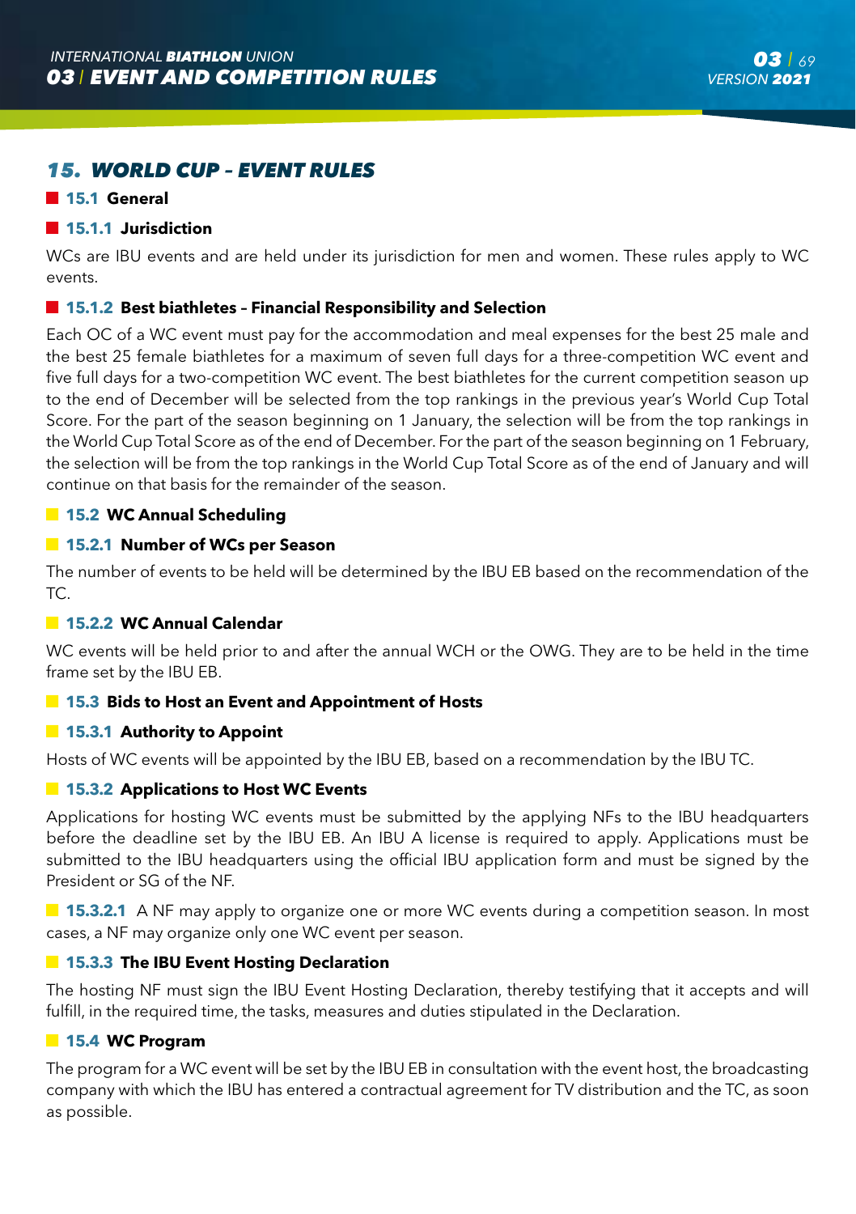# 15. WORLD CUP – EVENT RULES

## 15.1 General

### 15.1.1 Jurisdiction

WCs are IBU events and are held under its jurisdiction for men and women. These rules apply to WC events.

### 15.1.2 Best biathletes – Financial Responsibility and Selection

Each OC of a WC event must pay for the accommodation and meal expenses for the best 25 male and the best 25 female biathletes for a maximum of seven full days for a three-competition WC event and five full days for a two-competition WC event. The best biathletes for the current competition season up to the end of December will be selected from the top rankings in the previous year's World Cup Total Score. For the part of the season beginning on 1 January, the selection will be from the top rankings in the World Cup Total Score as of the end of December. For the part of the season beginning on 1 February, the selection will be from the top rankings in the World Cup Total Score as of the end of January and will continue on that basis for the remainder of the season.

## 15.2 WC Annual Scheduling

### 15.2.1 Number of WCs per Season

The number of events to be held will be determined by the IBU EB based on the recommendation of the TC.

### 15.2.2 WC Annual Calendar

WC events will be held prior to and after the annual WCH or the OWG. They are to be held in the time frame set by the IBU EB.

## 15.3 Bids to Host an Event and Appointment of Hosts

### 15.3.1 Authority to Appoint

Hosts of WC events will be appointed by the IBU EB, based on a recommendation by the IBU TC.

### 15.3.2 Applications to Host WC Events

Applications for hosting WC events must be submitted by the applying NFs to the IBU headquarters before the deadline set by the IBU EB. An IBU A license is required to apply. Applications must be submitted to the IBU headquarters using the official IBU application form and must be signed by the President or SG of the NF.

**15.3.2.1** A NF may apply to organize one or more WC events during a competition season. In most cases, a NF may organize only one WC event per season.

### 15.3.3 The IBU Event Hosting Declaration

The hosting NF must sign the IBU Event Hosting Declaration, thereby testifying that it accepts and will fulfill, in the required time, the tasks, measures and duties stipulated in the Declaration.

## 15.4 WC Program

The program for a WC event will be set by the IBU EB in consultation with the event host, the broadcasting company with which the IBU has entered a contractual agreement for TV distribution and the TC, as soon as possible.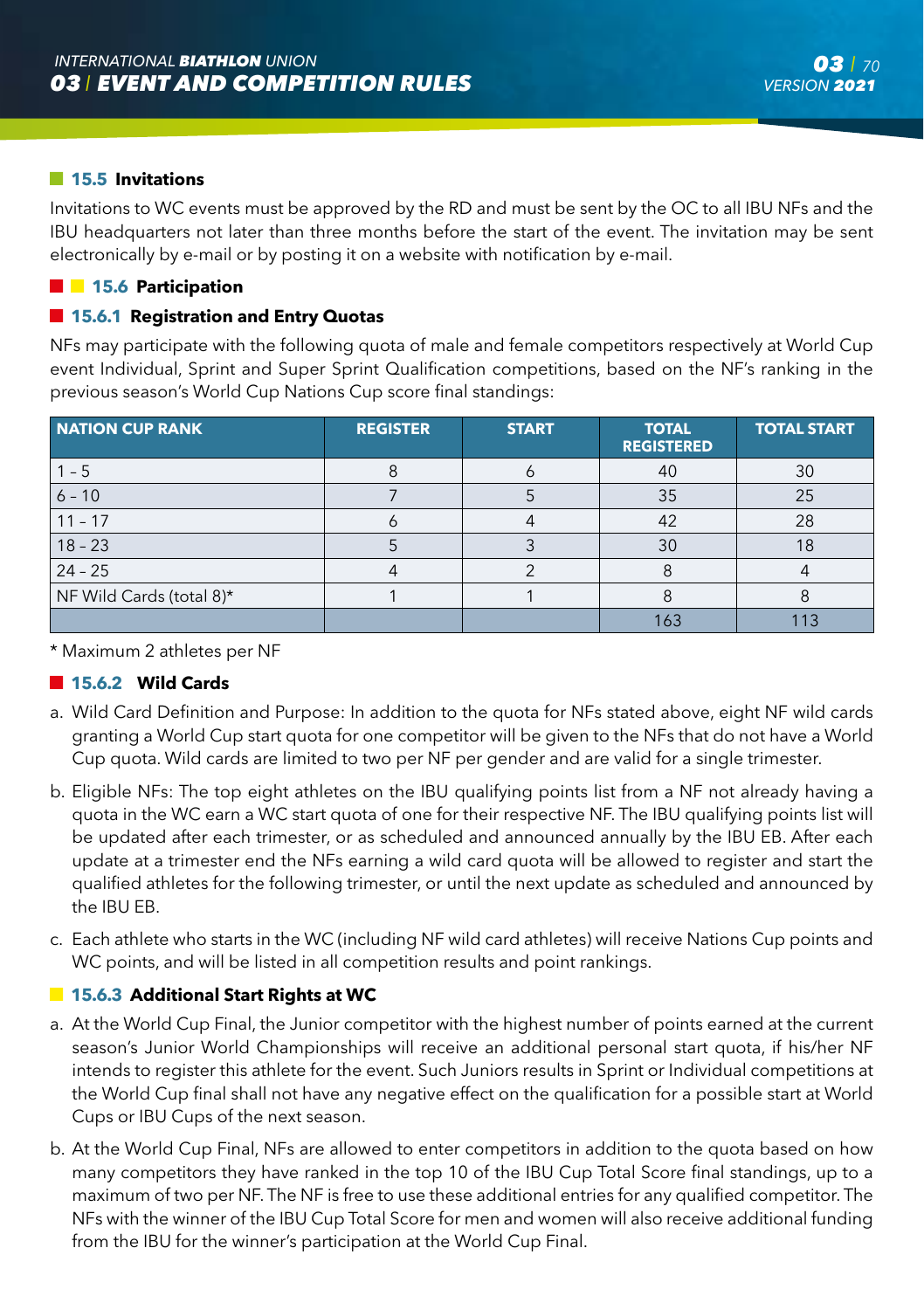### 15.5 Invitations

Invitations to WC events must be approved by the RD and must be sent by the OC to all IBU NFs and the IBU headquarters not later than three months before the start of the event. The invitation may be sent electronically by e-mail or by posting it on a website with notification by e-mail.

### 15.6 Participation

#### 15.6.1 Registration and Entry Quotas

NFs may participate with the following quota of male and female competitors respectively at World Cup event Individual, Sprint and Super Sprint Qualification competitions, based on the NF's ranking in the previous season's World Cup Nations Cup score final standings:

| NATION CUP RANK | REGISTER | START | TOTAL REGISTERED | TOTAL START |
|---|---|---|---|---|
| 1 – 5 | 8 | 6 | 40 | 30 |
| 6 - 10 | 7 | 5 | 35 | 25 |
| 11 - 17 | 6 | 4 | 42 | 28 |
| 18 - 23 | 5 | 3 | 30 | 18 |
| 24 - 25 | 4 | 2 | 8 | 4 |
| NF Wild Cards (total 8)* | 1 | 1 | 8 | 8 |
| | | | 163 | 113 |

\* Maximum 2 athletes per NF

#### 15.6.2 Wild Cards

a. Wild Card Definition and Purpose: In addition to the quota for NFs stated above, eight NF wild cards granting a World Cup start quota for one competitor will be given to the NFs that do not have a World Cup quota. Wild cards are limited to two per NF per gender and are valid for a single trimester.

b. Eligible NFs: The top eight athletes on the IBU qualifying points list from a NF not already having a quota in the WC earn a WC start quota of one for their respective NF. The IBU qualifying points list will be updated after each trimester, or as scheduled and announced annually by the IBU EB. After each update at a trimester end the NFs earning a wild card quota will be allowed to register and start the qualified athletes for the following trimester, or until the next update as scheduled and announced by the IBU EB.

c. Each athlete who starts in the WC (including NF wild card athletes) will receive Nations Cup points and WC points, and will be listed in all competition results and point rankings.

#### 15.6.3 Additional Start Rights at WC

a. At the World Cup Final, the Junior competitor with the highest number of points earned at the current season's Junior World Championships will receive an additional personal start quota, if his/her NF intends to register this athlete for the event. Such Juniors results in Sprint or Individual competitions at the World Cup final shall not have any negative effect on the qualification for a possible start at World Cups or IBU Cups of the next season.

b. At the World Cup Final, NFs are allowed to enter competitors in addition to the quota based on how many competitors they have ranked in the top 10 of the IBU Cup Total Score final standings, up to a maximum of two per NF. The NF is free to use these additional entries for any qualified competitor. The NFs with the winner of the IBU Cup Total Score for men and women will also receive additional funding from the IBU for the winner's participation at the World Cup Final.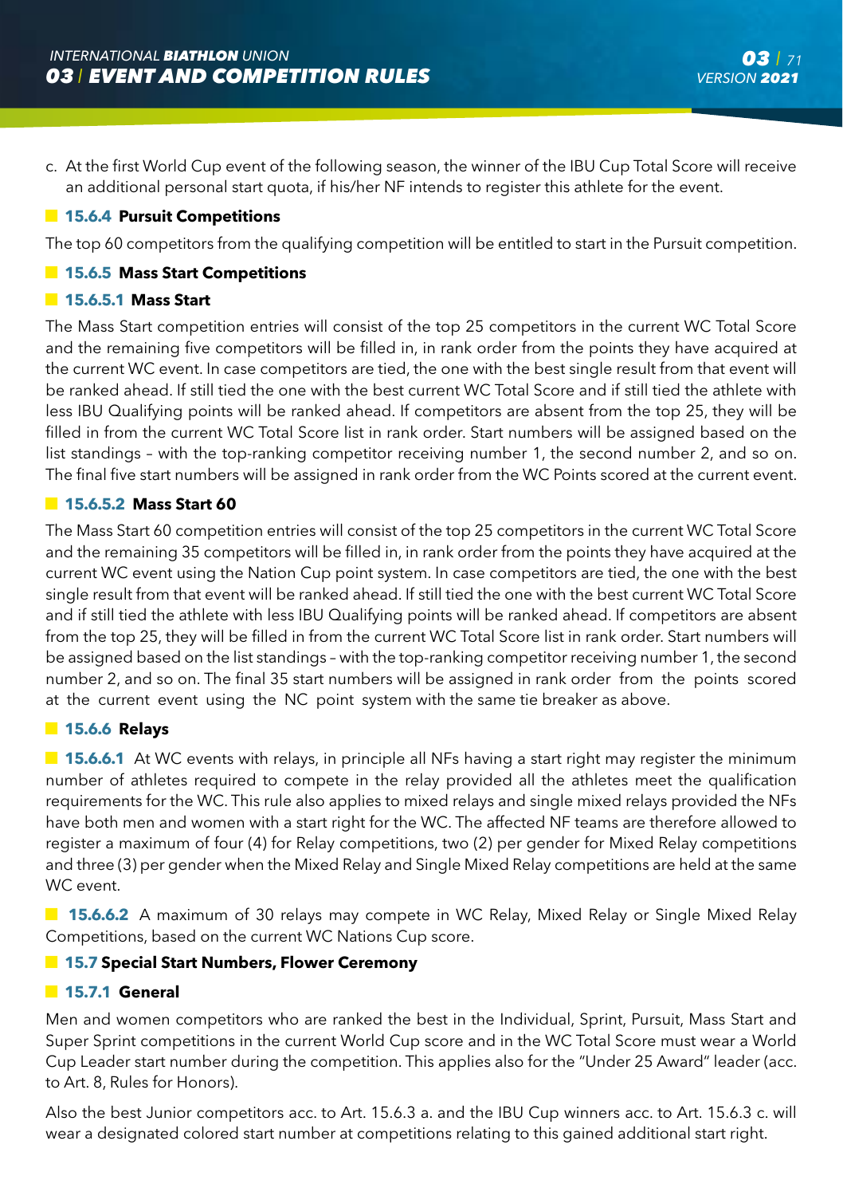c. At the first World Cup event of the following season, the winner of the IBU Cup Total Score will receive an additional personal start quota, if his/her NF intends to register this athlete for the event.

#### 15.6.4 Pursuit Competitions

The top 60 competitors from the qualifying competition will be entitled to start in the Pursuit competition.

#### 15.6.5 Mass Start Competitions

##### 15.6.5.1 Mass Start

The Mass Start competition entries will consist of the top 25 competitors in the current WC Total Score and the remaining five competitors will be filled in, in rank order from the points they have acquired at the current WC event. In case competitors are tied, the one with the best single result from that event will be ranked ahead. If still tied the one with the best current WC Total Score and if still tied the athlete with less IBU Qualifying points will be ranked ahead. If competitors are absent from the top 25, they will be filled in from the current WC Total Score list in rank order. Start numbers will be assigned based on the list standings – with the top-ranking competitor receiving number 1, the second number 2, and so on. The final five start numbers will be assigned in rank order from the WC Points scored at the current event.

##### 15.6.5.2 Mass Start 60

The Mass Start 60 competition entries will consist of the top 25 competitors in the current WC Total Score and the remaining 35 competitors will be filled in, in rank order from the points they have acquired at the current WC event using the Nation Cup point system. In case competitors are tied, the one with the best single result from that event will be ranked ahead. If still tied the one with the best current WC Total Score and if still tied the athlete with less IBU Qualifying points will be ranked ahead. If competitors are absent from the top 25, they will be filled in from the current WC Total Score list in rank order. Start numbers will be assigned based on the list standings – with the top-ranking competitor receiving number 1, the second number 2, and so on. The final 35 start numbers will be assigned in rank order from the points scored at the current event using the NC point system with the same tie breaker as above.

#### 15.6.6 Relays

**15.6.6.1** At WC events with relays, in principle all NFs having a start right may register the minimum number of athletes required to compete in the relay provided all the athletes meet the qualification requirements for the WC. This rule also applies to mixed relays and single mixed relays provided the NFs have both men and women with a start right for the WC. The affected NF teams are therefore allowed to register a maximum of four (4) for Relay competitions, two (2) per gender for Mixed Relay competitions and three (3) per gender when the Mixed Relay and Single Mixed Relay competitions are held at the same WC event.

**15.6.6.2** A maximum of 30 relays may compete in WC Relay, Mixed Relay or Single Mixed Relay Competitions, based on the current WC Nations Cup score.

### 15.7 Special Start Numbers, Flower Ceremony

#### 15.7.1 General

Men and women competitors who are ranked the best in the Individual, Sprint, Pursuit, Mass Start and Super Sprint competitions in the current World Cup score and in the WC Total Score must wear a World Cup Leader start number during the competition. This applies also for the "Under 25 Award" leader (acc. to Art. 8, Rules for Honors).

Also the best Junior competitors acc. to Art. 15.6.3 a. and the IBU Cup winners acc. to Art. 15.6.3 c. will wear a designated colored start number at competitions relating to this gained additional start right.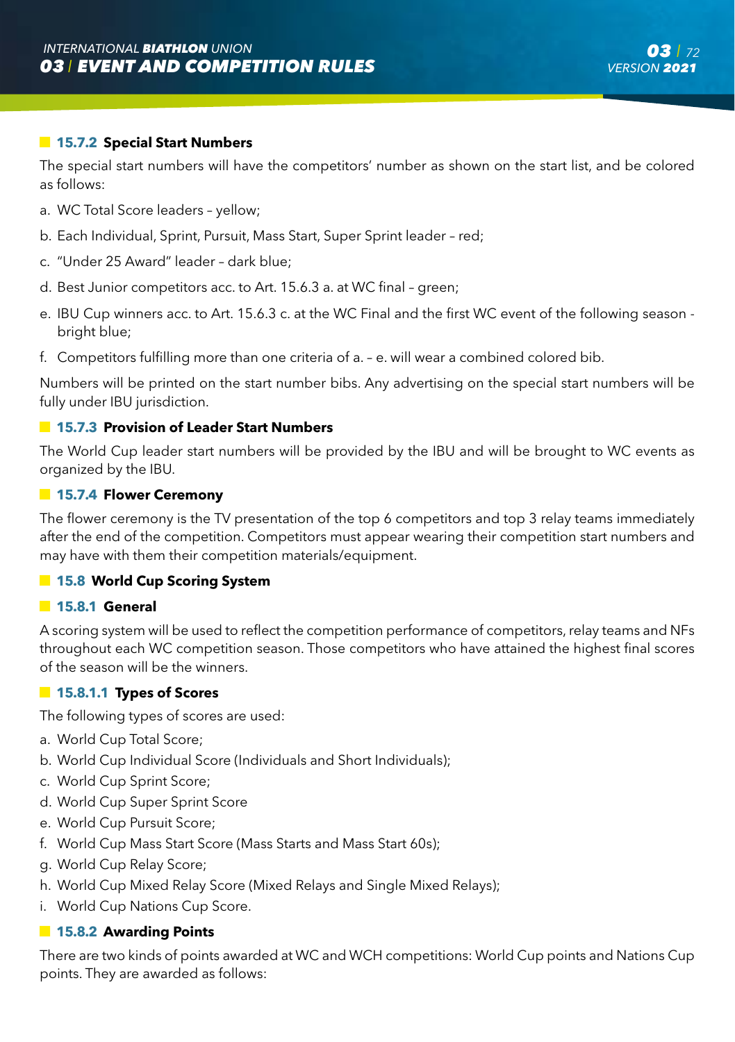### 15.7.2 Special Start Numbers

The special start numbers will have the competitors' number as shown on the start list, and be colored as follows:

a. WC Total Score leaders – yellow;

b. Each Individual, Sprint, Pursuit, Mass Start, Super Sprint leader – red;

c. "Under 25 Award" leader – dark blue;

d. Best Junior competitors acc. to Art. 15.6.3 a. at WC final – green;

e. IBU Cup winners acc. to Art. 15.6.3 c. at the WC Final and the first WC event of the following season - bright blue;

f. Competitors fulfilling more than one criteria of a. – e. will wear a combined colored bib.

Numbers will be printed on the start number bibs. Any advertising on the special start numbers will be fully under IBU jurisdiction.

### 15.7.3 Provision of Leader Start Numbers

The World Cup leader start numbers will be provided by the IBU and will be brought to WC events as organized by the IBU.

### 15.7.4 Flower Ceremony

The flower ceremony is the TV presentation of the top 6 competitors and top 3 relay teams immediately after the end of the competition. Competitors must appear wearing their competition start numbers and may have with them their competition materials/equipment.

## 15.8 World Cup Scoring System

### 15.8.1 General

A scoring system will be used to reflect the competition performance of competitors, relay teams and NFs throughout each WC competition season. Those competitors who have attained the highest final scores of the season will be the winners.

#### 15.8.1.1 Types of Scores

The following types of scores are used:

a. World Cup Total Score;

b. World Cup Individual Score (Individuals and Short Individuals);

c. World Cup Sprint Score;

d. World Cup Super Sprint Score

e. World Cup Pursuit Score;

f. World Cup Mass Start Score (Mass Starts and Mass Start 60s);

g. World Cup Relay Score;

h. World Cup Mixed Relay Score (Mixed Relays and Single Mixed Relays);

i. World Cup Nations Cup Score.

### 15.8.2 Awarding Points

There are two kinds of points awarded at WC and WCH competitions: World Cup points and Nations Cup points. They are awarded as follows: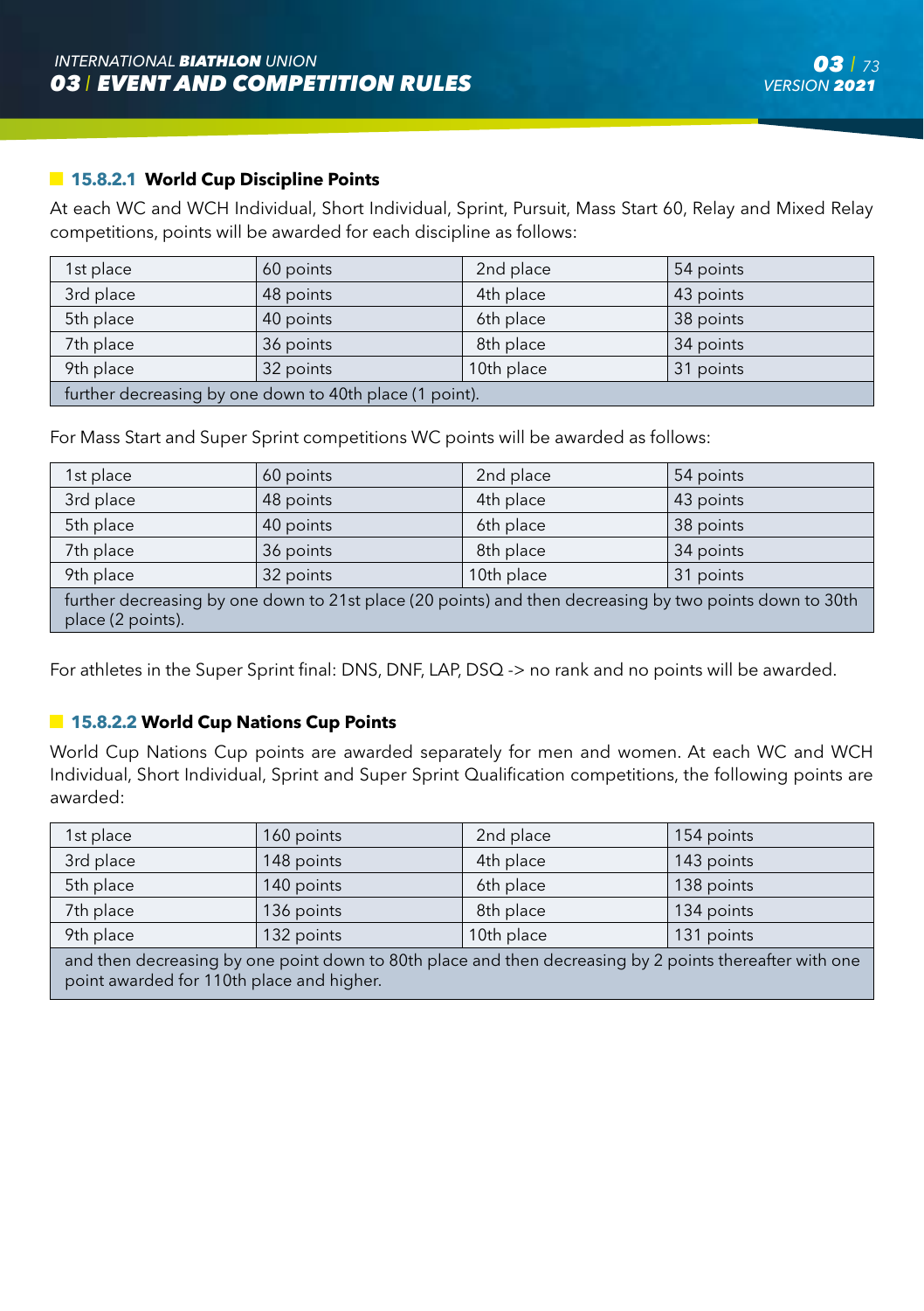#### 15.8.2.1 World Cup Discipline Points

At each WC and WCH Individual, Short Individual, Sprint, Pursuit, Mass Start 60, Relay and Mixed Relay competitions, points will be awarded for each discipline as follows:

| | | | |
|---|---|---|---|
| 1st place | 60 points | 2nd place | 54 points |
| 3rd place | 48 points | 4th place | 43 points |
| 5th place | 40 points | 6th place | 38 points |
| 7th place | 36 points | 8th place | 34 points |
| 9th place | 32 points | 10th place | 31 points |
| further decreasing by one down to 40th place (1 point). | | | |

For Mass Start and Super Sprint competitions WC points will be awarded as follows:

| | | | |
|---|---|---|---|
| 1st place | 60 points | 2nd place | 54 points |
| 3rd place | 48 points | 4th place | 43 points |
| 5th place | 40 points | 6th place | 38 points |
| 7th place | 36 points | 8th place | 34 points |
| 9th place | 32 points | 10th place | 31 points |
| further decreasing by one down to 21st place (20 points) and then decreasing by two points down to 30th place (2 points). | | | |

For athletes in the Super Sprint final: DNS, DNF, LAP, DSQ -> no rank and no points will be awarded.

#### 15.8.2.2 World Cup Nations Cup Points

World Cup Nations Cup points are awarded separately for men and women. At each WC and WCH Individual, Short Individual, Sprint and Super Sprint Qualification competitions, the following points are awarded:

| | | | |
|---|---|---|---|
| 1st place | 160 points | 2nd place | 154 points |
| 3rd place | 148 points | 4th place | 143 points |
| 5th place | 140 points | 6th place | 138 points |
| 7th place | 136 points | 8th place | 134 points |
| 9th place | 132 points | 10th place | 131 points |
| and then decreasing by one point down to 80th place and then decreasing by 2 points thereafter with one point awarded for 110th place and higher. | | | |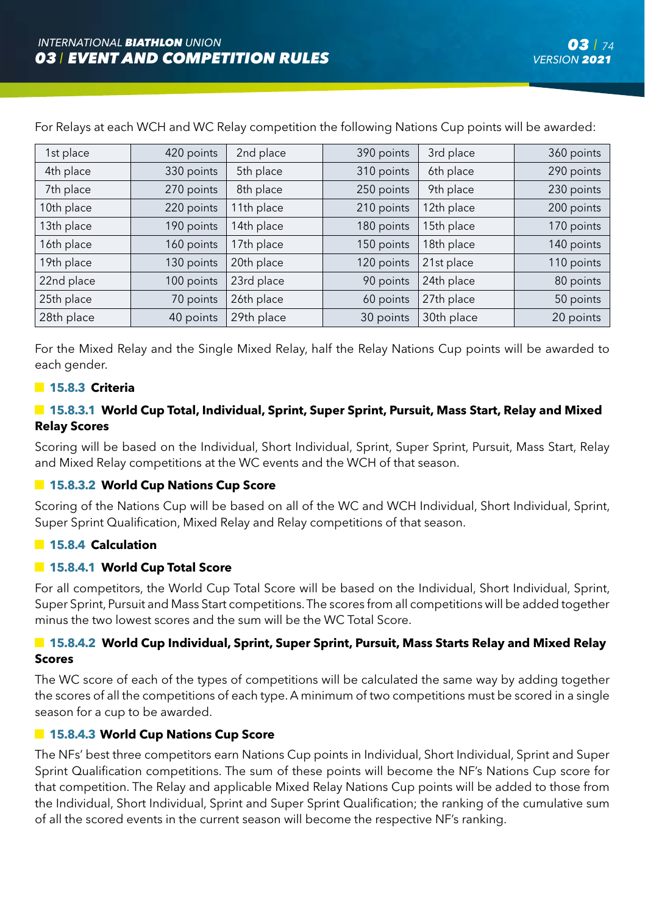For Relays at each WCH and WC Relay competition the following Nations Cup points will be awarded:

| 1st place | 420 points | 2nd place | 390 points | 3rd place | 360 points |
|---|---|---|---|---|---|
| 4th place | 330 points | 5th place | 310 points | 6th place | 290 points |
| 7th place | 270 points | 8th place | 250 points | 9th place | 230 points |
| 10th place | 220 points | 11th place | 210 points | 12th place | 200 points |
| 13th place | 190 points | 14th place | 180 points | 15th place | 170 points |
| 16th place | 160 points | 17th place | 150 points | 18th place | 140 points |
| 19th place | 130 points | 20th place | 120 points | 21st place | 110 points |
| 22nd place | 100 points | 23rd place | 90 points | 24th place | 80 points |
| 25th place | 70 points | 26th place | 60 points | 27th place | 50 points |
| 28th place | 40 points | 29th place | 30 points | 30th place | 20 points |

For the Mixed Relay and the Single Mixed Relay, half the Relay Nations Cup points will be awarded to each gender.

### 15.8.3 Criteria

#### 15.8.3.1 World Cup Total, Individual, Sprint, Super Sprint, Pursuit, Mass Start, Relay and Mixed Relay Scores

Scoring will be based on the Individual, Short Individual, Sprint, Super Sprint, Pursuit, Mass Start, Relay and Mixed Relay competitions at the WC events and the WCH of that season.

#### 15.8.3.2 World Cup Nations Cup Score

Scoring of the Nations Cup will be based on all of the WC and WCH Individual, Short Individual, Sprint, Super Sprint Qualification, Mixed Relay and Relay competitions of that season.

### 15.8.4 Calculation

#### 15.8.4.1 World Cup Total Score

For all competitors, the World Cup Total Score will be based on the Individual, Short Individual, Sprint, Super Sprint, Pursuit and Mass Start competitions. The scores from all competitions will be added together minus the two lowest scores and the sum will be the WC Total Score.

#### 15.8.4.2 World Cup Individual, Sprint, Super Sprint, Pursuit, Mass Starts Relay and Mixed Relay Scores

The WC score of each of the types of competitions will be calculated the same way by adding together the scores of all the competitions of each type. A minimum of two competitions must be scored in a single season for a cup to be awarded.

#### 15.8.4.3 World Cup Nations Cup Score

The NFs' best three competitors earn Nations Cup points in Individual, Short Individual, Sprint and Super Sprint Qualification competitions. The sum of these points will become the NF's Nations Cup score for that competition. The Relay and applicable Mixed Relay Nations Cup points will be added to those from the Individual, Short Individual, Sprint and Super Sprint Qualification; the ranking of the cumulative sum of all the scored events in the current season will become the respective NF's ranking.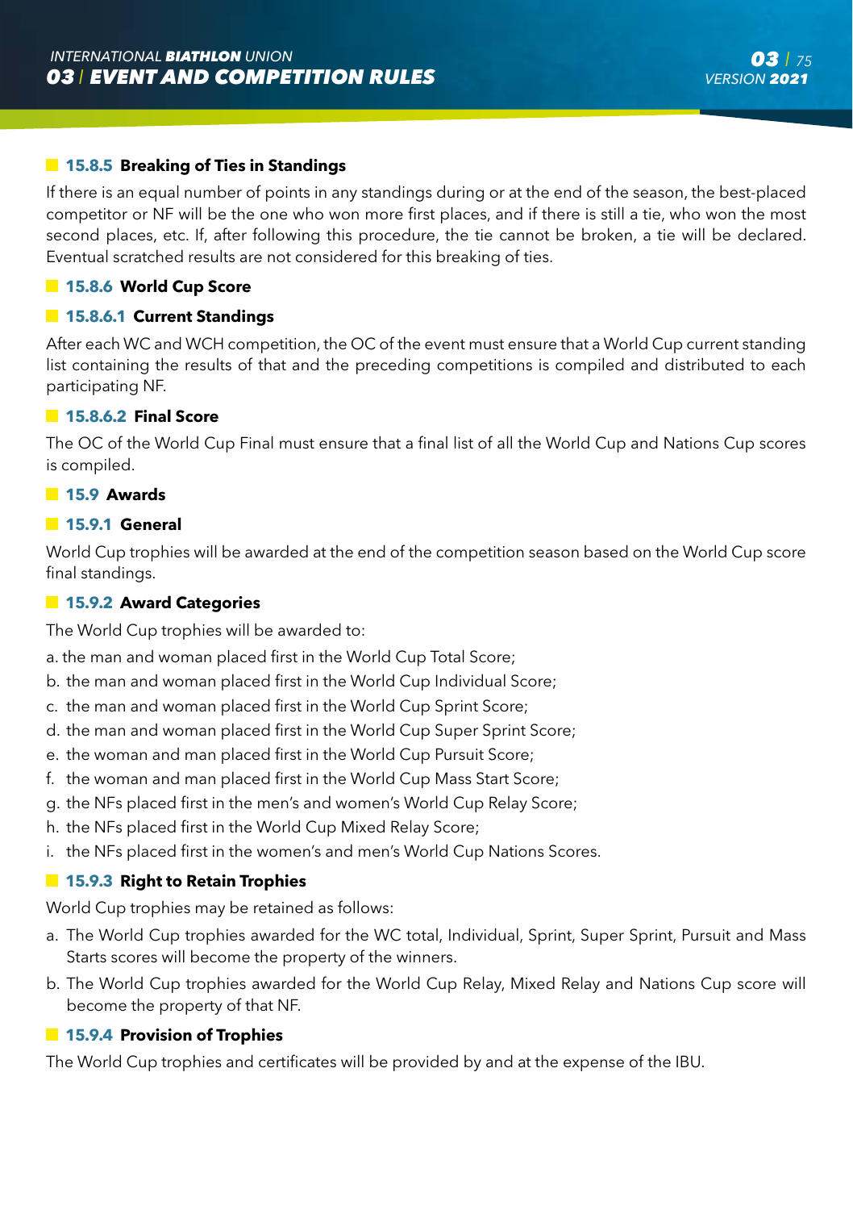### 15.8.5 Breaking of Ties in Standings

If there is an equal number of points in any standings during or at the end of the season, the best-placed competitor or NF will be the one who won more first places, and if there is still a tie, who won the most second places, etc. If, after following this procedure, the tie cannot be broken, a tie will be declared. Eventual scratched results are not considered for this breaking of ties.

### 15.8.6 World Cup Score

#### 15.8.6.1 Current Standings

After each WC and WCH competition, the OC of the event must ensure that a World Cup current standing list containing the results of that and the preceding competitions is compiled and distributed to each participating NF.

#### 15.8.6.2 Final Score

The OC of the World Cup Final must ensure that a final list of all the World Cup and Nations Cup scores is compiled.

## 15.9 Awards

### 15.9.1 General

World Cup trophies will be awarded at the end of the competition season based on the World Cup score final standings.

### 15.9.2 Award Categories

The World Cup trophies will be awarded to:

a. the man and woman placed first in the World Cup Total Score;
b. the man and woman placed first in the World Cup Individual Score;
c. the man and woman placed first in the World Cup Sprint Score;
d. the man and woman placed first in the World Cup Super Sprint Score;
e. the woman and man placed first in the World Cup Pursuit Score;
f. the woman and man placed first in the World Cup Mass Start Score;
g. the NFs placed first in the men's and women's World Cup Relay Score;
h. the NFs placed first in the World Cup Mixed Relay Score;
i. the NFs placed first in the women's and men's World Cup Nations Scores.

### 15.9.3 Right to Retain Trophies

World Cup trophies may be retained as follows:

a. The World Cup trophies awarded for the WC total, Individual, Sprint, Super Sprint, Pursuit and Mass Starts scores will become the property of the winners.
b. The World Cup trophies awarded for the World Cup Relay, Mixed Relay and Nations Cup score will become the property of that NF.

### 15.9.4 Provision of Trophies

The World Cup trophies and certificates will be provided by and at the expense of the IBU.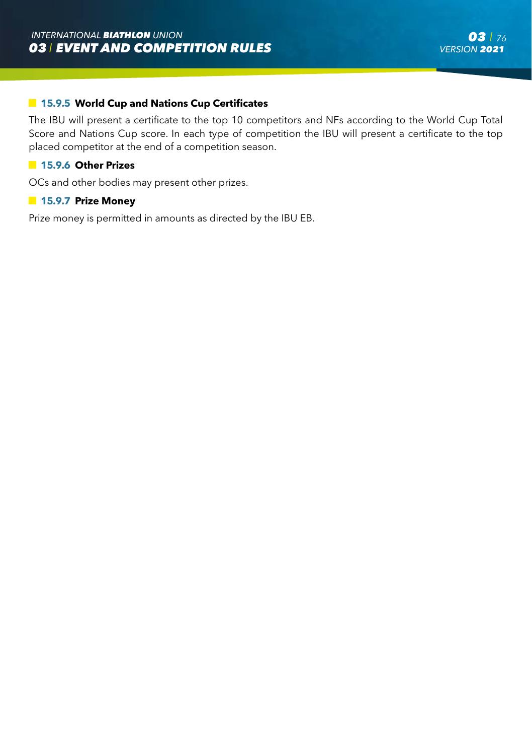#### 15.9.5 World Cup and Nations Cup Certificates

The IBU will present a certificate to the top 10 competitors and NFs according to the World Cup Total Score and Nations Cup score. In each type of competition the IBU will present a certificate to the top placed competitor at the end of a competition season.

#### 15.9.6 Other Prizes

OCs and other bodies may present other prizes.

#### 15.9.7 Prize Money

Prize money is permitted in amounts as directed by the IBU EB.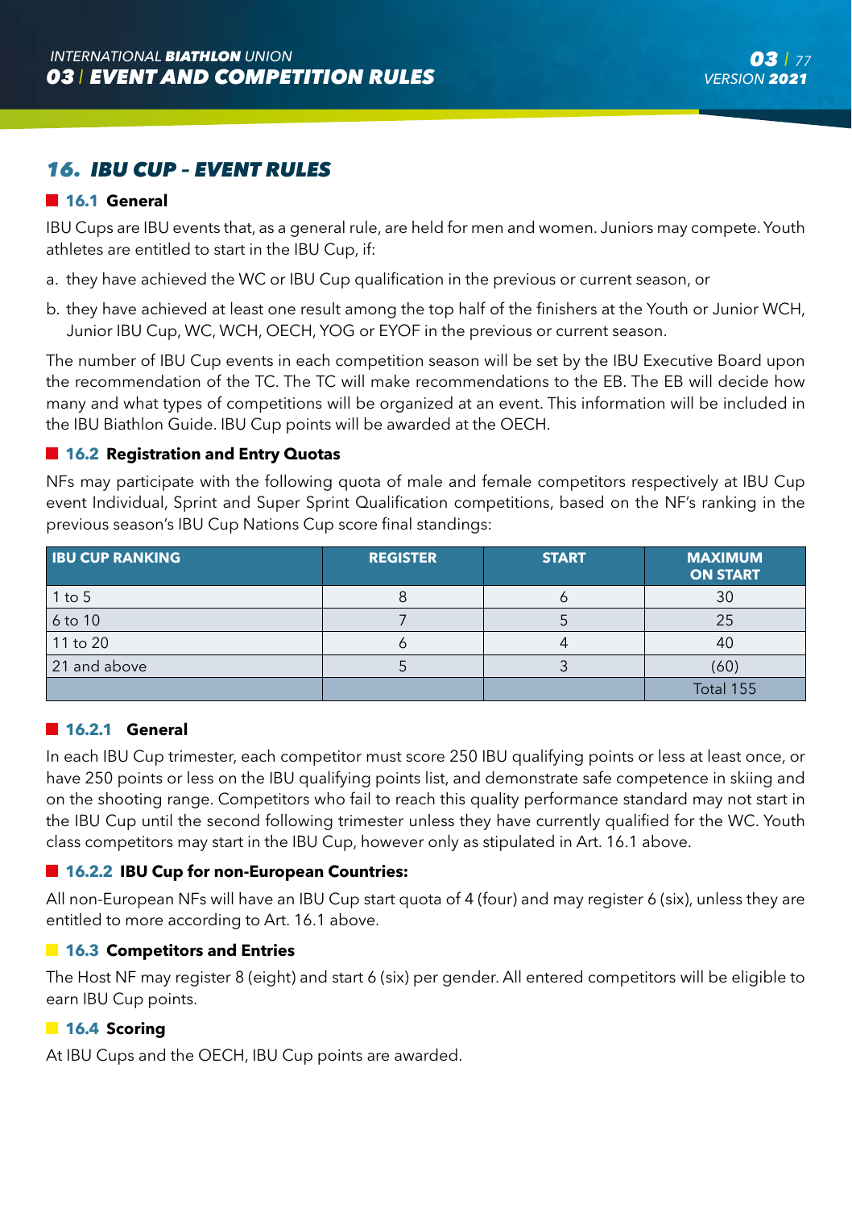## 16. IBU CUP – EVENT RULES

### 16.1 General

IBU Cups are IBU events that, as a general rule, are held for men and women. Juniors may compete. Youth athletes are entitled to start in the IBU Cup, if:

a. they have achieved the WC or IBU Cup qualification in the previous or current season, or

b. they have achieved at least one result among the top half of the finishers at the Youth or Junior WCH, Junior IBU Cup, WC, WCH, OECH, YOG or EYOF in the previous or current season.

The number of IBU Cup events in each competition season will be set by the IBU Executive Board upon the recommendation of the TC. The TC will make recommendations to the EB. The EB will decide how many and what types of competitions will be organized at an event. This information will be included in the IBU Biathlon Guide. IBU Cup points will be awarded at the OECH.

### 16.2 Registration and Entry Quotas

NFs may participate with the following quota of male and female competitors respectively at IBU Cup event Individual, Sprint and Super Sprint Qualification competitions, based on the NF's ranking in the previous season's IBU Cup Nations Cup score final standings:

| IBU CUP RANKING | REGISTER | START | MAXIMUM ON START |
|---|---|---|---|
| 1 to 5 | 8 | 6 | 30 |
| 6 to 10 | 7 | 5 | 25 |
| 11 to 20 | 6 | 4 | 40 |
| 21 and above | 5 | 3 | (60) |
| | | | Total 155 |

### 16.2.1 General

In each IBU Cup trimester, each competitor must score 250 IBU qualifying points or less at least once, or have 250 points or less on the IBU qualifying points list, and demonstrate safe competence in skiing and on the shooting range. Competitors who fail to reach this quality performance standard may not start in the IBU Cup until the second following trimester unless they have currently qualified for the WC. Youth class competitors may start in the IBU Cup, however only as stipulated in Art. 16.1 above.

### 16.2.2 IBU Cup for non-European Countries:

All non-European NFs will have an IBU Cup start quota of 4 (four) and may register 6 (six), unless they are entitled to more according to Art. 16.1 above.

### 16.3 Competitors and Entries

The Host NF may register 8 (eight) and start 6 (six) per gender. All entered competitors will be eligible to earn IBU Cup points.

### 16.4 Scoring

At IBU Cups and the OECH, IBU Cup points are awarded.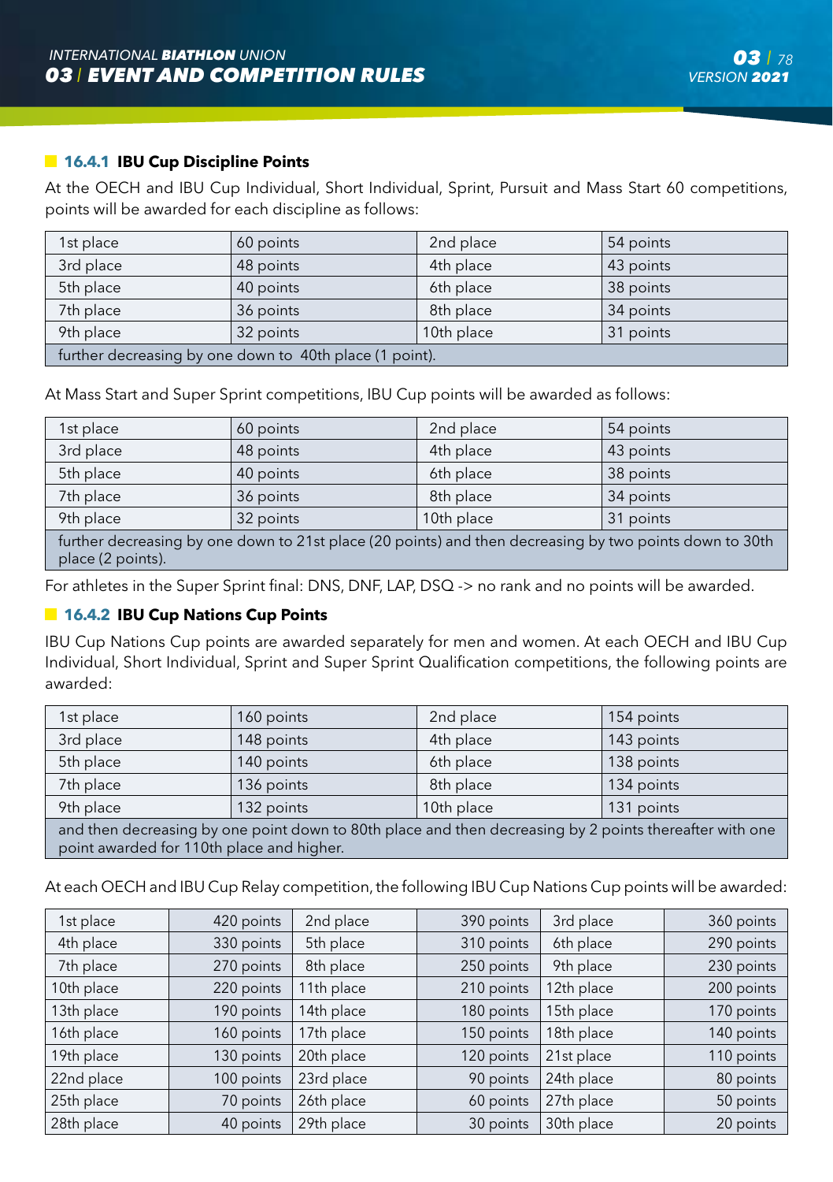### 16.4.1 IBU Cup Discipline Points

At the OECH and IBU Cup Individual, Short Individual, Sprint, Pursuit and Mass Start 60 competitions, points will be awarded for each discipline as follows:

| | | | |
|---|---|---|---|
| 1st place | 60 points | 2nd place | 54 points |
| 3rd place | 48 points | 4th place | 43 points |
| 5th place | 40 points | 6th place | 38 points |
| 7th place | 36 points | 8th place | 34 points |
| 9th place | 32 points | 10th place | 31 points |
| further decreasing by one down to 40th place (1 point). | | | |

At Mass Start and Super Sprint competitions, IBU Cup points will be awarded as follows:

| | | | |
|---|---|---|---|
| 1st place | 60 points | 2nd place | 54 points |
| 3rd place | 48 points | 4th place | 43 points |
| 5th place | 40 points | 6th place | 38 points |
| 7th place | 36 points | 8th place | 34 points |
| 9th place | 32 points | 10th place | 31 points |
| further decreasing by one down to 21st place (20 points) and then decreasing by two points down to 30th place (2 points). | | | |

For athletes in the Super Sprint final: DNS, DNF, LAP, DSQ -> no rank and no points will be awarded.

### 16.4.2 IBU Cup Nations Cup Points

IBU Cup Nations Cup points are awarded separately for men and women. At each OECH and IBU Cup Individual, Short Individual, Sprint and Super Sprint Qualification competitions, the following points are awarded:

| | | | |
|---|---|---|---|
| 1st place | 160 points | 2nd place | 154 points |
| 3rd place | 148 points | 4th place | 143 points |
| 5th place | 140 points | 6th place | 138 points |
| 7th place | 136 points | 8th place | 134 points |
| 9th place | 132 points | 10th place | 131 points |
| and then decreasing by one point down to 80th place and then decreasing by 2 points thereafter with one point awarded for 110th place and higher. | | | |

At each OECH and IBU Cup Relay competition, the following IBU Cup Nations Cup points will be awarded:

| | | | | | |
|---|---|---|---|---|---|
| 1st place | 420 points | 2nd place | 390 points | 3rd place | 360 points |
| 4th place | 330 points | 5th place | 310 points | 6th place | 290 points |
| 7th place | 270 points | 8th place | 250 points | 9th place | 230 points |
| 10th place | 220 points | 11th place | 210 points | 12th place | 200 points |
| 13th place | 190 points | 14th place | 180 points | 15th place | 170 points |
| 16th place | 160 points | 17th place | 150 points | 18th place | 140 points |
| 19th place | 130 points | 20th place | 120 points | 21st place | 110 points |
| 22nd place | 100 points | 23rd place | 90 points | 24th place | 80 points |
| 25th place | 70 points | 26th place | 60 points | 27th place | 50 points |
| 28th place | 40 points | 29th place | 30 points | 30th place | 20 points |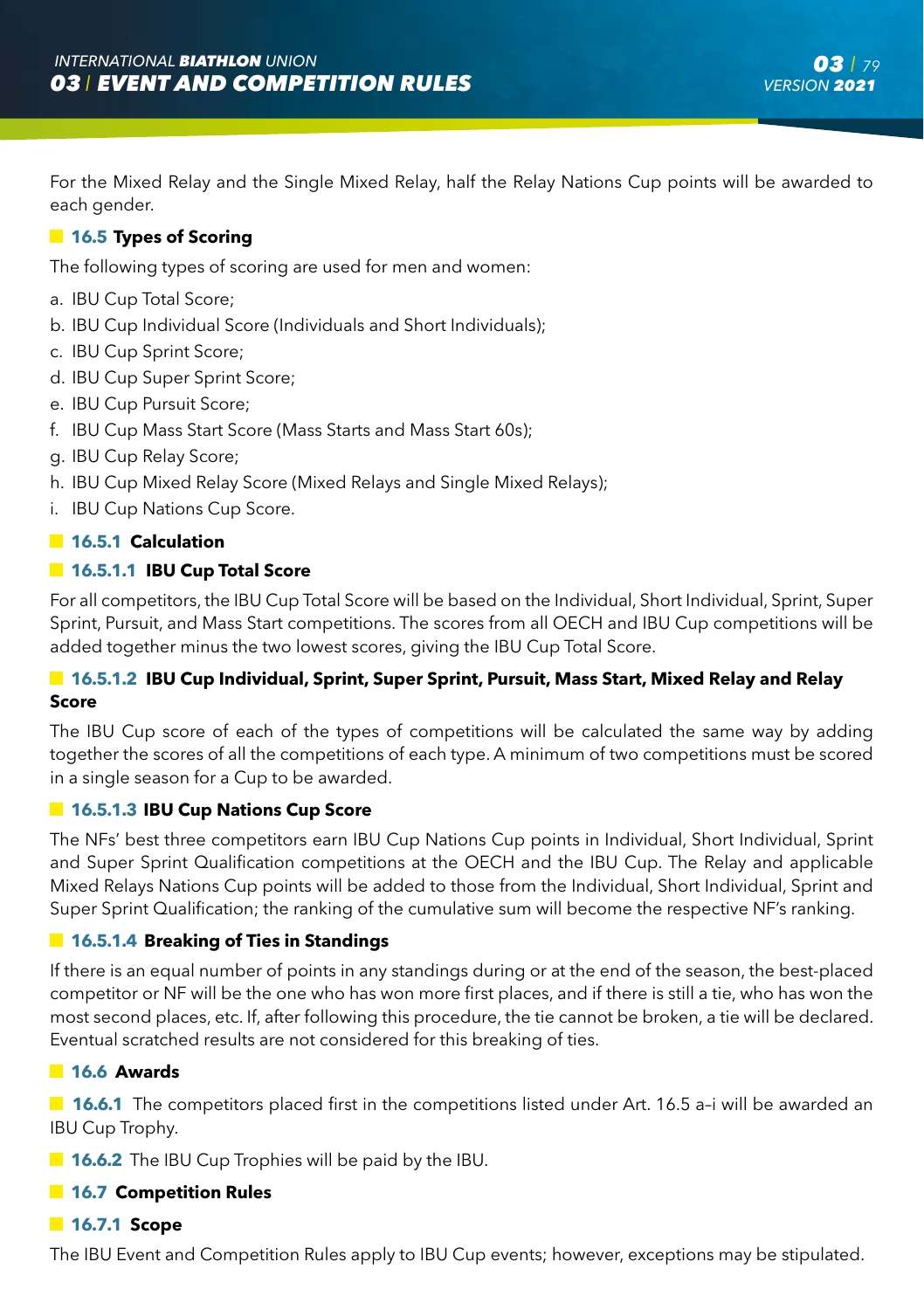For the Mixed Relay and the Single Mixed Relay, half the Relay Nations Cup points will be awarded to each gender.

### 16.5 Types of Scoring

The following types of scoring are used for men and women:

a. IBU Cup Total Score;
b. IBU Cup Individual Score (Individuals and Short Individuals);
c. IBU Cup Sprint Score;
d. IBU Cup Super Sprint Score;
e. IBU Cup Pursuit Score;
f. IBU Cup Mass Start Score (Mass Starts and Mass Start 60s);
g. IBU Cup Relay Score;
h. IBU Cup Mixed Relay Score (Mixed Relays and Single Mixed Relays);
i. IBU Cup Nations Cup Score.

#### 16.5.1 Calculation

##### 16.5.1.1 IBU Cup Total Score

For all competitors, the IBU Cup Total Score will be based on the Individual, Short Individual, Sprint, Super Sprint, Pursuit, and Mass Start competitions. The scores from all OECH and IBU Cup competitions will be added together minus the two lowest scores, giving the IBU Cup Total Score.

##### 16.5.1.2 IBU Cup Individual, Sprint, Super Sprint, Pursuit, Mass Start, Mixed Relay and Relay Score

The IBU Cup score of each of the types of competitions will be calculated the same way by adding together the scores of all the competitions of each type. A minimum of two competitions must be scored in a single season for a Cup to be awarded.

##### 16.5.1.3 IBU Cup Nations Cup Score

The NFs' best three competitors earn IBU Cup Nations Cup points in Individual, Short Individual, Sprint and Super Sprint Qualification competitions at the OECH and the IBU Cup. The Relay and applicable Mixed Relays Nations Cup points will be added to those from the Individual, Short Individual, Sprint and Super Sprint Qualification; the ranking of the cumulative sum will become the respective NF's ranking.

##### 16.5.1.4 Breaking of Ties in Standings

If there is an equal number of points in any standings during or at the end of the season, the best-placed competitor or NF will be the one who has won more first places, and if there is still a tie, who has won the most second places, etc. If, after following this procedure, the tie cannot be broken, a tie will be declared. Eventual scratched results are not considered for this breaking of ties.

### 16.6 Awards

**16.6.1** The competitors placed first in the competitions listed under Art. 16.5 a–i will be awarded an IBU Cup Trophy.

**16.6.2** The IBU Cup Trophies will be paid by the IBU.

### 16.7 Competition Rules

#### 16.7.1 Scope

The IBU Event and Competition Rules apply to IBU Cup events; however, exceptions may be stipulated.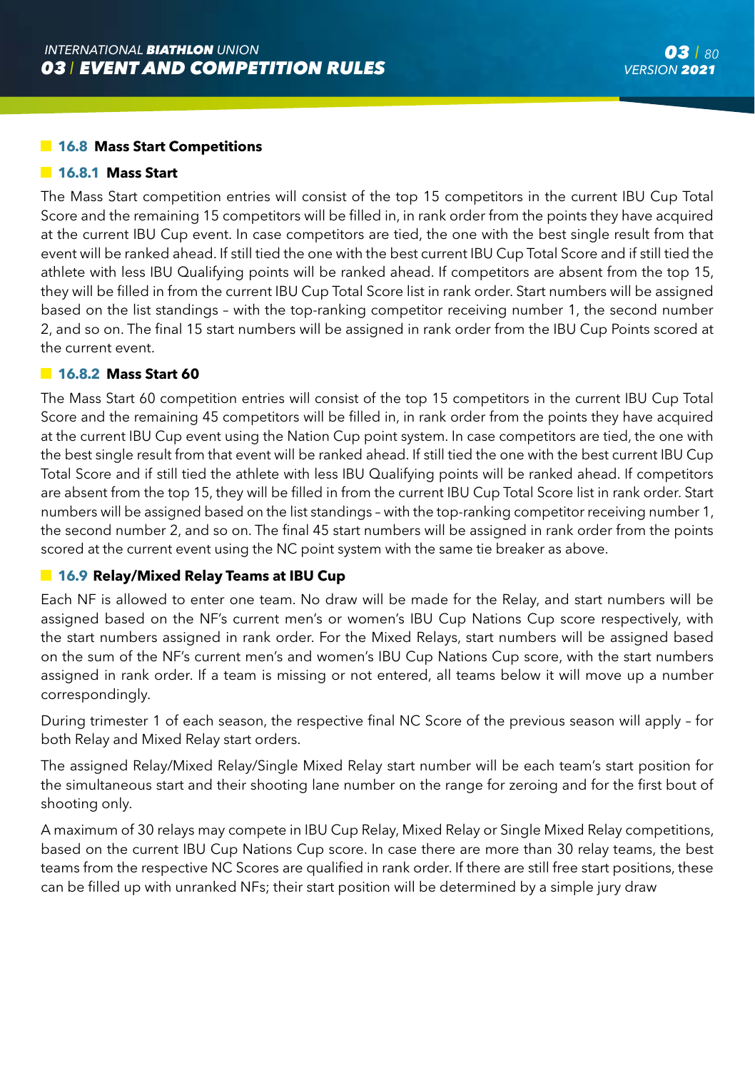### 16.8 Mass Start Competitions

#### 16.8.1 Mass Start

The Mass Start competition entries will consist of the top 15 competitors in the current IBU Cup Total Score and the remaining 15 competitors will be filled in, in rank order from the points they have acquired at the current IBU Cup event. In case competitors are tied, the one with the best single result from that event will be ranked ahead. If still tied the one with the best current IBU Cup Total Score and if still tied the athlete with less IBU Qualifying points will be ranked ahead. If competitors are absent from the top 15, they will be filled in from the current IBU Cup Total Score list in rank order. Start numbers will be assigned based on the list standings – with the top-ranking competitor receiving number 1, the second number 2, and so on. The final 15 start numbers will be assigned in rank order from the IBU Cup Points scored at the current event.

#### 16.8.2 Mass Start 60

The Mass Start 60 competition entries will consist of the top 15 competitors in the current IBU Cup Total Score and the remaining 45 competitors will be filled in, in rank order from the points they have acquired at the current IBU Cup event using the Nation Cup point system. In case competitors are tied, the one with the best single result from that event will be ranked ahead. If still tied the one with the best current IBU Cup Total Score and if still tied the athlete with less IBU Qualifying points will be ranked ahead. If competitors are absent from the top 15, they will be filled in from the current IBU Cup Total Score list in rank order. Start numbers will be assigned based on the list standings – with the top-ranking competitor receiving number 1, the second number 2, and so on. The final 45 start numbers will be assigned in rank order from the points scored at the current event using the NC point system with the same tie breaker as above.

### 16.9 Relay/Mixed Relay Teams at IBU Cup

Each NF is allowed to enter one team. No draw will be made for the Relay, and start numbers will be assigned based on the NF's current men's or women's IBU Cup Nations Cup score respectively, with the start numbers assigned in rank order. For the Mixed Relays, start numbers will be assigned based on the sum of the NF's current men's and women's IBU Cup Nations Cup score, with the start numbers assigned in rank order. If a team is missing or not entered, all teams below it will move up a number correspondingly.

During trimester 1 of each season, the respective final NC Score of the previous season will apply – for both Relay and Mixed Relay start orders.

The assigned Relay/Mixed Relay/Single Mixed Relay start number will be each team's start position for the simultaneous start and their shooting lane number on the range for zeroing and for the first bout of shooting only.

A maximum of 30 relays may compete in IBU Cup Relay, Mixed Relay or Single Mixed Relay competitions, based on the current IBU Cup Nations Cup score. In case there are more than 30 relay teams, the best teams from the respective NC Scores are qualified in rank order. If there are still free start positions, these can be filled up with unranked NFs; their start position will be determined by a simple jury draw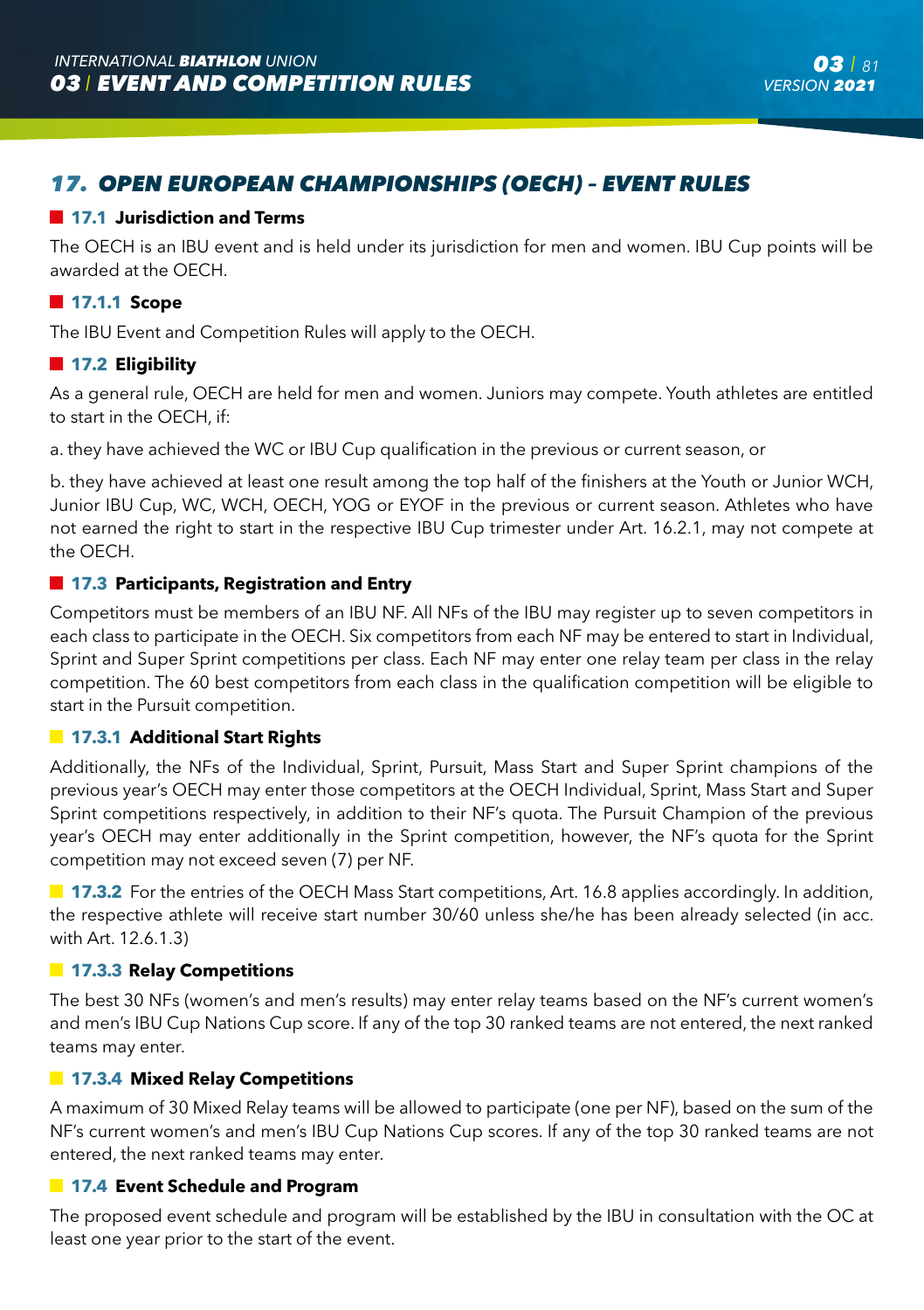## 17. OPEN EUROPEAN CHAMPIONSHIPS (OECH) – EVENT RULES

### 17.1 Jurisdiction and Terms

The OECH is an IBU event and is held under its jurisdiction for men and women. IBU Cup points will be awarded at the OECH.

### 17.1.1 Scope

The IBU Event and Competition Rules will apply to the OECH.

### 17.2 Eligibility

As a general rule, OECH are held for men and women. Juniors may compete. Youth athletes are entitled to start in the OECH, if:

a. they have achieved the WC or IBU Cup qualification in the previous or current season, or

b. they have achieved at least one result among the top half of the finishers at the Youth or Junior WCH, Junior IBU Cup, WC, WCH, OECH, YOG or EYOF in the previous or current season. Athletes who have not earned the right to start in the respective IBU Cup trimester under Art. 16.2.1, may not compete at the OECH.

### 17.3 Participants, Registration and Entry

Competitors must be members of an IBU NF. All NFs of the IBU may register up to seven competitors in each class to participate in the OECH. Six competitors from each NF may be entered to start in Individual, Sprint and Super Sprint competitions per class. Each NF may enter one relay team per class in the relay competition. The 60 best competitors from each class in the qualification competition will be eligible to start in the Pursuit competition.

### 17.3.1 Additional Start Rights

Additionally, the NFs of the Individual, Sprint, Pursuit, Mass Start and Super Sprint champions of the previous year's OECH may enter those competitors at the OECH Individual, Sprint, Mass Start and Super Sprint competitions respectively, in addition to their NF's quota. The Pursuit Champion of the previous year's OECH may enter additionally in the Sprint competition, however, the NF's quota for the Sprint competition may not exceed seven (7) per NF.

**17.3.2** For the entries of the OECH Mass Start competitions, Art. 16.8 applies accordingly. In addition, the respective athlete will receive start number 30/60 unless she/he has been already selected (in acc. with Art. 12.6.1.3)

### 17.3.3 Relay Competitions

The best 30 NFs (women's and men's results) may enter relay teams based on the NF's current women's and men's IBU Cup Nations Cup score. If any of the top 30 ranked teams are not entered, the next ranked teams may enter.

### 17.3.4 Mixed Relay Competitions

A maximum of 30 Mixed Relay teams will be allowed to participate (one per NF), based on the sum of the NF's current women's and men's IBU Cup Nations Cup scores. If any of the top 30 ranked teams are not entered, the next ranked teams may enter.

### 17.4 Event Schedule and Program

The proposed event schedule and program will be established by the IBU in consultation with the OC at least one year prior to the start of the event.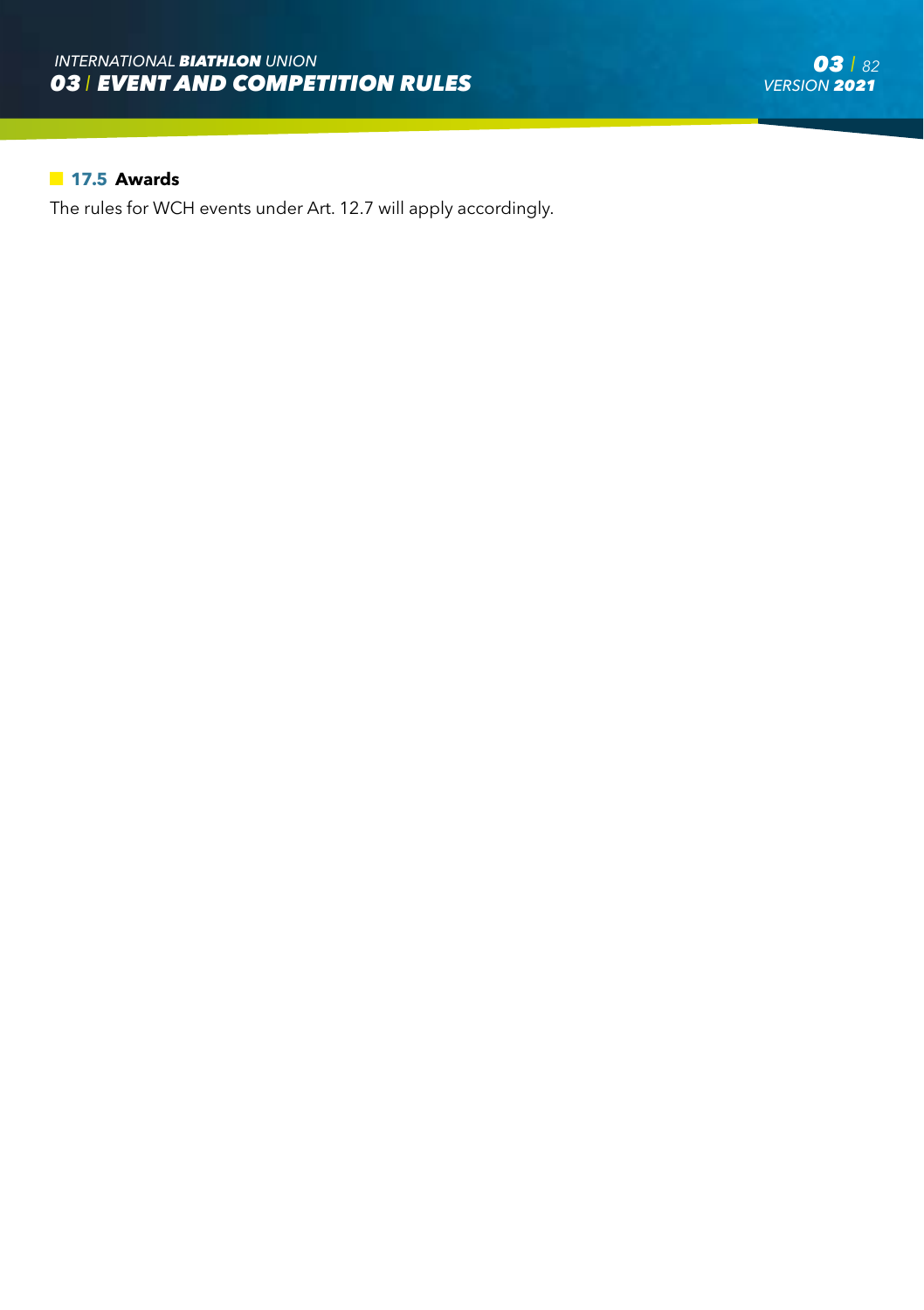### 17.5 Awards

The rules for WCH events under Art. 12.7 will apply accordingly.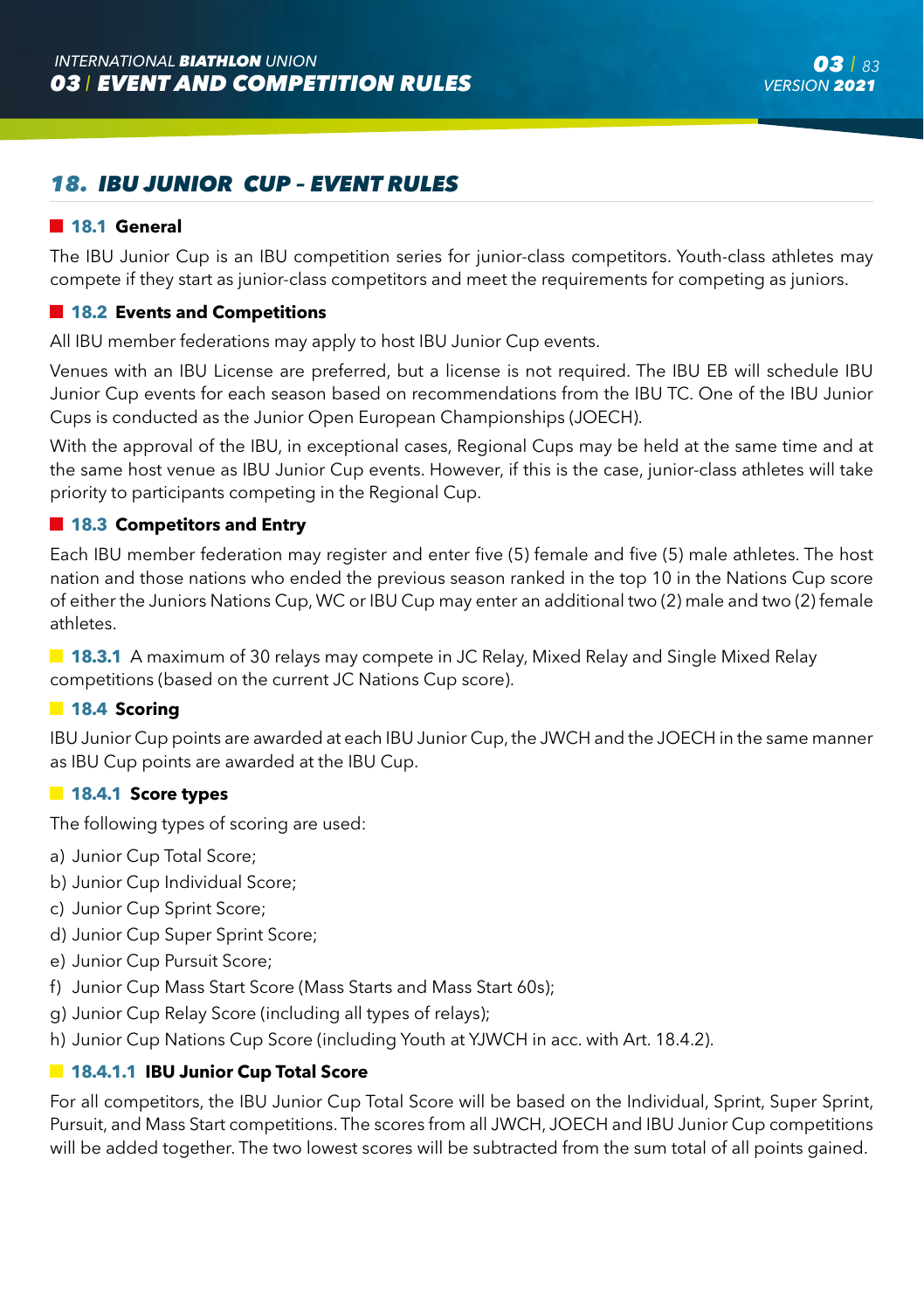## 18. IBU JUNIOR CUP – EVENT RULES

### 18.1 General

The IBU Junior Cup is an IBU competition series for junior-class competitors. Youth-class athletes may compete if they start as junior-class competitors and meet the requirements for competing as juniors.

### 18.2 Events and Competitions

All IBU member federations may apply to host IBU Junior Cup events.

Venues with an IBU License are preferred, but a license is not required. The IBU EB will schedule IBU Junior Cup events for each season based on recommendations from the IBU TC. One of the IBU Junior Cups is conducted as the Junior Open European Championships (JOECH).

With the approval of the IBU, in exceptional cases, Regional Cups may be held at the same time and at the same host venue as IBU Junior Cup events. However, if this is the case, junior-class athletes will take priority to participants competing in the Regional Cup.

### 18.3 Competitors and Entry

Each IBU member federation may register and enter five (5) female and five (5) male athletes. The host nation and those nations who ended the previous season ranked in the top 10 in the Nations Cup score of either the Juniors Nations Cup, WC or IBU Cup may enter an additional two (2) male and two (2) female athletes.

**18.3.1** A maximum of 30 relays may compete in JC Relay, Mixed Relay and Single Mixed Relay competitions (based on the current JC Nations Cup score).

### 18.4 Scoring

IBU Junior Cup points are awarded at each IBU Junior Cup, the JWCH and the JOECH in the same manner as IBU Cup points are awarded at the IBU Cup.

#### 18.4.1 Score types

The following types of scoring are used:

a) Junior Cup Total Score;
b) Junior Cup Individual Score;
c) Junior Cup Sprint Score;
d) Junior Cup Super Sprint Score;
e) Junior Cup Pursuit Score;
f) Junior Cup Mass Start Score (Mass Starts and Mass Start 60s);
g) Junior Cup Relay Score (including all types of relays);
h) Junior Cup Nations Cup Score (including Youth at YJWCH in acc. with Art. 18.4.2).

##### 18.4.1.1 IBU Junior Cup Total Score

For all competitors, the IBU Junior Cup Total Score will be based on the Individual, Sprint, Super Sprint, Pursuit, and Mass Start competitions. The scores from all JWCH, JOECH and IBU Junior Cup competitions will be added together. The two lowest scores will be subtracted from the sum total of all points gained.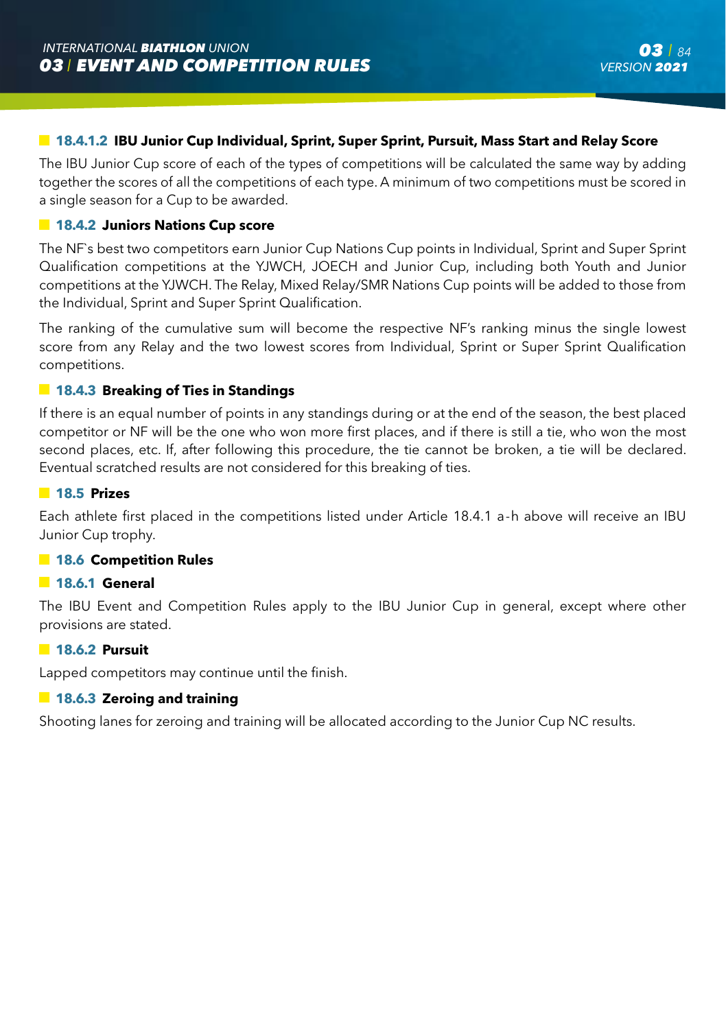#### 18.4.1.2 IBU Junior Cup Individual, Sprint, Super Sprint, Pursuit, Mass Start and Relay Score

The IBU Junior Cup score of each of the types of competitions will be calculated the same way by adding together the scores of all the competitions of each type. A minimum of two competitions must be scored in a single season for a Cup to be awarded.

### 18.4.2 Juniors Nations Cup score

The NF`s best two competitors earn Junior Cup Nations Cup points in Individual, Sprint and Super Sprint Qualification competitions at the YJWCH, JOECH and Junior Cup, including both Youth and Junior competitions at the YJWCH. The Relay, Mixed Relay/SMR Nations Cup points will be added to those from the Individual, Sprint and Super Sprint Qualification.

The ranking of the cumulative sum will become the respective NF's ranking minus the single lowest score from any Relay and the two lowest scores from Individual, Sprint or Super Sprint Qualification competitions.

### 18.4.3 Breaking of Ties in Standings

If there is an equal number of points in any standings during or at the end of the season, the best placed competitor or NF will be the one who won more first places, and if there is still a tie, who won the most second places, etc. If, after following this procedure, the tie cannot be broken, a tie will be declared. Eventual scratched results are not considered for this breaking of ties.

## 18.5 Prizes

Each athlete first placed in the competitions listed under Article 18.4.1 a-h above will receive an IBU Junior Cup trophy.

## 18.6 Competition Rules

### 18.6.1 General

The IBU Event and Competition Rules apply to the IBU Junior Cup in general, except where other provisions are stated.

### 18.6.2 Pursuit

Lapped competitors may continue until the finish.

### 18.6.3 Zeroing and training

Shooting lanes for zeroing and training will be allocated according to the Junior Cup NC results.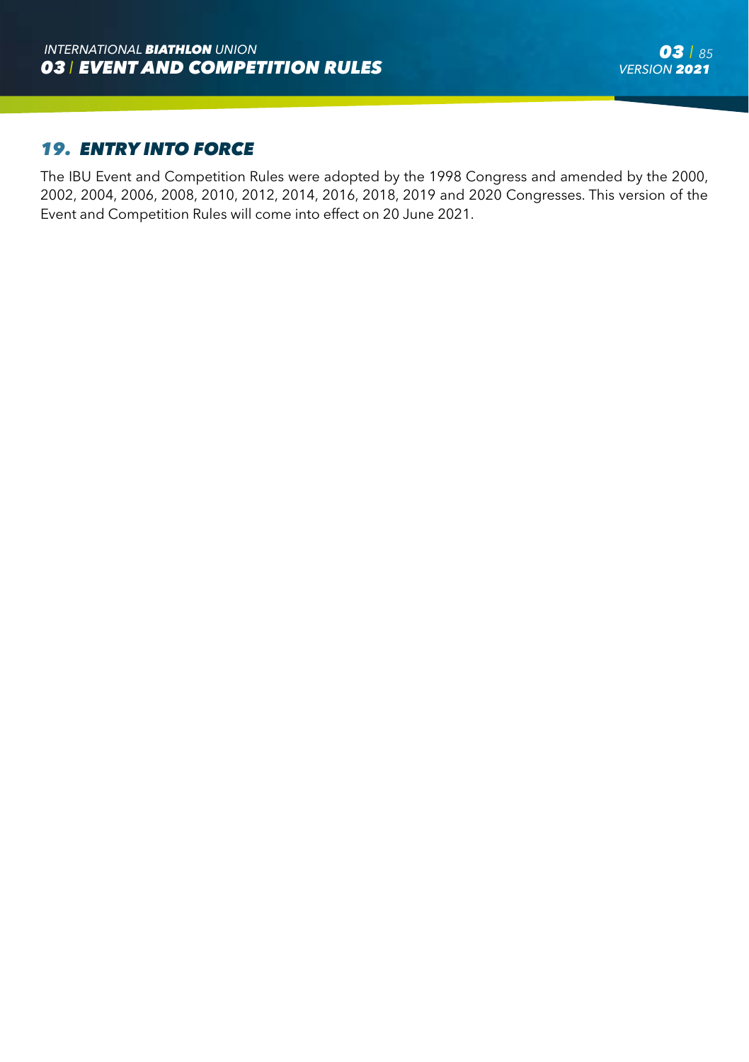## 19. ENTRY INTO FORCE

The IBU Event and Competition Rules were adopted by the 1998 Congress and amended by the 2000, 2002, 2004, 2006, 2008, 2010, 2012, 2014, 2016, 2018, 2019 and 2020 Congresses. This version of the Event and Competition Rules will come into effect on 20 June 2021.